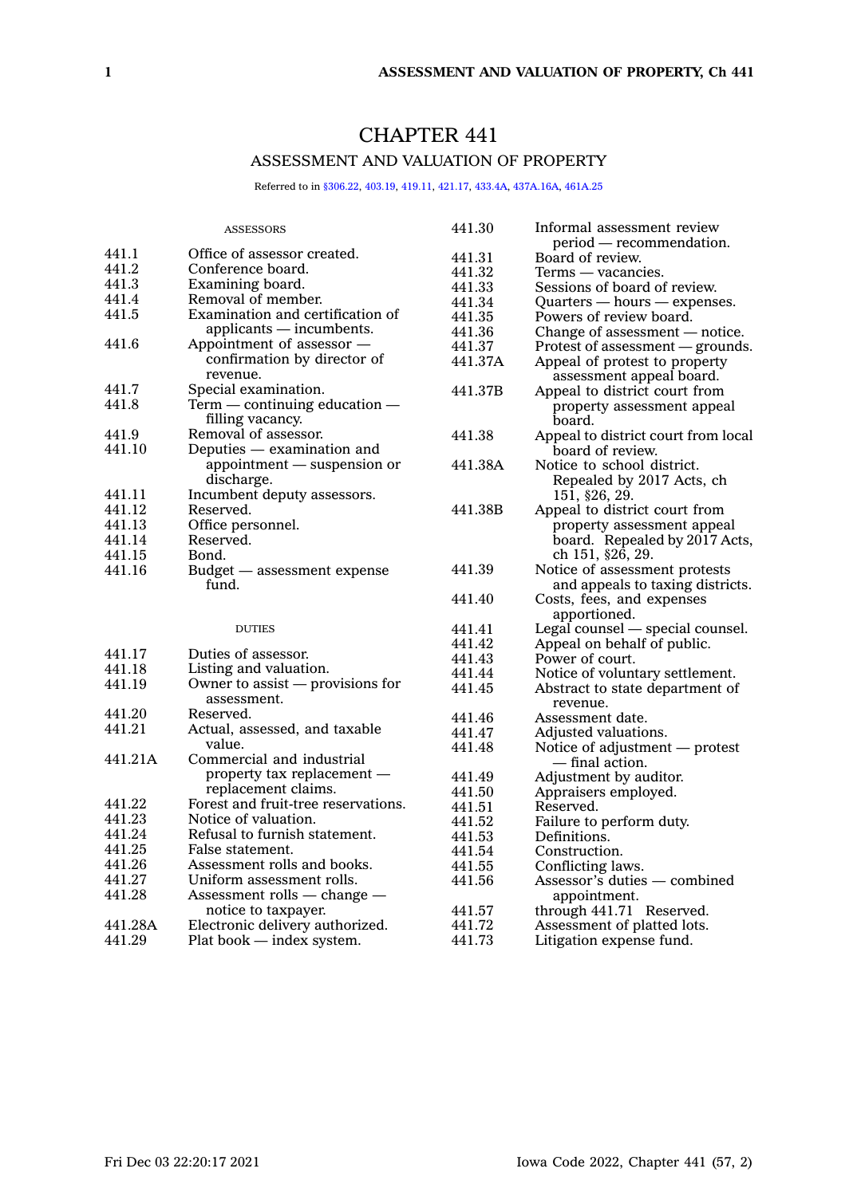# CHAPTER 441

## ASSESSMENT AND VALUATION OF PROPERTY

Referred to in §306.22, 403.19, 419.11, 421.17, 433.4A, 437A.16A, 461A.25

ASSESSORS

| | |
|---|---|
| 441.1 | Office of assessor created. |
| 441.2 | Conference board. |
| 441.3 | Examining board. |
| 441.4 | Removal of member. |
| 441.5 | Examination and certification of applicants — incumbents. |
| 441.6 | Appointment of assessor — confirmation by director of revenue. |
| 441.7 | Special examination. |
| 441.8 | Term — continuing education — filling vacancy. |
| 441.9 | Removal of assessor. |
| 441.10 | Deputies — examination and appointment — suspension or discharge. |
| 441.11 | Incumbent deputy assessors. |
| 441.12 | Reserved. |
| 441.13 | Office personnel. |
| 441.14 | Reserved. |
| 441.15 | Bond. |
| 441.16 | Budget — assessment expense fund. |

DUTIES

| | |
|---|---|
| 441.17 | Duties of assessor. |
| 441.18 | Listing and valuation. |
| 441.19 | Owner to assist — provisions for assessment. |
| 441.20 | Reserved. |
| 441.21 | Actual, assessed, and taxable value. |
| 441.21A | Commercial and industrial property tax replacement — replacement claims. |
| 441.22 | Forest and fruit-tree reservations. |
| 441.23 | Notice of valuation. |
| 441.24 | Refusal to furnish statement. |
| 441.25 | False statement. |
| 441.26 | Assessment rolls and books. |
| 441.27 | Uniform assessment rolls. |
| 441.28 | Assessment rolls — change — notice to taxpayer. |
| 441.28A | Electronic delivery authorized. |
| 441.29 | Plat book — index system. |
| 441.30 | Informal assessment review period — recommendation. |
| 441.31 | Board of review. |
| 441.32 | Terms — vacancies. |
| 441.33 | Sessions of board of review. |
| 441.34 | Quarters — hours — expenses. |
| 441.35 | Powers of review board. |
| 441.36 | Change of assessment — notice. |
| 441.37 | Protest of assessment — grounds. |
| 441.37A | Appeal of protest to property assessment appeal board. |
| 441.37B | Appeal to district court from property assessment appeal board. |
| 441.38 | Appeal to district court from local board of review. |
| 441.38A | Notice to school district. Repealed by 2017 Acts, ch 151, §26, 29. |
| 441.38B | Appeal to district court from property assessment appeal board. Repealed by 2017 Acts, ch 151, §26, 29. |
| 441.39 | Notice of assessment protests and appeals to taxing districts. |
| 441.40 | Costs, fees, and expenses apportioned. |
| 441.41 | Legal counsel — special counsel. |
| 441.42 | Appeal on behalf of public. |
| 441.43 | Power of court. |
| 441.44 | Notice of voluntary settlement. |
| 441.45 | Abstract to state department of revenue. |
| 441.46 | Assessment date. |
| 441.47 | Adjusted valuations. |
| 441.48 | Notice of adjustment — protest — final action. |
| 441.49 | Adjustment by auditor. |
| 441.50 | Appraisers employed. |
| 441.51 | Reserved. |
| 441.52 | Failure to perform duty. |
| 441.53 | Definitions. |
| 441.54 | Construction. |
| 441.55 | Conflicting laws. |
| 441.56 | Assessor's duties — combined appointment. |
| 441.57 | through 441.71 Reserved. |
| 441.72 | Assessment of platted lots. |
| 441.73 | Litigation expense fund. |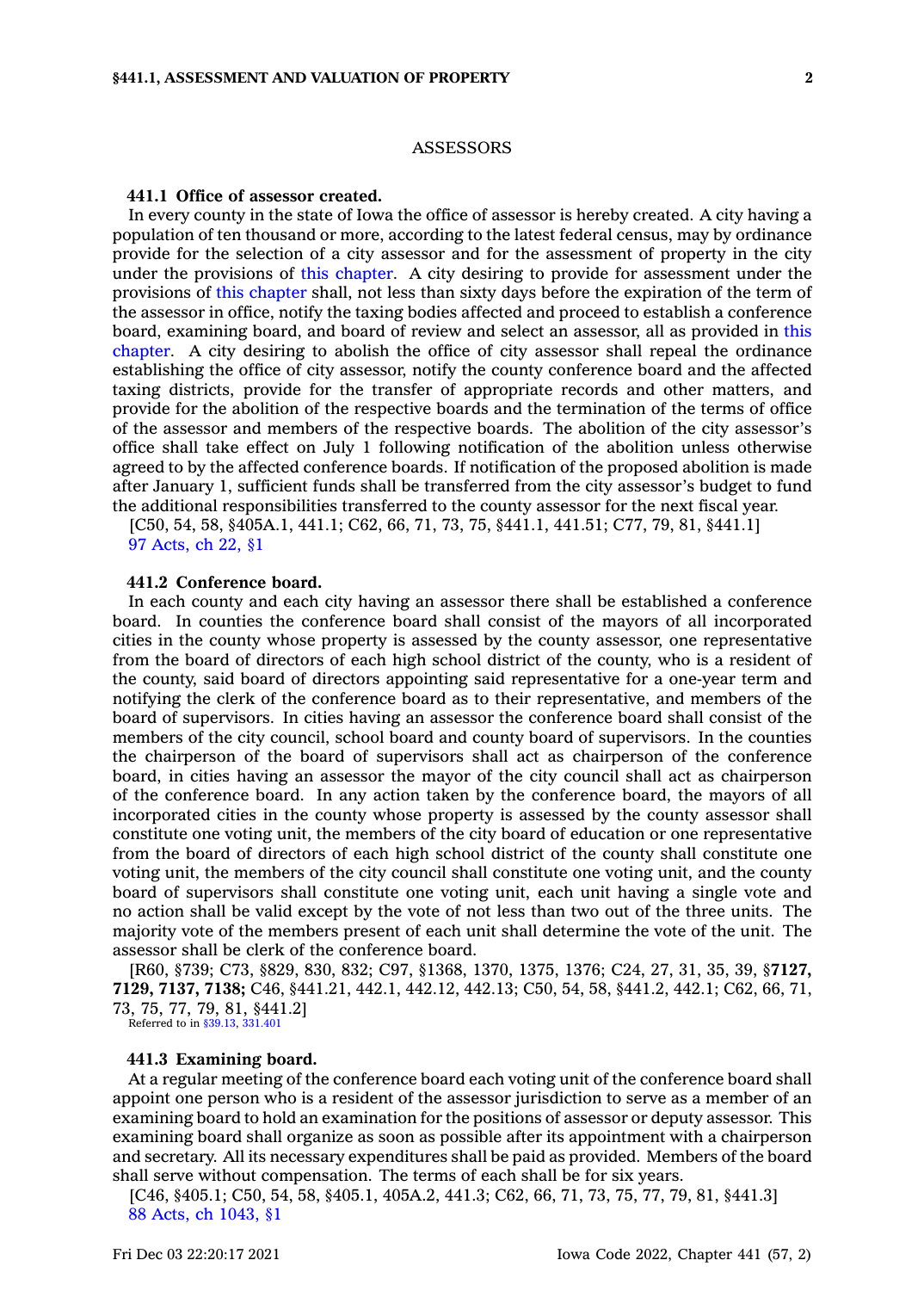## ASSESSORS

**441.1 Office of assessor created.**

In every county in the state of Iowa the office of assessor is hereby created. A city having a population of ten thousand or more, according to the latest federal census, may by ordinance provide for the selection of a city assessor and for the assessment of property in the city under the provisions of this chapter. A city desiring to provide for assessment under the provisions of this chapter shall, not less than sixty days before the expiration of the term of the assessor in office, notify the taxing bodies affected and proceed to establish a conference board, examining board, and board of review and select an assessor, all as provided in this chapter. A city desiring to abolish the office of city assessor shall repeal the ordinance establishing the office of city assessor, notify the county conference board and the affected taxing districts, provide for the transfer of appropriate records and other matters, and provide for the abolition of the respective boards and the termination of the terms of office of the assessor and members of the respective boards. The abolition of the city assessor's office shall take effect on July 1 following notification of the abolition unless otherwise agreed to by the affected conference boards. If notification of the proposed abolition is made after January 1, sufficient funds shall be transferred from the city assessor's budget to fund the additional responsibilities transferred to the county assessor for the next fiscal year.

[C50, 54, 58, §405A.1, 441.1; C62, 66, 71, 73, 75, §441.1, 441.51; C77, 79, 81, §441.1]
97 Acts, ch 22, §1

**441.2 Conference board.**

In each county and each city having an assessor there shall be established a conference board. In counties the conference board shall consist of the mayors of all incorporated cities in the county whose property is assessed by the county assessor, one representative from the board of directors of each high school district of the county, who is a resident of the county, said board of directors appointing said representative for a one-year term and notifying the clerk of the conference board as to their representative, and members of the board of supervisors. In cities having an assessor the conference board shall consist of the members of the city council, school board and county board of supervisors. In the counties the chairperson of the board of supervisors shall act as chairperson of the conference board, in cities having an assessor the mayor of the city council shall act as chairperson of the conference board. In any action taken by the conference board, the mayors of all incorporated cities in the county whose property is assessed by the county assessor shall constitute one voting unit, the members of the city board of education or one representative from the board of directors of each high school district of the county shall constitute one voting unit, the members of the city council shall constitute one voting unit, and the county board of supervisors shall constitute one voting unit, each unit having a single vote and no action shall be valid except by the vote of not less than two out of the three units. The majority vote of the members present of each unit shall determine the vote of the unit. The assessor shall be clerk of the conference board.

[R60, §739; C73, §829, 830, 832; C97, §1368, 1370, 1375, 1376; C24, 27, 31, 35, 39, §**7127, 7129, 7137, 7138;** C46, §441.21, 442.1, 442.12, 442.13; C50, 54, 58, §441.2, 442.1; C62, 66, 71, 73, 75, 77, 79, 81, §441.2]
Referred to in §39.13, 331.401

**441.3 Examining board.**

At a regular meeting of the conference board each voting unit of the conference board shall appoint one person who is a resident of the assessor jurisdiction to serve as a member of an examining board to hold an examination for the positions of assessor or deputy assessor. This examining board shall organize as soon as possible after its appointment with a chairperson and secretary. All its necessary expenditures shall be paid as provided. Members of the board shall serve without compensation. The terms of each shall be for six years.

[C46, §405.1; C50, 54, 58, §405.1, 405A.2, 441.3; C62, 66, 71, 73, 75, 77, 79, 81, §441.3]
88 Acts, ch 1043, §1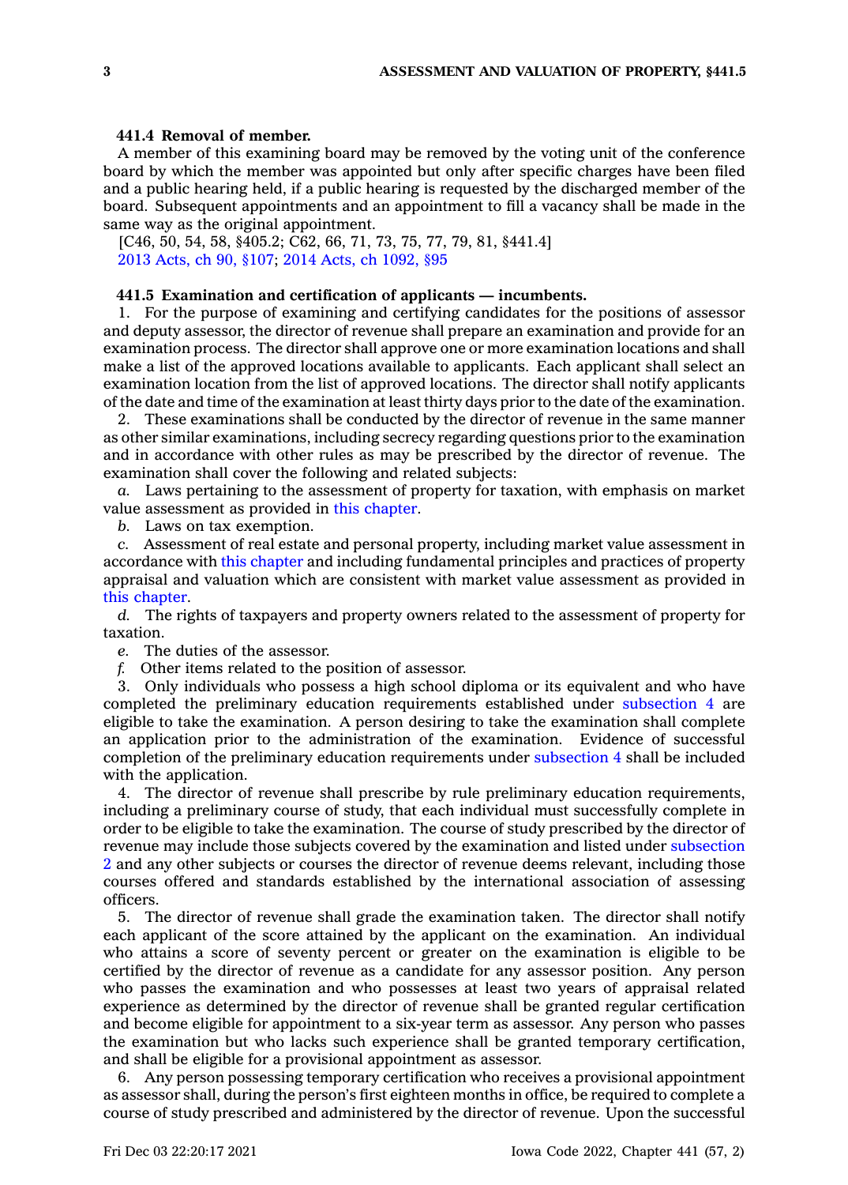**441.4 Removal of member.**

A member of this examining board may be removed by the voting unit of the conference board by which the member was appointed but only after specific charges have been filed and a public hearing held, if a public hearing is requested by the discharged member of the board. Subsequent appointments and an appointment to fill a vacancy shall be made in the same way as the original appointment.

[C46, 50, 54, 58, §405.2; C62, 66, 71, 73, 75, 77, 79, 81, §441.4]

2013 Acts, ch 90, §107; 2014 Acts, ch 1092, §95

**441.5 Examination and certification of applicants — incumbents.**

1. For the purpose of examining and certifying candidates for the positions of assessor and deputy assessor, the director of revenue shall prepare an examination and provide for an examination process. The director shall approve one or more examination locations and shall make a list of the approved locations available to applicants. Each applicant shall select an examination location from the list of approved locations. The director shall notify applicants of the date and time of the examination at least thirty days prior to the date of the examination.

2. These examinations shall be conducted by the director of revenue in the same manner as other similar examinations, including secrecy regarding questions prior to the examination and in accordance with other rules as may be prescribed by the director of revenue. The examination shall cover the following and related subjects:

*a.* Laws pertaining to the assessment of property for taxation, with emphasis on market value assessment as provided in this chapter.

*b.* Laws on tax exemption.

*c.* Assessment of real estate and personal property, including market value assessment in accordance with this chapter and including fundamental principles and practices of property appraisal and valuation which are consistent with market value assessment as provided in this chapter.

*d.* The rights of taxpayers and property owners related to the assessment of property for taxation.

*e.* The duties of the assessor.

*f.* Other items related to the position of assessor.

3. Only individuals who possess a high school diploma or its equivalent and who have completed the preliminary education requirements established under subsection 4 are eligible to take the examination. A person desiring to take the examination shall complete an application prior to the administration of the examination. Evidence of successful completion of the preliminary education requirements under subsection 4 shall be included with the application.

4. The director of revenue shall prescribe by rule preliminary education requirements, including a preliminary course of study, that each individual must successfully complete in order to be eligible to take the examination. The course of study prescribed by the director of revenue may include those subjects covered by the examination and listed under subsection 2 and any other subjects or courses the director of revenue deems relevant, including those courses offered and standards established by the international association of assessing officers.

5. The director of revenue shall grade the examination taken. The director shall notify each applicant of the score attained by the applicant on the examination. An individual who attains a score of seventy percent or greater on the examination is eligible to be certified by the director of revenue as a candidate for any assessor position. Any person who passes the examination and who possesses at least two years of appraisal related experience as determined by the director of revenue shall be granted regular certification and become eligible for appointment to a six-year term as assessor. Any person who passes the examination but who lacks such experience shall be granted temporary certification, and shall be eligible for a provisional appointment as assessor.

6. Any person possessing temporary certification who receives a provisional appointment as assessor shall, during the person's first eighteen months in office, be required to complete a course of study prescribed and administered by the director of revenue. Upon the successful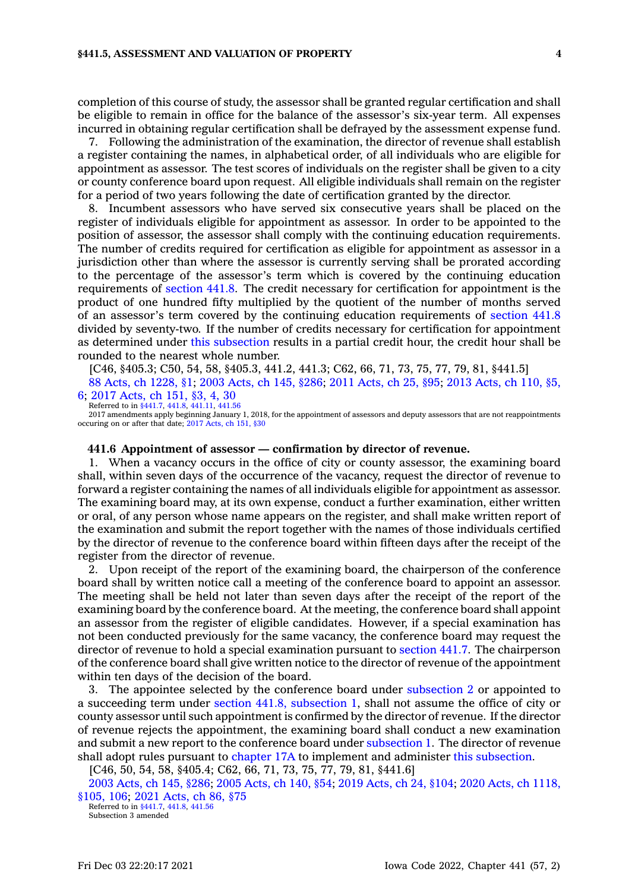completion of this course of study, the assessor shall be granted regular certification and shall be eligible to remain in office for the balance of the assessor's six-year term. All expenses incurred in obtaining regular certification shall be defrayed by the assessment expense fund.

7. Following the administration of the examination, the director of revenue shall establish a register containing the names, in alphabetical order, of all individuals who are eligible for appointment as assessor. The test scores of individuals on the register shall be given to a city or county conference board upon request. All eligible individuals shall remain on the register for a period of two years following the date of certification granted by the director.

8. Incumbent assessors who have served six consecutive years shall be placed on the register of individuals eligible for appointment as assessor. In order to be appointed to the position of assessor, the assessor shall comply with the continuing education requirements. The number of credits required for certification as eligible for appointment as assessor in a jurisdiction other than where the assessor is currently serving shall be prorated according to the percentage of the assessor's term which is covered by the continuing education requirements of section 441.8. The credit necessary for certification for appointment is the product of one hundred fifty multiplied by the quotient of the number of months served of an assessor's term covered by the continuing education requirements of section 441.8 divided by seventy-two. If the number of credits necessary for certification for appointment as determined under this subsection results in a partial credit hour, the credit hour shall be rounded to the nearest whole number.

[C46, §405.3; C50, 54, 58, §405.3, 441.2, 441.3; C62, 66, 71, 73, 75, 77, 79, 81, §441.5]

88 Acts, ch 1228, §1; 2003 Acts, ch 145, §286; 2011 Acts, ch 25, §95; 2013 Acts, ch 110, §5, 6; 2017 Acts, ch 151, §3, 4, 30

Referred to in §441.7, 441.8, 441.11, 441.56

2017 amendments apply beginning January 1, 2018, for the appointment of assessors and deputy assessors that are not reappointments occuring on or after that date; 2017 Acts, ch 151, §30

**441.6 Appointment of assessor — confirmation by director of revenue.**

1. When a vacancy occurs in the office of city or county assessor, the examining board shall, within seven days of the occurrence of the vacancy, request the director of revenue to forward a register containing the names of all individuals eligible for appointment as assessor. The examining board may, at its own expense, conduct a further examination, either written or oral, of any person whose name appears on the register, and shall make written report of the examination and submit the report together with the names of those individuals certified by the director of revenue to the conference board within fifteen days after the receipt of the register from the director of revenue.

2. Upon receipt of the report of the examining board, the chairperson of the conference board shall by written notice call a meeting of the conference board to appoint an assessor. The meeting shall be held not later than seven days after the receipt of the report of the examining board by the conference board. At the meeting, the conference board shall appoint an assessor from the register of eligible candidates. However, if a special examination has not been conducted previously for the same vacancy, the conference board may request the director of revenue to hold a special examination pursuant to section 441.7. The chairperson of the conference board shall give written notice to the director of revenue of the appointment within ten days of the decision of the board.

3. The appointee selected by the conference board under subsection 2 or appointed to a succeeding term under section 441.8, subsection 1, shall not assume the office of city or county assessor until such appointment is confirmed by the director of revenue. If the director of revenue rejects the appointment, the examining board shall conduct a new examination and submit a new report to the conference board under subsection 1. The director of revenue shall adopt rules pursuant to chapter 17A to implement and administer this subsection.

[C46, 50, 54, 58, §405.4; C62, 66, 71, 73, 75, 77, 79, 81, §441.6]

2003 Acts, ch 145, §286; 2005 Acts, ch 140, §54; 2019 Acts, ch 24, §104; 2020 Acts, ch 1118, §105, 106; 2021 Acts, ch 86, §75

Referred to in §441.7, 441.8, 441.56

Subsection 3 amended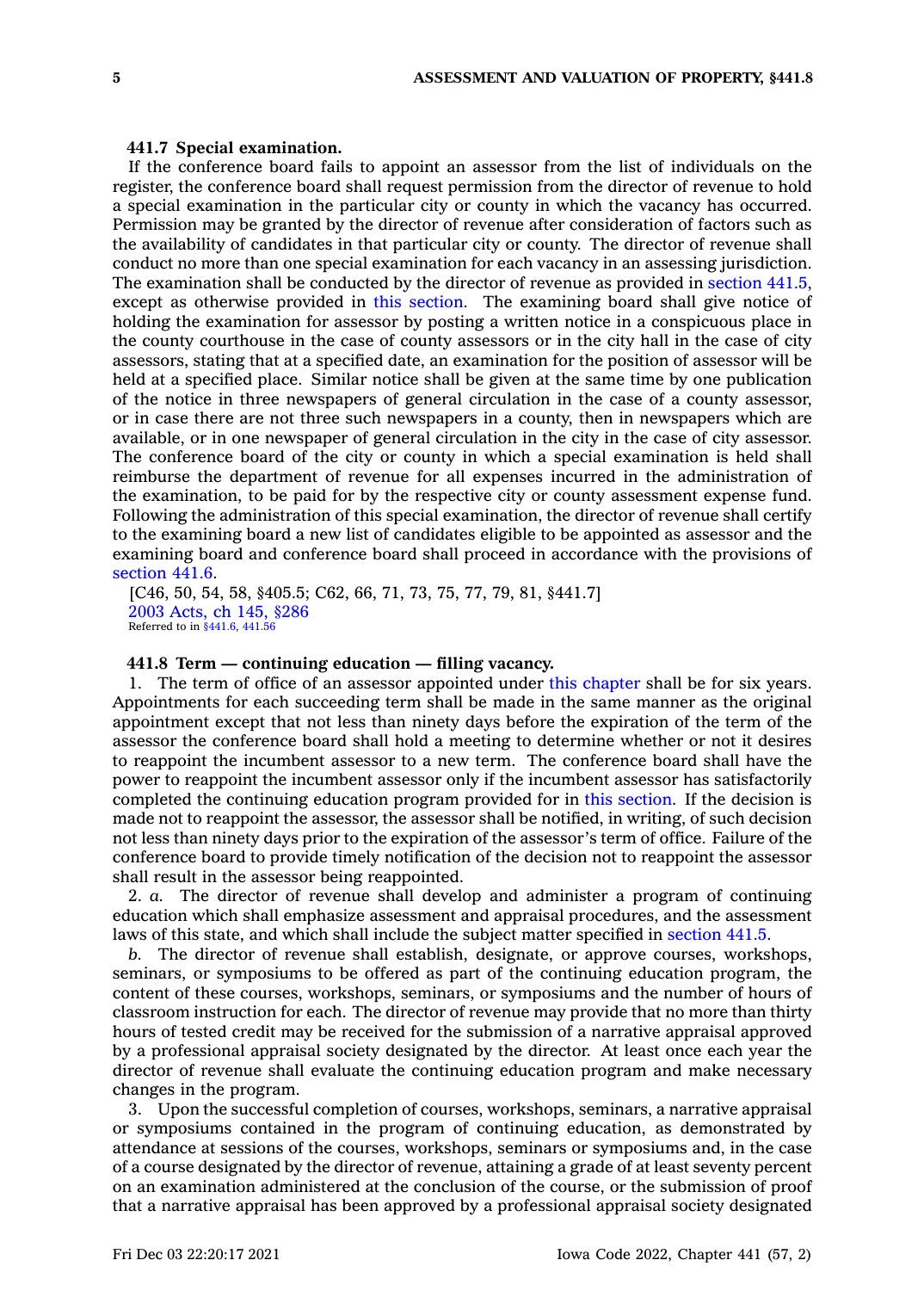**441.7 Special examination.**

If the conference board fails to appoint an assessor from the list of individuals on the register, the conference board shall request permission from the director of revenue to hold a special examination in the particular city or county in which the vacancy has occurred. Permission may be granted by the director of revenue after consideration of factors such as the availability of candidates in that particular city or county. The director of revenue shall conduct no more than one special examination for each vacancy in an assessing jurisdiction. The examination shall be conducted by the director of revenue as provided in section 441.5, except as otherwise provided in this section. The examining board shall give notice of holding the examination for assessor by posting a written notice in a conspicuous place in the county courthouse in the case of county assessors or in the city hall in the case of city assessors, stating that at a specified date, an examination for the position of assessor will be held at a specified place. Similar notice shall be given at the same time by one publication of the notice in three newspapers of general circulation in the case of a county assessor, or in case there are not three such newspapers in a county, then in newspapers which are available, or in one newspaper of general circulation in the city in the case of city assessor. The conference board of the city or county in which a special examination is held shall reimburse the department of revenue for all expenses incurred in the administration of the examination, to be paid for by the respective city or county assessment expense fund. Following the administration of this special examination, the director of revenue shall certify to the examining board a new list of candidates eligible to be appointed as assessor and the examining board and conference board shall proceed in accordance with the provisions of section 441.6.

[C46, 50, 54, 58, §405.5; C62, 66, 71, 73, 75, 77, 79, 81, §441.7]
2003 Acts, ch 145, §286
Referred to in §441.6, 441.56

**441.8 Term — continuing education — filling vacancy.**

1. The term of office of an assessor appointed under this chapter shall be for six years. Appointments for each succeeding term shall be made in the same manner as the original appointment except that not less than ninety days before the expiration of the term of the assessor the conference board shall hold a meeting to determine whether or not it desires to reappoint the incumbent assessor to a new term. The conference board shall have the power to reappoint the incumbent assessor only if the incumbent assessor has satisfactorily completed the continuing education program provided for in this section. If the decision is made not to reappoint the assessor, the assessor shall be notified, in writing, of such decision not less than ninety days prior to the expiration of the assessor's term of office. Failure of the conference board to provide timely notification of the decision not to reappoint the assessor shall result in the assessor being reappointed.

2. *a.* The director of revenue shall develop and administer a program of continuing education which shall emphasize assessment and appraisal procedures, and the assessment laws of this state, and which shall include the subject matter specified in section 441.5.

*b.* The director of revenue shall establish, designate, or approve courses, workshops, seminars, or symposiums to be offered as part of the continuing education program, the content of these courses, workshops, seminars, or symposiums and the number of hours of classroom instruction for each. The director of revenue may provide that no more than thirty hours of tested credit may be received for the submission of a narrative appraisal approved by a professional appraisal society designated by the director. At least once each year the director of revenue shall evaluate the continuing education program and make necessary changes in the program.

3. Upon the successful completion of courses, workshops, seminars, a narrative appraisal or symposiums contained in the program of continuing education, as demonstrated by attendance at sessions of the courses, workshops, seminars or symposiums and, in the case of a course designated by the director of revenue, attaining a grade of at least seventy percent on an examination administered at the conclusion of the course, or the submission of proof that a narrative appraisal has been approved by a professional appraisal society designated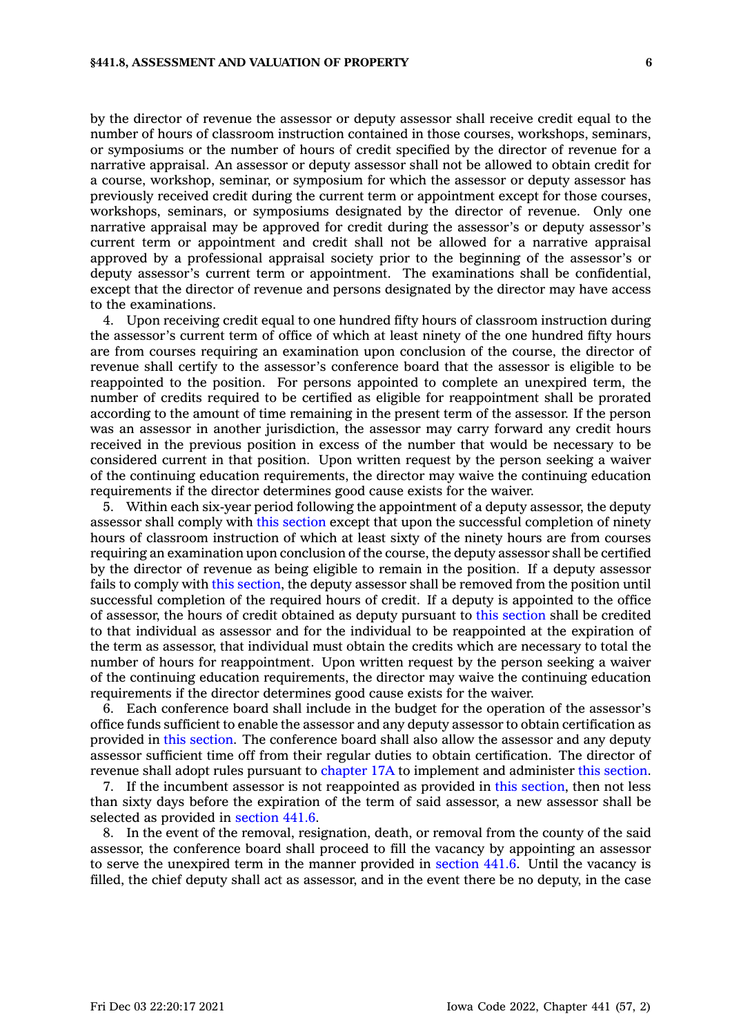by the director of revenue the assessor or deputy assessor shall receive credit equal to the number of hours of classroom instruction contained in those courses, workshops, seminars, or symposiums or the number of hours of credit specified by the director of revenue for a narrative appraisal. An assessor or deputy assessor shall not be allowed to obtain credit for a course, workshop, seminar, or symposium for which the assessor or deputy assessor has previously received credit during the current term or appointment except for those courses, workshops, seminars, or symposiums designated by the director of revenue. Only one narrative appraisal may be approved for credit during the assessor's or deputy assessor's current term or appointment and credit shall not be allowed for a narrative appraisal approved by a professional appraisal society prior to the beginning of the assessor's or deputy assessor's current term or appointment. The examinations shall be confidential, except that the director of revenue and persons designated by the director may have access to the examinations.

4. Upon receiving credit equal to one hundred fifty hours of classroom instruction during the assessor's current term of office of which at least ninety of the one hundred fifty hours are from courses requiring an examination upon conclusion of the course, the director of revenue shall certify to the assessor's conference board that the assessor is eligible to be reappointed to the position. For persons appointed to complete an unexpired term, the number of credits required to be certified as eligible for reappointment shall be prorated according to the amount of time remaining in the present term of the assessor. If the person was an assessor in another jurisdiction, the assessor may carry forward any credit hours received in the previous position in excess of the number that would be necessary to be considered current in that position. Upon written request by the person seeking a waiver of the continuing education requirements, the director may waive the continuing education requirements if the director determines good cause exists for the waiver.

5. Within each six-year period following the appointment of a deputy assessor, the deputy assessor shall comply with this section except that upon the successful completion of ninety hours of classroom instruction of which at least sixty of the ninety hours are from courses requiring an examination upon conclusion of the course, the deputy assessor shall be certified by the director of revenue as being eligible to remain in the position. If a deputy assessor fails to comply with this section, the deputy assessor shall be removed from the position until successful completion of the required hours of credit. If a deputy is appointed to the office of assessor, the hours of credit obtained as deputy pursuant to this section shall be credited to that individual as assessor and for the individual to be reappointed at the expiration of the term as assessor, that individual must obtain the credits which are necessary to total the number of hours for reappointment. Upon written request by the person seeking a waiver of the continuing education requirements, the director may waive the continuing education requirements if the director determines good cause exists for the waiver.

6. Each conference board shall include in the budget for the operation of the assessor's office funds sufficient to enable the assessor and any deputy assessor to obtain certification as provided in this section. The conference board shall also allow the assessor and any deputy assessor sufficient time off from their regular duties to obtain certification. The director of revenue shall adopt rules pursuant to chapter 17A to implement and administer this section.

7. If the incumbent assessor is not reappointed as provided in this section, then not less than sixty days before the expiration of the term of said assessor, a new assessor shall be selected as provided in section 441.6.

8. In the event of the removal, resignation, death, or removal from the county of the said assessor, the conference board shall proceed to fill the vacancy by appointing an assessor to serve the unexpired term in the manner provided in section 441.6. Until the vacancy is filled, the chief deputy shall act as assessor, and in the event there be no deputy, in the case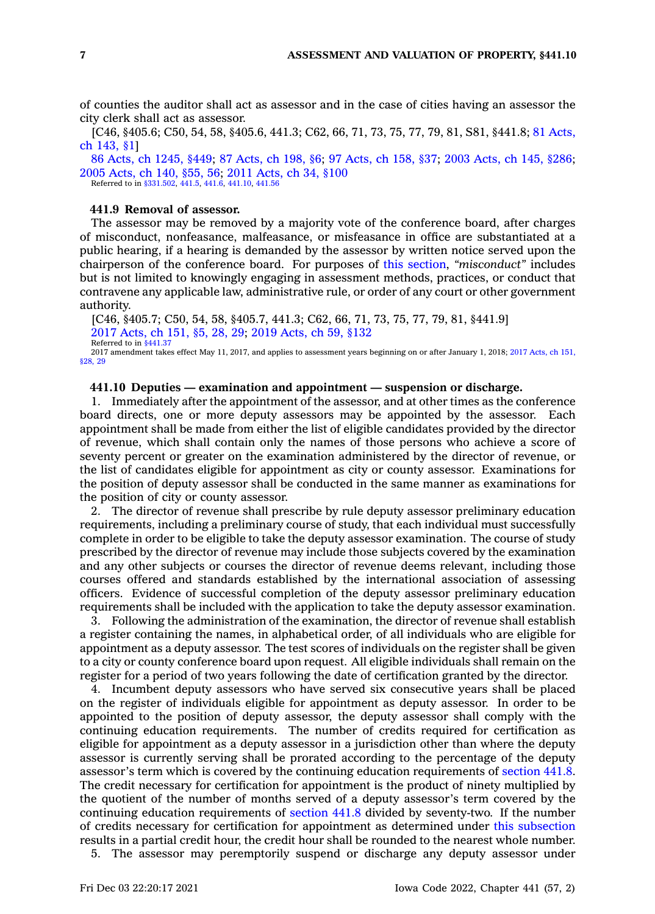of counties the auditor shall act as assessor and in the case of cities having an assessor the city clerk shall act as assessor.

[C46, §405.6; C50, 54, 58, §405.6, 441.3; C62, 66, 71, 73, 75, 77, 79, 81, S81, §441.8; 81 Acts, ch 143, §1]

86 Acts, ch 1245, §449; 87 Acts, ch 198, §6; 97 Acts, ch 158, §37; 2003 Acts, ch 145, §286; 2005 Acts, ch 140, §55, 56; 2011 Acts, ch 34, §100

Referred to in §331.502, 441.5, 441.6, 441.10, 441.56

**441.9 Removal of assessor.**

The assessor may be removed by a majority vote of the conference board, after charges of misconduct, nonfeasance, malfeasance, or misfeasance in office are substantiated at a public hearing, if a hearing is demanded by the assessor by written notice served upon the chairperson of the conference board. For purposes of this section, *"misconduct"* includes but is not limited to knowingly engaging in assessment methods, practices, or conduct that contravene any applicable law, administrative rule, or order of any court or other government authority.

[C46, §405.7; C50, 54, 58, §405.7, 441.3; C62, 66, 71, 73, 75, 77, 79, 81, §441.9]

2017 Acts, ch 151, §5, 28, 29; 2019 Acts, ch 59, §132

Referred to in §441.37

2017 amendment takes effect May 11, 2017, and applies to assessment years beginning on or after January 1, 2018; 2017 Acts, ch 151, §28, 29

**441.10 Deputies — examination and appointment — suspension or discharge.**

1. Immediately after the appointment of the assessor, and at other times as the conference board directs, one or more deputy assessors may be appointed by the assessor. Each appointment shall be made from either the list of eligible candidates provided by the director of revenue, which shall contain only the names of those persons who achieve a score of seventy percent or greater on the examination administered by the director of revenue, or the list of candidates eligible for appointment as city or county assessor. Examinations for the position of deputy assessor shall be conducted in the same manner as examinations for the position of city or county assessor.

2. The director of revenue shall prescribe by rule deputy assessor preliminary education requirements, including a preliminary course of study, that each individual must successfully complete in order to be eligible to take the deputy assessor examination. The course of study prescribed by the director of revenue may include those subjects covered by the examination and any other subjects or courses the director of revenue deems relevant, including those courses offered and standards established by the international association of assessing officers. Evidence of successful completion of the deputy assessor preliminary education requirements shall be included with the application to take the deputy assessor examination.

3. Following the administration of the examination, the director of revenue shall establish a register containing the names, in alphabetical order, of all individuals who are eligible for appointment as a deputy assessor. The test scores of individuals on the register shall be given to a city or county conference board upon request. All eligible individuals shall remain on the register for a period of two years following the date of certification granted by the director.

4. Incumbent deputy assessors who have served six consecutive years shall be placed on the register of individuals eligible for appointment as deputy assessor. In order to be appointed to the position of deputy assessor, the deputy assessor shall comply with the continuing education requirements. The number of credits required for certification as eligible for appointment as a deputy assessor in a jurisdiction other than where the deputy assessor is currently serving shall be prorated according to the percentage of the deputy assessor's term which is covered by the continuing education requirements of section 441.8. The credit necessary for certification for appointment is the product of ninety multiplied by the quotient of the number of months served of a deputy assessor's term covered by the continuing education requirements of section 441.8 divided by seventy-two. If the number of credits necessary for certification for appointment as determined under this subsection results in a partial credit hour, the credit hour shall be rounded to the nearest whole number.

5. The assessor may peremptorily suspend or discharge any deputy assessor under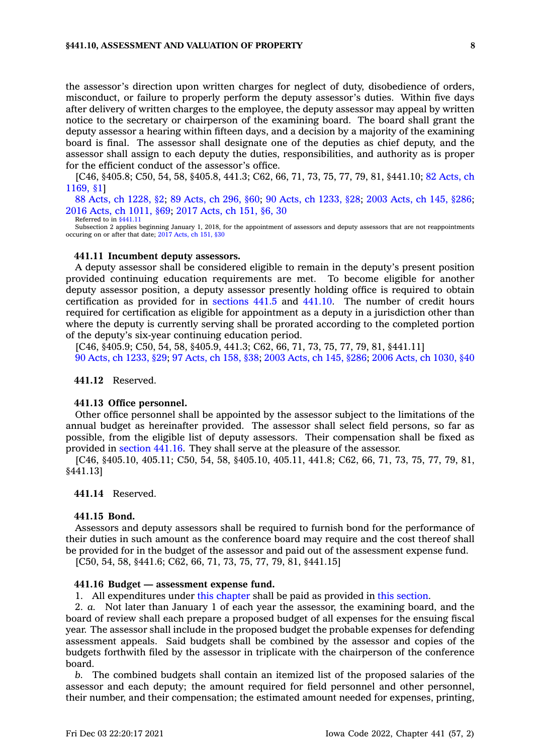the assessor's direction upon written charges for neglect of duty, disobedience of orders, misconduct, or failure to properly perform the deputy assessor's duties. Within five days after delivery of written charges to the employee, the deputy assessor may appeal by written notice to the secretary or chairperson of the examining board. The board shall grant the deputy assessor a hearing within fifteen days, and a decision by a majority of the examining board is final. The assessor shall designate one of the deputies as chief deputy, and the assessor shall assign to each deputy the duties, responsibilities, and authority as is proper for the efficient conduct of the assessor's office.

[C46, §405.8; C50, 54, 58, §405.8, 441.3; C62, 66, 71, 73, 75, 77, 79, 81, §441.10; 82 Acts, ch 1169, §1]

88 Acts, ch 1228, §2; 89 Acts, ch 296, §60; 90 Acts, ch 1233, §28; 2003 Acts, ch 145, §286; 2016 Acts, ch 1011, §69; 2017 Acts, ch 151, §6, 30

Referred to in §441.11

Subsection 2 applies beginning January 1, 2018, for the appointment of assessors and deputy assessors that are not reappointments occuring on or after that date; 2017 Acts, ch 151, §30

**441.11 Incumbent deputy assessors.**

A deputy assessor shall be considered eligible to remain in the deputy's present position provided continuing education requirements are met. To become eligible for another deputy assessor position, a deputy assessor presently holding office is required to obtain certification as provided for in sections 441.5 and 441.10. The number of credit hours required for certification as eligible for appointment as a deputy in a jurisdiction other than where the deputy is currently serving shall be prorated according to the completed portion of the deputy's six-year continuing education period.

[C46, §405.9; C50, 54, 58, §405.9, 441.3; C62, 66, 71, 73, 75, 77, 79, 81, §441.11]

90 Acts, ch 1233, §29; 97 Acts, ch 158, §38; 2003 Acts, ch 145, §286; 2006 Acts, ch 1030, §40

**441.12** Reserved.

**441.13 Office personnel.**

Other office personnel shall be appointed by the assessor subject to the limitations of the annual budget as hereinafter provided. The assessor shall select field persons, so far as possible, from the eligible list of deputy assessors. Their compensation shall be fixed as provided in section 441.16. They shall serve at the pleasure of the assessor.

[C46, §405.10, 405.11; C50, 54, 58, §405.10, 405.11, 441.8; C62, 66, 71, 73, 75, 77, 79, 81, §441.13]

**441.14** Reserved.

**441.15 Bond.**

Assessors and deputy assessors shall be required to furnish bond for the performance of their duties in such amount as the conference board may require and the cost thereof shall be provided for in the budget of the assessor and paid out of the assessment expense fund.

[C50, 54, 58, §441.6; C62, 66, 71, 73, 75, 77, 79, 81, §441.15]

**441.16 Budget — assessment expense fund.**

1. All expenditures under this chapter shall be paid as provided in this section.

2. *a.* Not later than January 1 of each year the assessor, the examining board, and the board of review shall each prepare a proposed budget of all expenses for the ensuing fiscal year. The assessor shall include in the proposed budget the probable expenses for defending assessment appeals. Said budgets shall be combined by the assessor and copies of the budgets forthwith filed by the assessor in triplicate with the chairperson of the conference board.

*b.* The combined budgets shall contain an itemized list of the proposed salaries of the assessor and each deputy; the amount required for field personnel and other personnel, their number, and their compensation; the estimated amount needed for expenses, printing,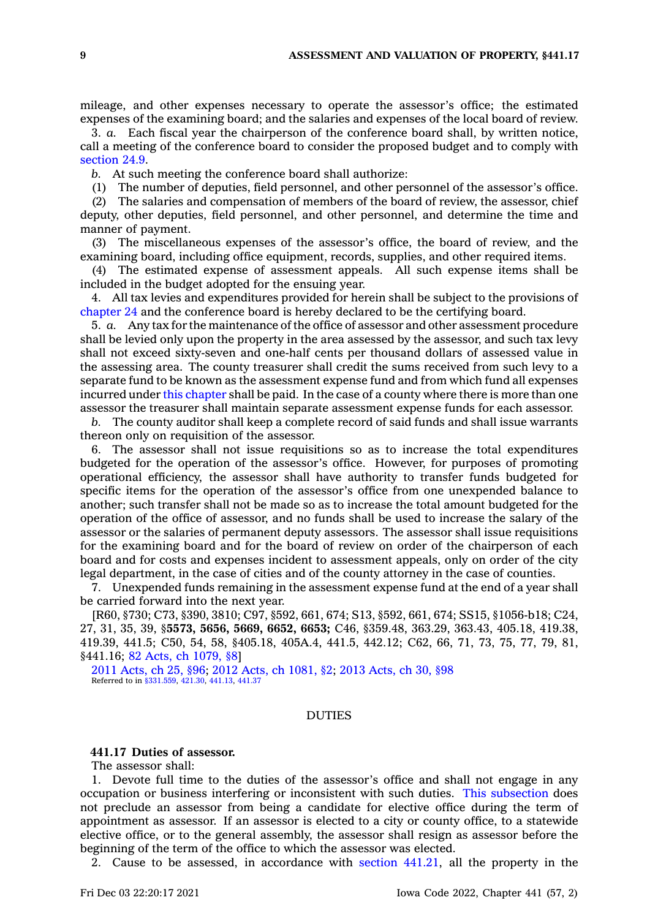mileage, and other expenses necessary to operate the assessor's office; the estimated expenses of the examining board; and the salaries and expenses of the local board of review.

3. *a.* Each fiscal year the chairperson of the conference board shall, by written notice, call a meeting of the conference board to consider the proposed budget and to comply with section 24.9.

*b.* At such meeting the conference board shall authorize:

(1) The number of deputies, field personnel, and other personnel of the assessor's office.

(2) The salaries and compensation of members of the board of review, the assessor, chief deputy, other deputies, field personnel, and other personnel, and determine the time and manner of payment.

(3) The miscellaneous expenses of the assessor's office, the board of review, and the examining board, including office equipment, records, supplies, and other required items.

(4) The estimated expense of assessment appeals. All such expense items shall be included in the budget adopted for the ensuing year.

4. All tax levies and expenditures provided for herein shall be subject to the provisions of chapter 24 and the conference board is hereby declared to be the certifying board.

5. *a.* Any tax for the maintenance of the office of assessor and other assessment procedure shall be levied only upon the property in the area assessed by the assessor, and such tax levy shall not exceed sixty-seven and one-half cents per thousand dollars of assessed value in the assessing area. The county treasurer shall credit the sums received from such levy to a separate fund to be known as the assessment expense fund and from which fund all expenses incurred under this chapter shall be paid. In the case of a county where there is more than one assessor the treasurer shall maintain separate assessment expense funds for each assessor.

*b.* The county auditor shall keep a complete record of said funds and shall issue warrants thereon only on requisition of the assessor.

6. The assessor shall not issue requisitions so as to increase the total expenditures budgeted for the operation of the assessor's office. However, for purposes of promoting operational efficiency, the assessor shall have authority to transfer funds budgeted for specific items for the operation of the assessor's office from one unexpended balance to another; such transfer shall not be made so as to increase the total amount budgeted for the operation of the office of assessor, and no funds shall be used to increase the salary of the assessor or the salaries of permanent deputy assessors. The assessor shall issue requisitions for the examining board and for the board of review on order of the chairperson of each board and for costs and expenses incident to assessment appeals, only on order of the city legal department, in the case of cities and of the county attorney in the case of counties.

7. Unexpended funds remaining in the assessment expense fund at the end of a year shall be carried forward into the next year.

[R60, §730; C73, §390, 3810; C97, §592, 661, 674; S13, §592, 661, 674; SS15, §1056-b18; C24, 27, 31, 35, 39, §**5573, 5656, 5669, 6652, 6653;** C46, §359.48, 363.29, 363.43, 405.18, 419.38, 419.39, 441.5; C50, 54, 58, §405.18, 405A.4, 441.5, 442.12; C62, 66, 71, 73, 75, 77, 79, 81, §441.16; 82 Acts, ch 1079, §8]

2011 Acts, ch 25, §96; 2012 Acts, ch 1081, §2; 2013 Acts, ch 30, §98

Referred to in §331.559, 421.30, 441.13, 441.37

DUTIES

**441.17 Duties of assessor.**

The assessor shall:

1. Devote full time to the duties of the assessor's office and shall not engage in any occupation or business interfering or inconsistent with such duties. This subsection does not preclude an assessor from being a candidate for elective office during the term of appointment as assessor. If an assessor is elected to a city or county office, to a statewide elective office, or to the general assembly, the assessor shall resign as assessor before the beginning of the term of the office to which the assessor was elected.

2. Cause to be assessed, in accordance with section 441.21, all the property in the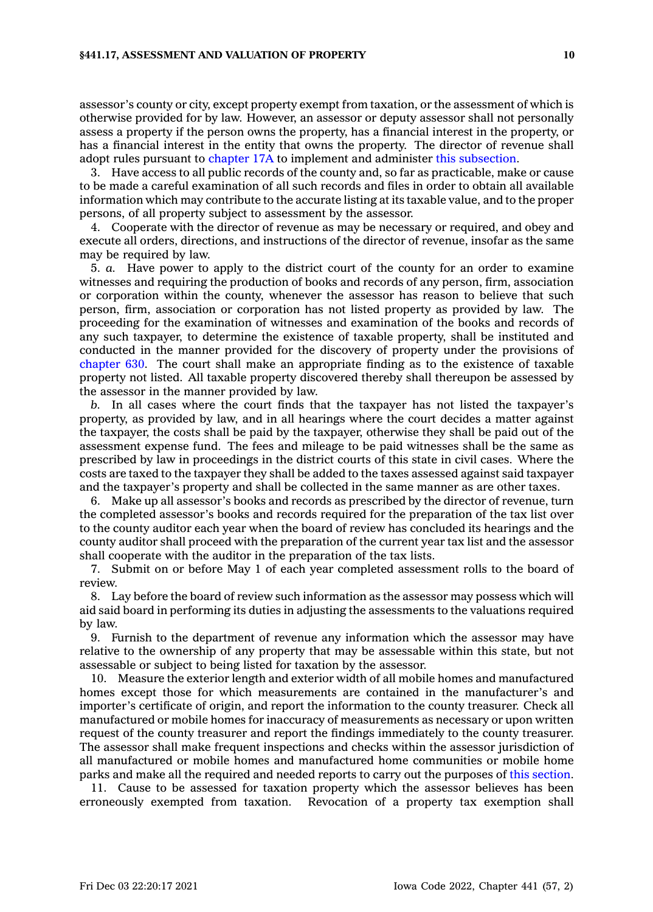assessor's county or city, except property exempt from taxation, or the assessment of which is otherwise provided for by law. However, an assessor or deputy assessor shall not personally assess a property if the person owns the property, has a financial interest in the property, or has a financial interest in the entity that owns the property. The director of revenue shall adopt rules pursuant to chapter 17A to implement and administer this subsection.

3. Have access to all public records of the county and, so far as practicable, make or cause to be made a careful examination of all such records and files in order to obtain all available information which may contribute to the accurate listing at its taxable value, and to the proper persons, of all property subject to assessment by the assessor.

4. Cooperate with the director of revenue as may be necessary or required, and obey and execute all orders, directions, and instructions of the director of revenue, insofar as the same may be required by law.

5. *a.* Have power to apply to the district court of the county for an order to examine witnesses and requiring the production of books and records of any person, firm, association or corporation within the county, whenever the assessor has reason to believe that such person, firm, association or corporation has not listed property as provided by law. The proceeding for the examination of witnesses and examination of the books and records of any such taxpayer, to determine the existence of taxable property, shall be instituted and conducted in the manner provided for the discovery of property under the provisions of chapter 630. The court shall make an appropriate finding as to the existence of taxable property not listed. All taxable property discovered thereby shall thereupon be assessed by the assessor in the manner provided by law.

*b.* In all cases where the court finds that the taxpayer has not listed the taxpayer's property, as provided by law, and in all hearings where the court decides a matter against the taxpayer, the costs shall be paid by the taxpayer, otherwise they shall be paid out of the assessment expense fund. The fees and mileage to be paid witnesses shall be the same as prescribed by law in proceedings in the district courts of this state in civil cases. Where the costs are taxed to the taxpayer they shall be added to the taxes assessed against said taxpayer and the taxpayer's property and shall be collected in the same manner as are other taxes.

6. Make up all assessor's books and records as prescribed by the director of revenue, turn the completed assessor's books and records required for the preparation of the tax list over to the county auditor each year when the board of review has concluded its hearings and the county auditor shall proceed with the preparation of the current year tax list and the assessor shall cooperate with the auditor in the preparation of the tax lists.

7. Submit on or before May 1 of each year completed assessment rolls to the board of review.

8. Lay before the board of review such information as the assessor may possess which will aid said board in performing its duties in adjusting the assessments to the valuations required by law.

9. Furnish to the department of revenue any information which the assessor may have relative to the ownership of any property that may be assessable within this state, but not assessable or subject to being listed for taxation by the assessor.

10. Measure the exterior length and exterior width of all mobile homes and manufactured homes except those for which measurements are contained in the manufacturer's and importer's certificate of origin, and report the information to the county treasurer. Check all manufactured or mobile homes for inaccuracy of measurements as necessary or upon written request of the county treasurer and report the findings immediately to the county treasurer. The assessor shall make frequent inspections and checks within the assessor jurisdiction of all manufactured or mobile homes and manufactured home communities or mobile home parks and make all the required and needed reports to carry out the purposes of this section.

11. Cause to be assessed for taxation property which the assessor believes has been erroneously exempted from taxation. Revocation of a property tax exemption shall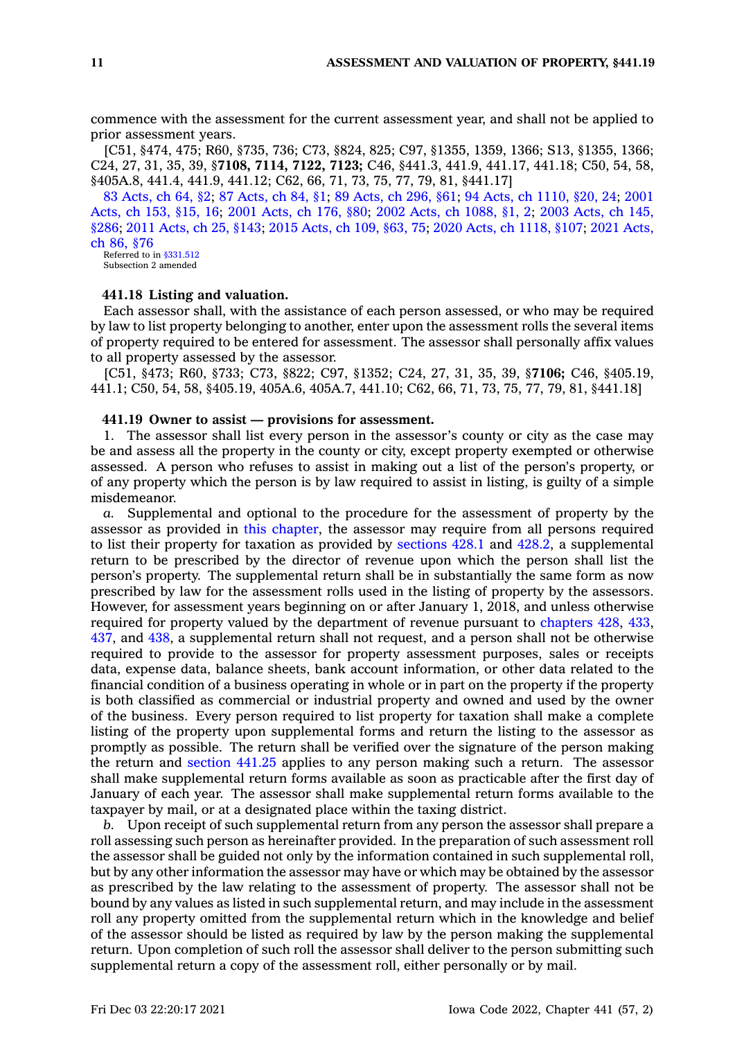commence with the assessment for the current assessment year, and shall not be applied to prior assessment years.

[C51, §474, 475; R60, §735, 736; C73, §824, 825; C97, §1355, 1359, 1366; S13, §1355, 1366; C24, 27, 31, 35, 39, §**7108, 7114, 7122, 7123;** C46, §441.3, 441.9, 441.17, 441.18; C50, 54, 58, §405A.8, 441.4, 441.9, 441.12; C62, 66, 71, 73, 75, 77, 79, 81, §441.17]

83 Acts, ch 64, §2; 87 Acts, ch 84, §1; 89 Acts, ch 296, §61; 94 Acts, ch 1110, §20, 24; 2001 Acts, ch 153, §15, 16; 2001 Acts, ch 176, §80; 2002 Acts, ch 1088, §1, 2; 2003 Acts, ch 145, §286; 2011 Acts, ch 25, §143; 2015 Acts, ch 109, §63, 75; 2020 Acts, ch 1118, §107; 2021 Acts, ch 86, §76

Referred to in §331.512
Subsection 2 amended

**441.18 Listing and valuation.**

Each assessor shall, with the assistance of each person assessed, or who may be required by law to list property belonging to another, enter upon the assessment rolls the several items of property required to be entered for assessment. The assessor shall personally affix values to all property assessed by the assessor.

[C51, §473; R60, §733; C73, §822; C97, §1352; C24, 27, 31, 35, 39, §**7106;** C46, §405.19, 441.1; C50, 54, 58, §405.19, 405A.6, 405A.7, 441.10; C62, 66, 71, 73, 75, 77, 79, 81, §441.18]

**441.19 Owner to assist — provisions for assessment.**

1. The assessor shall list every person in the assessor's county or city as the case may be and assess all the property in the county or city, except property exempted or otherwise assessed. A person who refuses to assist in making out a list of the person's property, or of any property which the person is by law required to assist in listing, is guilty of a simple misdemeanor.

*a.* Supplemental and optional to the procedure for the assessment of property by the assessor as provided in this chapter, the assessor may require from all persons required to list their property for taxation as provided by sections 428.1 and 428.2, a supplemental return to be prescribed by the director of revenue upon which the person shall list the person's property. The supplemental return shall be in substantially the same form as now prescribed by law for the assessment rolls used in the listing of property by the assessors. However, for assessment years beginning on or after January 1, 2018, and unless otherwise required for property valued by the department of revenue pursuant to chapters 428, 433, 437, and 438, a supplemental return shall not request, and a person shall not be otherwise required to provide to the assessor for property assessment purposes, sales or receipts data, expense data, balance sheets, bank account information, or other data related to the financial condition of a business operating in whole or in part on the property if the property is both classified as commercial or industrial property and owned and used by the owner of the business. Every person required to list property for taxation shall make a complete listing of the property upon supplemental forms and return the listing to the assessor as promptly as possible. The return shall be verified over the signature of the person making the return and section 441.25 applies to any person making such a return. The assessor shall make supplemental return forms available as soon as practicable after the first day of January of each year. The assessor shall make supplemental return forms available to the taxpayer by mail, or at a designated place within the taxing district.

*b.* Upon receipt of such supplemental return from any person the assessor shall prepare a roll assessing such person as hereinafter provided. In the preparation of such assessment roll the assessor shall be guided not only by the information contained in such supplemental roll, but by any other information the assessor may have or which may be obtained by the assessor as prescribed by the law relating to the assessment of property. The assessor shall not be bound by any values as listed in such supplemental return, and may include in the assessment roll any property omitted from the supplemental return which in the knowledge and belief of the assessor should be listed as required by law by the person making the supplemental return. Upon completion of such roll the assessor shall deliver to the person submitting such supplemental return a copy of the assessment roll, either personally or by mail.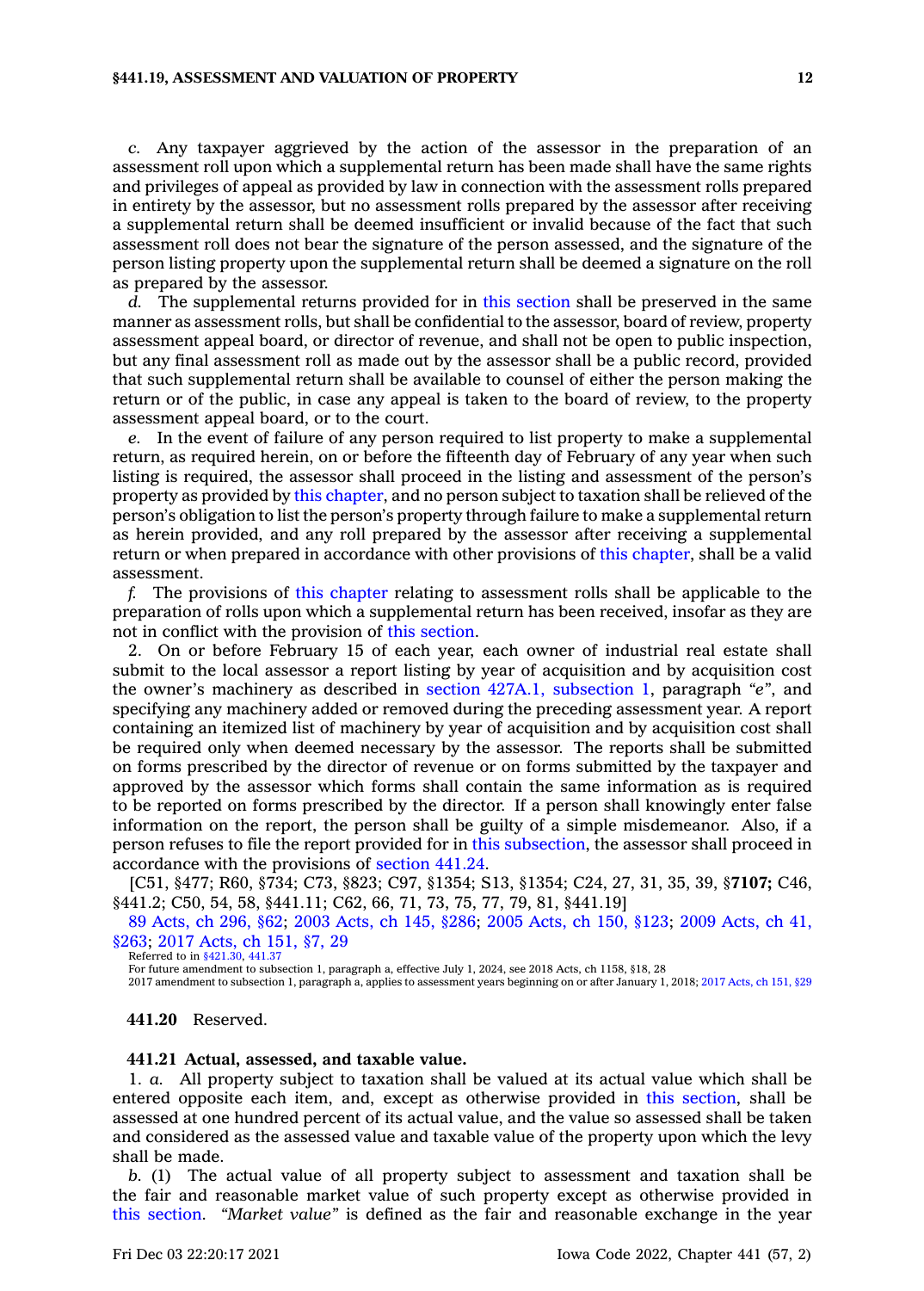*c.* Any taxpayer aggrieved by the action of the assessor in the preparation of an assessment roll upon which a supplemental return has been made shall have the same rights and privileges of appeal as provided by law in connection with the assessment rolls prepared in entirety by the assessor, but no assessment rolls prepared by the assessor after receiving a supplemental return shall be deemed insufficient or invalid because of the fact that such assessment roll does not bear the signature of the person assessed, and the signature of the person listing property upon the supplemental return shall be deemed a signature on the roll as prepared by the assessor.

*d.* The supplemental returns provided for in this section shall be preserved in the same manner as assessment rolls, but shall be confidential to the assessor, board of review, property assessment appeal board, or director of revenue, and shall not be open to public inspection, but any final assessment roll as made out by the assessor shall be a public record, provided that such supplemental return shall be available to counsel of either the person making the return or of the public, in case any appeal is taken to the board of review, to the property assessment appeal board, or to the court.

*e.* In the event of failure of any person required to list property to make a supplemental return, as required herein, on or before the fifteenth day of February of any year when such listing is required, the assessor shall proceed in the listing and assessment of the person's property as provided by this chapter, and no person subject to taxation shall be relieved of the person's obligation to list the person's property through failure to make a supplemental return as herein provided, and any roll prepared by the assessor after receiving a supplemental return or when prepared in accordance with other provisions of this chapter, shall be a valid assessment.

*f.* The provisions of this chapter relating to assessment rolls shall be applicable to the preparation of rolls upon which a supplemental return has been received, insofar as they are not in conflict with the provision of this section.

2. On or before February 15 of each year, each owner of industrial real estate shall submit to the local assessor a report listing by year of acquisition and by acquisition cost the owner's machinery as described in section 427A.1, subsection 1, paragraph *"e"*, and specifying any machinery added or removed during the preceding assessment year. A report containing an itemized list of machinery by year of acquisition and by acquisition cost shall be required only when deemed necessary by the assessor. The reports shall be submitted on forms prescribed by the director of revenue or on forms submitted by the taxpayer and approved by the assessor which forms shall contain the same information as is required to be reported on forms prescribed by the director. If a person shall knowingly enter false information on the report, the person shall be guilty of a simple misdemeanor. Also, if a person refuses to file the report provided for in this subsection, the assessor shall proceed in accordance with the provisions of section 441.24.

[C51, §477; R60, §734; C73, §823; C97, §1354; S13, §1354; C24, 27, 31, 35, 39, §**7107;** C46, §441.2; C50, 54, 58, §441.11; C62, 66, 71, 73, 75, 77, 79, 81, §441.19]

89 Acts, ch 296, §62; 2003 Acts, ch 145, §286; 2005 Acts, ch 150, §123; 2009 Acts, ch 41, §263; 2017 Acts, ch 151, §7, 29

Referred to in §421.30, 441.37

For future amendment to subsection 1, paragraph a, effective July 1, 2024, see 2018 Acts, ch 1158, §18, 28

2017 amendment to subsection 1, paragraph a, applies to assessment years beginning on or after January 1, 2018; 2017 Acts, ch 151, §29

**441.20** Reserved.

**441.21 Actual, assessed, and taxable value.**

1. *a.* All property subject to taxation shall be valued at its actual value which shall be entered opposite each item, and, except as otherwise provided in this section, shall be assessed at one hundred percent of its actual value, and the value so assessed shall be taken and considered as the assessed value and taxable value of the property upon which the levy shall be made.

*b.* (1) The actual value of all property subject to assessment and taxation shall be the fair and reasonable market value of such property except as otherwise provided in this section. *"Market value"* is defined as the fair and reasonable exchange in the year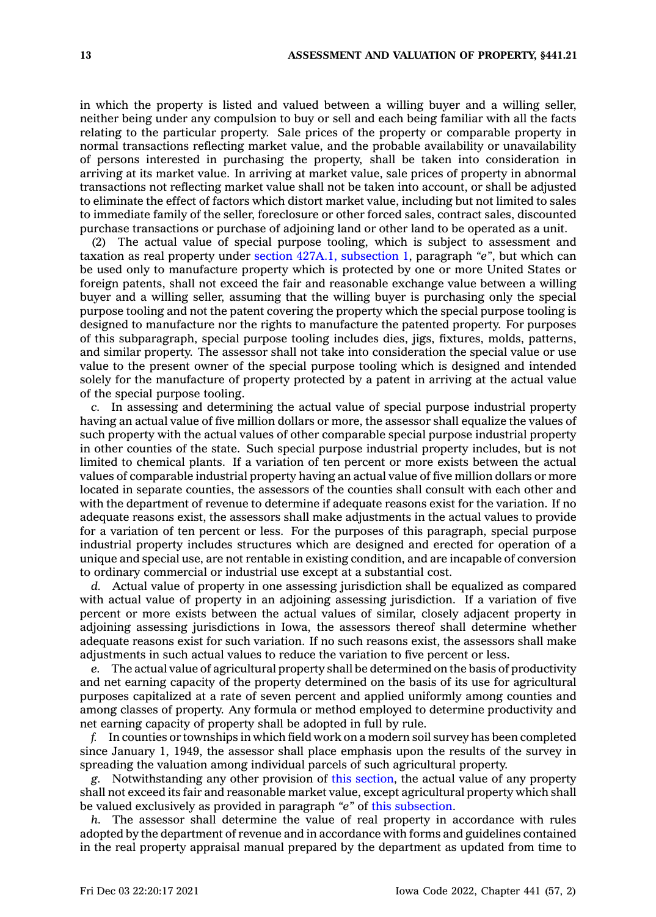in which the property is listed and valued between a willing buyer and a willing seller, neither being under any compulsion to buy or sell and each being familiar with all the facts relating to the particular property. Sale prices of the property or comparable property in normal transactions reflecting market value, and the probable availability or unavailability of persons interested in purchasing the property, shall be taken into consideration in arriving at its market value. In arriving at market value, sale prices of property in abnormal transactions not reflecting market value shall not be taken into account, or shall be adjusted to eliminate the effect of factors which distort market value, including but not limited to sales to immediate family of the seller, foreclosure or other forced sales, contract sales, discounted purchase transactions or purchase of adjoining land or other land to be operated as a unit.

(2) The actual value of special purpose tooling, which is subject to assessment and taxation as real property under section 427A.1, subsection 1, paragraph *"e"*, but which can be used only to manufacture property which is protected by one or more United States or foreign patents, shall not exceed the fair and reasonable exchange value between a willing buyer and a willing seller, assuming that the willing buyer is purchasing only the special purpose tooling and not the patent covering the property which the special purpose tooling is designed to manufacture nor the rights to manufacture the patented property. For purposes of this subparagraph, special purpose tooling includes dies, jigs, fixtures, molds, patterns, and similar property. The assessor shall not take into consideration the special value or use value to the present owner of the special purpose tooling which is designed and intended solely for the manufacture of property protected by a patent in arriving at the actual value of the special purpose tooling.

*c.* In assessing and determining the actual value of special purpose industrial property having an actual value of five million dollars or more, the assessor shall equalize the values of such property with the actual values of other comparable special purpose industrial property in other counties of the state. Such special purpose industrial property includes, but is not limited to chemical plants. If a variation of ten percent or more exists between the actual values of comparable industrial property having an actual value of five million dollars or more located in separate counties, the assessors of the counties shall consult with each other and with the department of revenue to determine if adequate reasons exist for the variation. If no adequate reasons exist, the assessors shall make adjustments in the actual values to provide for a variation of ten percent or less. For the purposes of this paragraph, special purpose industrial property includes structures which are designed and erected for operation of a unique and special use, are not rentable in existing condition, and are incapable of conversion to ordinary commercial or industrial use except at a substantial cost.

*d.* Actual value of property in one assessing jurisdiction shall be equalized as compared with actual value of property in an adjoining assessing jurisdiction. If a variation of five percent or more exists between the actual values of similar, closely adjacent property in adjoining assessing jurisdictions in Iowa, the assessors thereof shall determine whether adequate reasons exist for such variation. If no such reasons exist, the assessors shall make adjustments in such actual values to reduce the variation to five percent or less.

*e.* The actual value of agricultural property shall be determined on the basis of productivity and net earning capacity of the property determined on the basis of its use for agricultural purposes capitalized at a rate of seven percent and applied uniformly among counties and among classes of property. Any formula or method employed to determine productivity and net earning capacity of property shall be adopted in full by rule.

*f.* In counties or townships in which field work on a modern soil survey has been completed since January 1, 1949, the assessor shall place emphasis upon the results of the survey in spreading the valuation among individual parcels of such agricultural property.

*g.* Notwithstanding any other provision of this section, the actual value of any property shall not exceed its fair and reasonable market value, except agricultural property which shall be valued exclusively as provided in paragraph *"e"* of this subsection.

*h.* The assessor shall determine the value of real property in accordance with rules adopted by the department of revenue and in accordance with forms and guidelines contained in the real property appraisal manual prepared by the department as updated from time to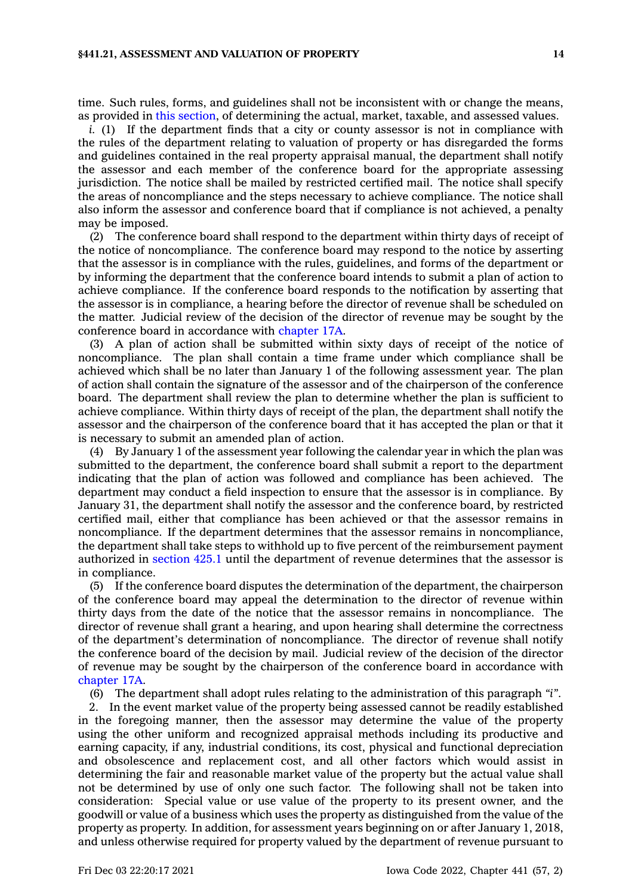time. Such rules, forms, and guidelines shall not be inconsistent with or change the means, as provided in this section, of determining the actual, market, taxable, and assessed values.

*i.* (1) If the department finds that a city or county assessor is not in compliance with the rules of the department relating to valuation of property or has disregarded the forms and guidelines contained in the real property appraisal manual, the department shall notify the assessor and each member of the conference board for the appropriate assessing jurisdiction. The notice shall be mailed by restricted certified mail. The notice shall specify the areas of noncompliance and the steps necessary to achieve compliance. The notice shall also inform the assessor and conference board that if compliance is not achieved, a penalty may be imposed.

(2) The conference board shall respond to the department within thirty days of receipt of the notice of noncompliance. The conference board may respond to the notice by asserting that the assessor is in compliance with the rules, guidelines, and forms of the department or by informing the department that the conference board intends to submit a plan of action to achieve compliance. If the conference board responds to the notification by asserting that the assessor is in compliance, a hearing before the director of revenue shall be scheduled on the matter. Judicial review of the decision of the director of revenue may be sought by the conference board in accordance with chapter 17A.

(3) A plan of action shall be submitted within sixty days of receipt of the notice of noncompliance. The plan shall contain a time frame under which compliance shall be achieved which shall be no later than January 1 of the following assessment year. The plan of action shall contain the signature of the assessor and of the chairperson of the conference board. The department shall review the plan to determine whether the plan is sufficient to achieve compliance. Within thirty days of receipt of the plan, the department shall notify the assessor and the chairperson of the conference board that it has accepted the plan or that it is necessary to submit an amended plan of action.

(4) By January 1 of the assessment year following the calendar year in which the plan was submitted to the department, the conference board shall submit a report to the department indicating that the plan of action was followed and compliance has been achieved. The department may conduct a field inspection to ensure that the assessor is in compliance. By January 31, the department shall notify the assessor and the conference board, by restricted certified mail, either that compliance has been achieved or that the assessor remains in noncompliance. If the department determines that the assessor remains in noncompliance, the department shall take steps to withhold up to five percent of the reimbursement payment authorized in section 425.1 until the department of revenue determines that the assessor is in compliance.

(5) If the conference board disputes the determination of the department, the chairperson of the conference board may appeal the determination to the director of revenue within thirty days from the date of the notice that the assessor remains in noncompliance. The director of revenue shall grant a hearing, and upon hearing shall determine the correctness of the department's determination of noncompliance. The director of revenue shall notify the conference board of the decision by mail. Judicial review of the decision of the director of revenue may be sought by the chairperson of the conference board in accordance with chapter 17A.

(6) The department shall adopt rules relating to the administration of this paragraph *"i"*.

2. In the event market value of the property being assessed cannot be readily established in the foregoing manner, then the assessor may determine the value of the property using the other uniform and recognized appraisal methods including its productive and earning capacity, if any, industrial conditions, its cost, physical and functional depreciation and obsolescence and replacement cost, and all other factors which would assist in determining the fair and reasonable market value of the property but the actual value shall not be determined by use of only one such factor. The following shall not be taken into consideration: Special value or use value of the property to its present owner, and the goodwill or value of a business which uses the property as distinguished from the value of the property as property. In addition, for assessment years beginning on or after January 1, 2018, and unless otherwise required for property valued by the department of revenue pursuant to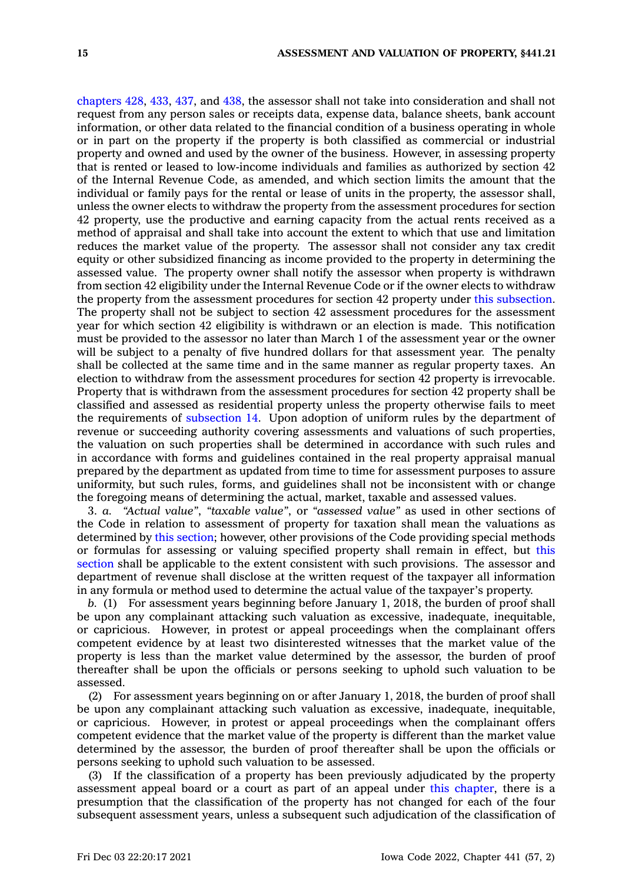chapters 428, 433, 437, and 438, the assessor shall not take into consideration and shall not request from any person sales or receipts data, expense data, balance sheets, bank account information, or other data related to the financial condition of a business operating in whole or in part on the property if the property is both classified as commercial or industrial property and owned and used by the owner of the business. However, in assessing property that is rented or leased to low-income individuals and families as authorized by section 42 of the Internal Revenue Code, as amended, and which section limits the amount that the individual or family pays for the rental or lease of units in the property, the assessor shall, unless the owner elects to withdraw the property from the assessment procedures for section 42 property, use the productive and earning capacity from the actual rents received as a method of appraisal and shall take into account the extent to which that use and limitation reduces the market value of the property. The assessor shall not consider any tax credit equity or other subsidized financing as income provided to the property in determining the assessed value. The property owner shall notify the assessor when property is withdrawn from section 42 eligibility under the Internal Revenue Code or if the owner elects to withdraw the property from the assessment procedures for section 42 property under this subsection. The property shall not be subject to section 42 assessment procedures for the assessment year for which section 42 eligibility is withdrawn or an election is made. This notification must be provided to the assessor no later than March 1 of the assessment year or the owner will be subject to a penalty of five hundred dollars for that assessment year. The penalty shall be collected at the same time and in the same manner as regular property taxes. An election to withdraw from the assessment procedures for section 42 property is irrevocable. Property that is withdrawn from the assessment procedures for section 42 property shall be classified and assessed as residential property unless the property otherwise fails to meet the requirements of subsection 14. Upon adoption of uniform rules by the department of revenue or succeeding authority covering assessments and valuations of such properties, the valuation on such properties shall be determined in accordance with such rules and in accordance with forms and guidelines contained in the real property appraisal manual prepared by the department as updated from time to time for assessment purposes to assure uniformity, but such rules, forms, and guidelines shall not be inconsistent with or change the foregoing means of determining the actual, market, taxable and assessed values.

3. *a.* *"Actual value"*, *"taxable value"*, or *"assessed value"* as used in other sections of the Code in relation to assessment of property for taxation shall mean the valuations as determined by this section; however, other provisions of the Code providing special methods or formulas for assessing or valuing specified property shall remain in effect, but this section shall be applicable to the extent consistent with such provisions. The assessor and department of revenue shall disclose at the written request of the taxpayer all information in any formula or method used to determine the actual value of the taxpayer's property.

*b.* (1) For assessment years beginning before January 1, 2018, the burden of proof shall be upon any complainant attacking such valuation as excessive, inadequate, inequitable, or capricious. However, in protest or appeal proceedings when the complainant offers competent evidence by at least two disinterested witnesses that the market value of the property is less than the market value determined by the assessor, the burden of proof thereafter shall be upon the officials or persons seeking to uphold such valuation to be assessed.

(2) For assessment years beginning on or after January 1, 2018, the burden of proof shall be upon any complainant attacking such valuation as excessive, inadequate, inequitable, or capricious. However, in protest or appeal proceedings when the complainant offers competent evidence that the market value of the property is different than the market value determined by the assessor, the burden of proof thereafter shall be upon the officials or persons seeking to uphold such valuation to be assessed.

(3) If the classification of a property has been previously adjudicated by the property assessment appeal board or a court as part of an appeal under this chapter, there is a presumption that the classification of the property has not changed for each of the four subsequent assessment years, unless a subsequent such adjudication of the classification of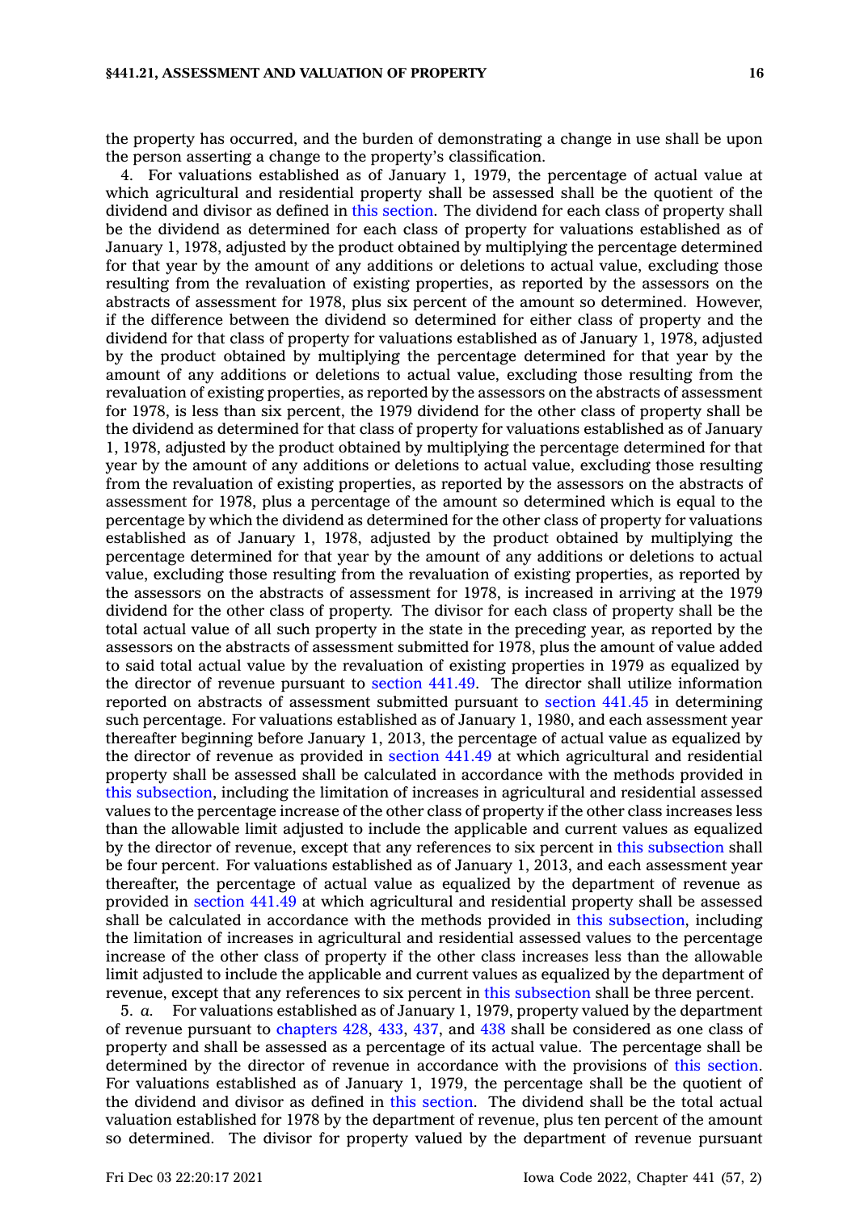the property has occurred, and the burden of demonstrating a change in use shall be upon the person asserting a change to the property's classification.

4. For valuations established as of January 1, 1979, the percentage of actual value at which agricultural and residential property shall be assessed shall be the quotient of the dividend and divisor as defined in this section. The dividend for each class of property shall be the dividend as determined for each class of property for valuations established as of January 1, 1978, adjusted by the product obtained by multiplying the percentage determined for that year by the amount of any additions or deletions to actual value, excluding those resulting from the revaluation of existing properties, as reported by the assessors on the abstracts of assessment for 1978, plus six percent of the amount so determined. However, if the difference between the dividend so determined for either class of property and the dividend for that class of property for valuations established as of January 1, 1978, adjusted by the product obtained by multiplying the percentage determined for that year by the amount of any additions or deletions to actual value, excluding those resulting from the revaluation of existing properties, as reported by the assessors on the abstracts of assessment for 1978, is less than six percent, the 1979 dividend for the other class of property shall be the dividend as determined for that class of property for valuations established as of January 1, 1978, adjusted by the product obtained by multiplying the percentage determined for that year by the amount of any additions or deletions to actual value, excluding those resulting from the revaluation of existing properties, as reported by the assessors on the abstracts of assessment for 1978, plus a percentage of the amount so determined which is equal to the percentage by which the dividend as determined for the other class of property for valuations established as of January 1, 1978, adjusted by the product obtained by multiplying the percentage determined for that year by the amount of any additions or deletions to actual value, excluding those resulting from the revaluation of existing properties, as reported by the assessors on the abstracts of assessment for 1978, is increased in arriving at the 1979 dividend for the other class of property. The divisor for each class of property shall be the total actual value of all such property in the state in the preceding year, as reported by the assessors on the abstracts of assessment submitted for 1978, plus the amount of value added to said total actual value by the revaluation of existing properties in 1979 as equalized by the director of revenue pursuant to section 441.49. The director shall utilize information reported on abstracts of assessment submitted pursuant to section 441.45 in determining such percentage. For valuations established as of January 1, 1980, and each assessment year thereafter beginning before January 1, 2013, the percentage of actual value as equalized by the director of revenue as provided in section 441.49 at which agricultural and residential property shall be assessed shall be calculated in accordance with the methods provided in this subsection, including the limitation of increases in agricultural and residential assessed values to the percentage increase of the other class of property if the other class increases less than the allowable limit adjusted to include the applicable and current values as equalized by the director of revenue, except that any references to six percent in this subsection shall be four percent. For valuations established as of January 1, 2013, and each assessment year thereafter, the percentage of actual value as equalized by the department of revenue as provided in section 441.49 at which agricultural and residential property shall be assessed shall be calculated in accordance with the methods provided in this subsection, including the limitation of increases in agricultural and residential assessed values to the percentage increase of the other class of property if the other class increases less than the allowable limit adjusted to include the applicable and current values as equalized by the department of revenue, except that any references to six percent in this subsection shall be three percent.

5. *a.* For valuations established as of January 1, 1979, property valued by the department of revenue pursuant to chapters 428, 433, 437, and 438 shall be considered as one class of property and shall be assessed as a percentage of its actual value. The percentage shall be determined by the director of revenue in accordance with the provisions of this section. For valuations established as of January 1, 1979, the percentage shall be the quotient of the dividend and divisor as defined in this section. The dividend shall be the total actual valuation established for 1978 by the department of revenue, plus ten percent of the amount so determined. The divisor for property valued by the department of revenue pursuant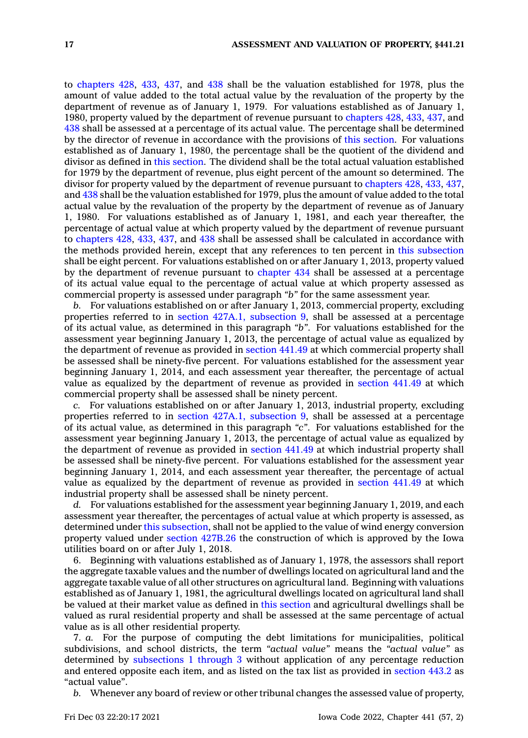to chapters 428, 433, 437, and 438 shall be the valuation established for 1978, plus the amount of value added to the total actual value by the revaluation of the property by the department of revenue as of January 1, 1979. For valuations established as of January 1, 1980, property valued by the department of revenue pursuant to chapters 428, 433, 437, and 438 shall be assessed at a percentage of its actual value. The percentage shall be determined by the director of revenue in accordance with the provisions of this section. For valuations established as of January 1, 1980, the percentage shall be the quotient of the dividend and divisor as defined in this section. The dividend shall be the total actual valuation established for 1979 by the department of revenue, plus eight percent of the amount so determined. The divisor for property valued by the department of revenue pursuant to chapters 428, 433, 437, and 438 shall be the valuation established for 1979, plus the amount of value added to the total actual value by the revaluation of the property by the department of revenue as of January 1, 1980. For valuations established as of January 1, 1981, and each year thereafter, the percentage of actual value at which property valued by the department of revenue pursuant to chapters 428, 433, 437, and 438 shall be assessed shall be calculated in accordance with the methods provided herein, except that any references to ten percent in this subsection shall be eight percent. For valuations established on or after January 1, 2013, property valued by the department of revenue pursuant to chapter 434 shall be assessed at a percentage of its actual value equal to the percentage of actual value at which property assessed as commercial property is assessed under paragraph *"b"* for the same assessment year.

*b.* For valuations established on or after January 1, 2013, commercial property, excluding properties referred to in section 427A.1, subsection 9, shall be assessed at a percentage of its actual value, as determined in this paragraph *"b"*. For valuations established for the assessment year beginning January 1, 2013, the percentage of actual value as equalized by the department of revenue as provided in section 441.49 at which commercial property shall be assessed shall be ninety-five percent. For valuations established for the assessment year beginning January 1, 2014, and each assessment year thereafter, the percentage of actual value as equalized by the department of revenue as provided in section 441.49 at which commercial property shall be assessed shall be ninety percent.

*c.* For valuations established on or after January 1, 2013, industrial property, excluding properties referred to in section 427A.1, subsection 9, shall be assessed at a percentage of its actual value, as determined in this paragraph *"c"*. For valuations established for the assessment year beginning January 1, 2013, the percentage of actual value as equalized by the department of revenue as provided in section 441.49 at which industrial property shall be assessed shall be ninety-five percent. For valuations established for the assessment year beginning January 1, 2014, and each assessment year thereafter, the percentage of actual value as equalized by the department of revenue as provided in section 441.49 at which industrial property shall be assessed shall be ninety percent.

*d.* For valuations established for the assessment year beginning January 1, 2019, and each assessment year thereafter, the percentages of actual value at which property is assessed, as determined under this subsection, shall not be applied to the value of wind energy conversion property valued under section 427B.26 the construction of which is approved by the Iowa utilities board on or after July 1, 2018.

6. Beginning with valuations established as of January 1, 1978, the assessors shall report the aggregate taxable values and the number of dwellings located on agricultural land and the aggregate taxable value of all other structures on agricultural land. Beginning with valuations established as of January 1, 1981, the agricultural dwellings located on agricultural land shall be valued at their market value as defined in this section and agricultural dwellings shall be valued as rural residential property and shall be assessed at the same percentage of actual value as is all other residential property.

7. *a.* For the purpose of computing the debt limitations for municipalities, political subdivisions, and school districts, the term *"actual value"* means the *"actual value"* as determined by subsections 1 through 3 without application of any percentage reduction and entered opposite each item, and as listed on the tax list as provided in section 443.2 as "actual value".

*b.* Whenever any board of review or other tribunal changes the assessed value of property,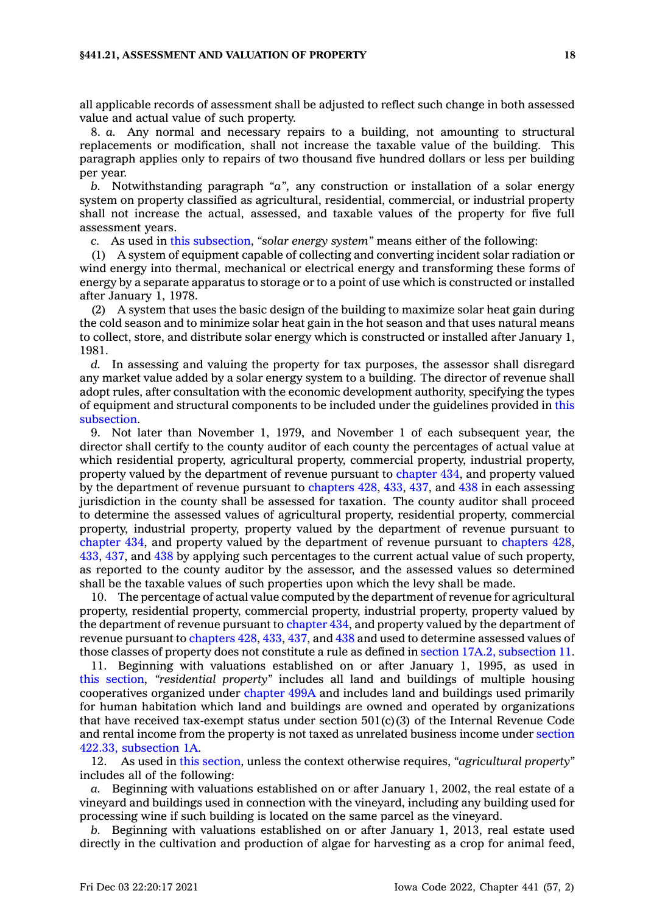all applicable records of assessment shall be adjusted to reflect such change in both assessed value and actual value of such property.

8. *a.* Any normal and necessary repairs to a building, not amounting to structural replacements or modification, shall not increase the taxable value of the building. This paragraph applies only to repairs of two thousand five hundred dollars or less per building per year.

*b.* Notwithstanding paragraph *"a"*, any construction or installation of a solar energy system on property classified as agricultural, residential, commercial, or industrial property shall not increase the actual, assessed, and taxable values of the property for five full assessment years.

*c.* As used in this subsection, *"solar energy system"* means either of the following:

(1) A system of equipment capable of collecting and converting incident solar radiation or wind energy into thermal, mechanical or electrical energy and transforming these forms of energy by a separate apparatus to storage or to a point of use which is constructed or installed after January 1, 1978.

(2) A system that uses the basic design of the building to maximize solar heat gain during the cold season and to minimize solar heat gain in the hot season and that uses natural means to collect, store, and distribute solar energy which is constructed or installed after January 1, 1981.

*d.* In assessing and valuing the property for tax purposes, the assessor shall disregard any market value added by a solar energy system to a building. The director of revenue shall adopt rules, after consultation with the economic development authority, specifying the types of equipment and structural components to be included under the guidelines provided in this subsection.

9. Not later than November 1, 1979, and November 1 of each subsequent year, the director shall certify to the county auditor of each county the percentages of actual value at which residential property, agricultural property, commercial property, industrial property, property valued by the department of revenue pursuant to chapter 434, and property valued by the department of revenue pursuant to chapters 428, 433, 437, and 438 in each assessing jurisdiction in the county shall be assessed for taxation. The county auditor shall proceed to determine the assessed values of agricultural property, residential property, commercial property, industrial property, property valued by the department of revenue pursuant to chapter 434, and property valued by the department of revenue pursuant to chapters 428, 433, 437, and 438 by applying such percentages to the current actual value of such property, as reported to the county auditor by the assessor, and the assessed values so determined shall be the taxable values of such properties upon which the levy shall be made.

10. The percentage of actual value computed by the department of revenue for agricultural property, residential property, commercial property, industrial property, property valued by the department of revenue pursuant to chapter 434, and property valued by the department of revenue pursuant to chapters 428, 433, 437, and 438 and used to determine assessed values of those classes of property does not constitute a rule as defined in section 17A.2, subsection 11.

11. Beginning with valuations established on or after January 1, 1995, as used in this section, *"residential property"* includes all land and buildings of multiple housing cooperatives organized under chapter 499A and includes land and buildings used primarily for human habitation which land and buildings are owned and operated by organizations that have received tax-exempt status under section 501(c)(3) of the Internal Revenue Code and rental income from the property is not taxed as unrelated business income under section 422.33, subsection 1A.

12. As used in this section, unless the context otherwise requires, *"agricultural property"* includes all of the following:

*a.* Beginning with valuations established on or after January 1, 2002, the real estate of a vineyard and buildings used in connection with the vineyard, including any building used for processing wine if such building is located on the same parcel as the vineyard.

*b.* Beginning with valuations established on or after January 1, 2013, real estate used directly in the cultivation and production of algae for harvesting as a crop for animal feed,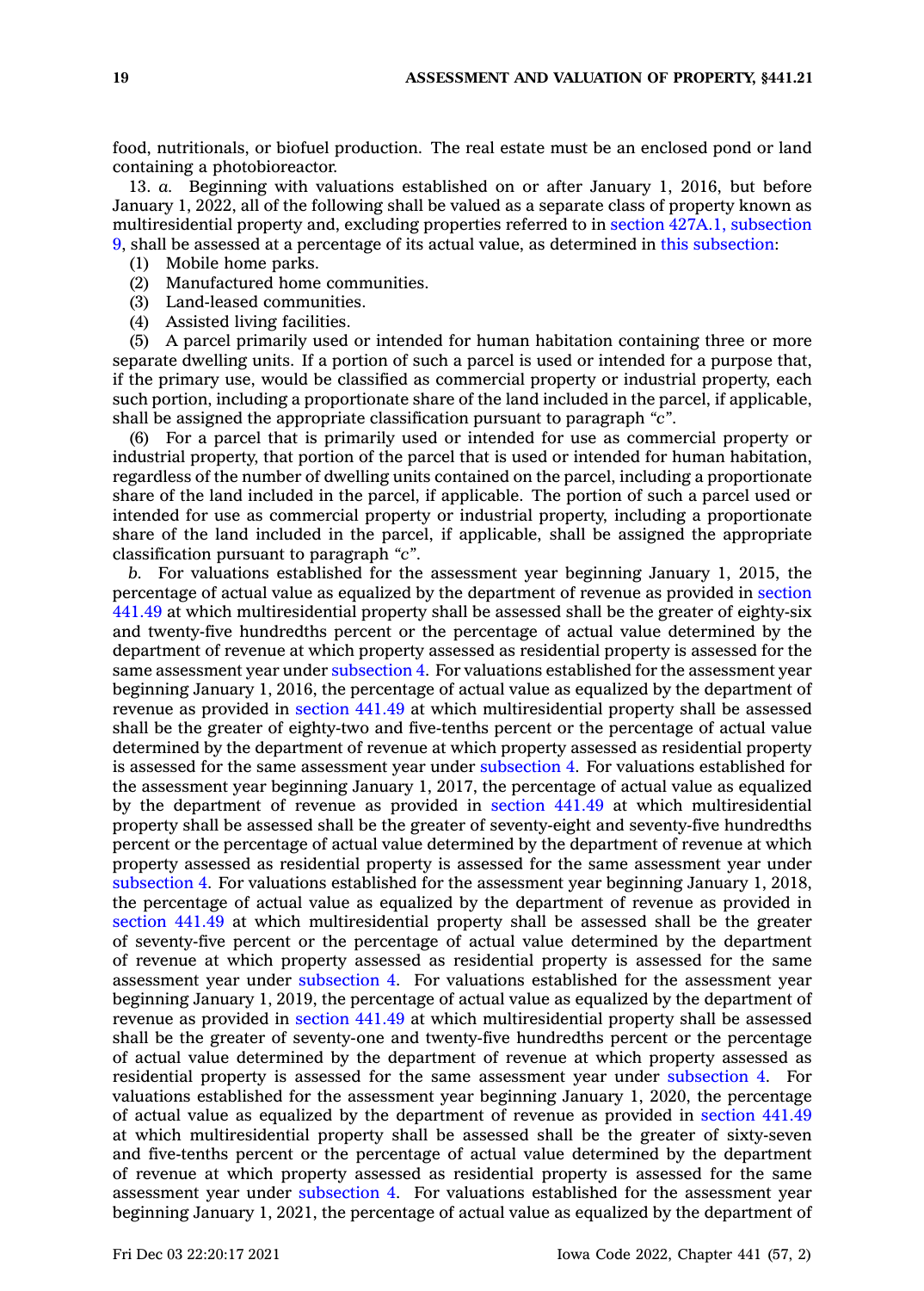food, nutritionals, or biofuel production. The real estate must be an enclosed pond or land containing a photobioreactor.

13. *a.* Beginning with valuations established on or after January 1, 2016, but before January 1, 2022, all of the following shall be valued as a separate class of property known as multiresidential property and, excluding properties referred to in section 427A.1, subsection 9, shall be assessed at a percentage of its actual value, as determined in this subsection:

(1) Mobile home parks.

(2) Manufactured home communities.

(3) Land-leased communities.

(4) Assisted living facilities.

(5) A parcel primarily used or intended for human habitation containing three or more separate dwelling units. If a portion of such a parcel is used or intended for a purpose that, if the primary use, would be classified as commercial property or industrial property, each such portion, including a proportionate share of the land included in the parcel, if applicable, shall be assigned the appropriate classification pursuant to paragraph "c".

(6) For a parcel that is primarily used or intended for use as commercial property or industrial property, that portion of the parcel that is used or intended for human habitation, regardless of the number of dwelling units contained on the parcel, including a proportionate share of the land included in the parcel, if applicable. The portion of such a parcel used or intended for use as commercial property or industrial property, including a proportionate share of the land included in the parcel, if applicable, shall be assigned the appropriate classification pursuant to paragraph "c".

*b.* For valuations established for the assessment year beginning January 1, 2015, the percentage of actual value as equalized by the department of revenue as provided in section 441.49 at which multiresidential property shall be assessed shall be the greater of eighty-six and twenty-five hundredths percent or the percentage of actual value determined by the department of revenue at which property assessed as residential property is assessed for the same assessment year under subsection 4. For valuations established for the assessment year beginning January 1, 2016, the percentage of actual value as equalized by the department of revenue as provided in section 441.49 at which multiresidential property shall be assessed shall be the greater of eighty-two and five-tenths percent or the percentage of actual value determined by the department of revenue at which property assessed as residential property is assessed for the same assessment year under subsection 4. For valuations established for the assessment year beginning January 1, 2017, the percentage of actual value as equalized by the department of revenue as provided in section 441.49 at which multiresidential property shall be assessed shall be the greater of seventy-eight and seventy-five hundredths percent or the percentage of actual value determined by the department of revenue at which property assessed as residential property is assessed for the same assessment year under subsection 4. For valuations established for the assessment year beginning January 1, 2018, the percentage of actual value as equalized by the department of revenue as provided in section 441.49 at which multiresidential property shall be assessed shall be the greater of seventy-five percent or the percentage of actual value determined by the department of revenue at which property assessed as residential property is assessed for the same assessment year under subsection 4. For valuations established for the assessment year beginning January 1, 2019, the percentage of actual value as equalized by the department of revenue as provided in section 441.49 at which multiresidential property shall be assessed shall be the greater of seventy-one and twenty-five hundredths percent or the percentage of actual value determined by the department of revenue at which property assessed as residential property is assessed for the same assessment year under subsection 4. For valuations established for the assessment year beginning January 1, 2020, the percentage of actual value as equalized by the department of revenue as provided in section 441.49 at which multiresidential property shall be assessed shall be the greater of sixty-seven and five-tenths percent or the percentage of actual value determined by the department of revenue at which property assessed as residential property is assessed for the same assessment year under subsection 4. For valuations established for the assessment year beginning January 1, 2021, the percentage of actual value as equalized by the department of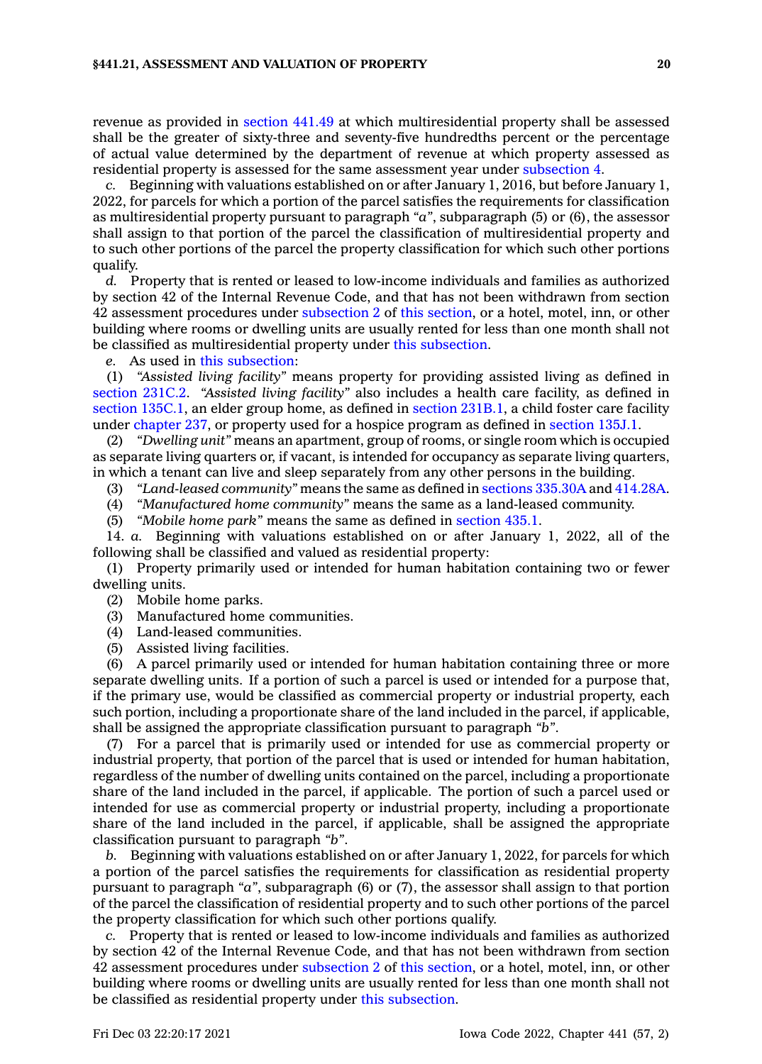revenue as provided in section 441.49 at which multiresidential property shall be assessed shall be the greater of sixty-three and seventy-five hundredths percent or the percentage of actual value determined by the department of revenue at which property assessed as residential property is assessed for the same assessment year under subsection 4.

*c.* Beginning with valuations established on or after January 1, 2016, but before January 1, 2022, for parcels for which a portion of the parcel satisfies the requirements for classification as multiresidential property pursuant to paragraph *"a"*, subparagraph (5) or (6), the assessor shall assign to that portion of the parcel the classification of multiresidential property and to such other portions of the parcel the property classification for which such other portions qualify.

*d.* Property that is rented or leased to low-income individuals and families as authorized by section 42 of the Internal Revenue Code, and that has not been withdrawn from section 42 assessment procedures under subsection 2 of this section, or a hotel, motel, inn, or other building where rooms or dwelling units are usually rented for less than one month shall not be classified as multiresidential property under this subsection.

*e.* As used in this subsection:

(1) *"Assisted living facility"* means property for providing assisted living as defined in section 231C.2. *"Assisted living facility"* also includes a health care facility, as defined in section 135C.1, an elder group home, as defined in section 231B.1, a child foster care facility under chapter 237, or property used for a hospice program as defined in section 135J.1.

(2) *"Dwelling unit"* means an apartment, group of rooms, or single room which is occupied as separate living quarters or, if vacant, is intended for occupancy as separate living quarters, in which a tenant can live and sleep separately from any other persons in the building.

(3) *"Land-leased community"* means the same as defined in sections 335.30A and 414.28A.

(4) *"Manufactured home community"* means the same as a land-leased community.

(5) *"Mobile home park"* means the same as defined in section 435.1.

14. *a.* Beginning with valuations established on or after January 1, 2022, all of the following shall be classified and valued as residential property:

(1) Property primarily used or intended for human habitation containing two or fewer dwelling units.

(2) Mobile home parks.

(3) Manufactured home communities.

(4) Land-leased communities.

(5) Assisted living facilities.

(6) A parcel primarily used or intended for human habitation containing three or more separate dwelling units. If a portion of such a parcel is used or intended for a purpose that, if the primary use, would be classified as commercial property or industrial property, each such portion, including a proportionate share of the land included in the parcel, if applicable, shall be assigned the appropriate classification pursuant to paragraph *"b"*.

(7) For a parcel that is primarily used or intended for use as commercial property or industrial property, that portion of the parcel that is used or intended for human habitation, regardless of the number of dwelling units contained on the parcel, including a proportionate share of the land included in the parcel, if applicable. The portion of such a parcel used or intended for use as commercial property or industrial property, including a proportionate share of the land included in the parcel, if applicable, shall be assigned the appropriate classification pursuant to paragraph *"b"*.

*b.* Beginning with valuations established on or after January 1, 2022, for parcels for which a portion of the parcel satisfies the requirements for classification as residential property pursuant to paragraph *"a"*, subparagraph (6) or (7), the assessor shall assign to that portion of the parcel the classification of residential property and to such other portions of the parcel the property classification for which such other portions qualify.

*c.* Property that is rented or leased to low-income individuals and families as authorized by section 42 of the Internal Revenue Code, and that has not been withdrawn from section 42 assessment procedures under subsection 2 of this section, or a hotel, motel, inn, or other building where rooms or dwelling units are usually rented for less than one month shall not be classified as residential property under this subsection.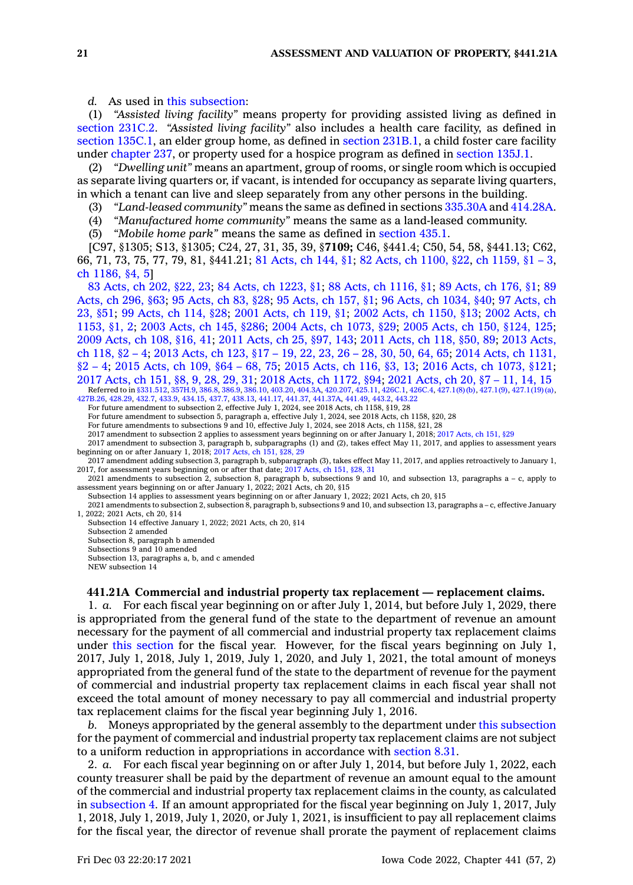*d.* As used in this subsection:

(1) *"Assisted living facility"* means property for providing assisted living as defined in section 231C.2. *"Assisted living facility"* also includes a health care facility, as defined in section 135C.1, an elder group home, as defined in section 231B.1, a child foster care facility under chapter 237, or property used for a hospice program as defined in section 135J.1.

(2) *"Dwelling unit"* means an apartment, group of rooms, or single room which is occupied as separate living quarters or, if vacant, is intended for occupancy as separate living quarters, in which a tenant can live and sleep separately from any other persons in the building.

(3) *"Land-leased community"* means the same as defined in sections 335.30A and 414.28A.

(4) *"Manufactured home community"* means the same as a land-leased community.

(5) *"Mobile home park"* means the same as defined in section 435.1.

[C97, §1305; S13, §1305; C24, 27, 31, 35, 39, §**7109;** C46, §441.4; C50, 54, 58, §441.13; C62, 66, 71, 73, 75, 77, 79, 81, §441.21; 81 Acts, ch 144, §1; 82 Acts, ch 1100, §22, ch 1159, §1 – 3, ch 1186, §4, 5]

83 Acts, ch 202, §22, 23; 84 Acts, ch 1223, §1; 88 Acts, ch 1116, §1; 89 Acts, ch 176, §1; 89 Acts, ch 296, §63; 95 Acts, ch 83, §28; 95 Acts, ch 157, §1; 96 Acts, ch 1034, §40; 97 Acts, ch 23, §51; 99 Acts, ch 114, §28; 2001 Acts, ch 119, §1; 2002 Acts, ch 1150, §13; 2002 Acts, ch 1153, §1, 2; 2003 Acts, ch 145, §286; 2004 Acts, ch 1073, §29; 2005 Acts, ch 150, §124, 125; 2009 Acts, ch 108, §16, 41; 2011 Acts, ch 25, §97, 143; 2011 Acts, ch 118, §50, 89; 2013 Acts, ch 118, §2 – 4; 2013 Acts, ch 123, §17 – 19, 22, 23, 26 – 28, 30, 50, 64, 65; 2014 Acts, ch 1131, §2 – 4; 2015 Acts, ch 109, §64 – 68, 75; 2015 Acts, ch 116, §3, 13; 2016 Acts, ch 1073, §121; 2017 Acts, ch 151, §8, 9, 28, 29, 31; 2018 Acts, ch 1172, §94; 2021 Acts, ch 20, §7 – 11, 14, 15

Referred to in §331.512, 357H.9, 386.8, 386.9, 386.10, 403.20, 404.3A, 420.207, 425.11, 426C.1, 426C.4, 427.1(8)(b), 427.1(9), 427.1(19)(a), 427B.26, 428.29, 432.7, 433.9, 434.15, 437.7, 438.13, 441.17, 441.37, 441.37A, 441.49, 443.2, 443.22

For future amendment to subsection 2, effective July 1, 2024, see 2018 Acts, ch 1158, §19, 28

For future amendment to subsection 5, paragraph a, effective July 1, 2024, see 2018 Acts, ch 1158, §20, 28

For future amendments to subsections 9 and 10, effective July 1, 2024, see 2018 Acts, ch 1158, §21, 28

2017 amendment to subsection 2 applies to assessment years beginning on or after January 1, 2018; 2017 Acts, ch 151, §29

2017 amendment to subsection 3, paragraph b, subparagraphs (1) and (2), takes effect May 11, 2017, and applies to assessment years beginning on or after January 1, 2018; 2017 Acts, ch 151, §28, 29

2017 amendment adding subsection 3, paragraph b, subparagraph (3), takes effect May 11, 2017, and applies retroactively to January 1, 2017, for assessment years beginning on or after that date; 2017 Acts, ch 151, §28, 31

2021 amendments to subsection 2, subsection 8, paragraph b, subsections 9 and 10, and subsection 13, paragraphs a – c, apply to assessment years beginning on or after January 1, 2022; 2021 Acts, ch 20, §15

Subsection 14 applies to assessment years beginning on or after January 1, 2022; 2021 Acts, ch 20, §15

2021 amendments to subsection 2, subsection 8, paragraph b, subsections 9 and 10, and subsection 13, paragraphs a – c, effective January 1, 2022; 2021 Acts, ch 20, §14

Subsection 14 effective January 1, 2022; 2021 Acts, ch 20, §14

Subsection 2 amended

Subsection 8, paragraph b amended

Subsections 9 and 10 amended

Subsection 13, paragraphs a, b, and c amended

NEW subsection 14

## 441.21A Commercial and industrial property tax replacement — replacement claims.

1. *a.* For each fiscal year beginning on or after July 1, 2014, but before July 1, 2029, there is appropriated from the general fund of the state to the department of revenue an amount necessary for the payment of all commercial and industrial property tax replacement claims under this section for the fiscal year. However, for the fiscal years beginning on July 1, 2017, July 1, 2018, July 1, 2019, July 1, 2020, and July 1, 2021, the total amount of moneys appropriated from the general fund of the state to the department of revenue for the payment of commercial and industrial property tax replacement claims in each fiscal year shall not exceed the total amount of money necessary to pay all commercial and industrial property tax replacement claims for the fiscal year beginning July 1, 2016.

*b.* Moneys appropriated by the general assembly to the department under this subsection for the payment of commercial and industrial property tax replacement claims are not subject to a uniform reduction in appropriations in accordance with section 8.31.

2. *a.* For each fiscal year beginning on or after July 1, 2014, but before July 1, 2022, each county treasurer shall be paid by the department of revenue an amount equal to the amount of the commercial and industrial property tax replacement claims in the county, as calculated in subsection 4. If an amount appropriated for the fiscal year beginning on July 1, 2017, July 1, 2018, July 1, 2019, July 1, 2020, or July 1, 2021, is insufficient to pay all replacement claims for the fiscal year, the director of revenue shall prorate the payment of replacement claims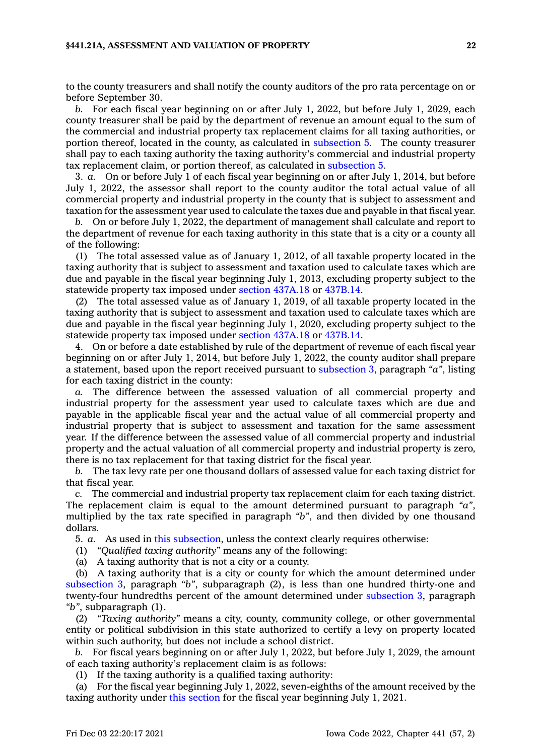to the county treasurers and shall notify the county auditors of the pro rata percentage on or before September 30.

*b.* For each fiscal year beginning on or after July 1, 2022, but before July 1, 2029, each county treasurer shall be paid by the department of revenue an amount equal to the sum of the commercial and industrial property tax replacement claims for all taxing authorities, or portion thereof, located in the county, as calculated in subsection 5. The county treasurer shall pay to each taxing authority the taxing authority's commercial and industrial property tax replacement claim, or portion thereof, as calculated in subsection 5.

3. *a.* On or before July 1 of each fiscal year beginning on or after July 1, 2014, but before July 1, 2022, the assessor shall report to the county auditor the total actual value of all commercial property and industrial property in the county that is subject to assessment and taxation for the assessment year used to calculate the taxes due and payable in that fiscal year.

*b.* On or before July 1, 2022, the department of management shall calculate and report to the department of revenue for each taxing authority in this state that is a city or a county all of the following:

(1) The total assessed value as of January 1, 2012, of all taxable property located in the taxing authority that is subject to assessment and taxation used to calculate taxes which are due and payable in the fiscal year beginning July 1, 2013, excluding property subject to the statewide property tax imposed under section 437A.18 or 437B.14.

(2) The total assessed value as of January 1, 2019, of all taxable property located in the taxing authority that is subject to assessment and taxation used to calculate taxes which are due and payable in the fiscal year beginning July 1, 2020, excluding property subject to the statewide property tax imposed under section 437A.18 or 437B.14.

4. On or before a date established by rule of the department of revenue of each fiscal year beginning on or after July 1, 2014, but before July 1, 2022, the county auditor shall prepare a statement, based upon the report received pursuant to subsection 3, paragraph *"a"*, listing for each taxing district in the county:

*a.* The difference between the assessed valuation of all commercial property and industrial property for the assessment year used to calculate taxes which are due and payable in the applicable fiscal year and the actual value of all commercial property and industrial property that is subject to assessment and taxation for the same assessment year. If the difference between the assessed value of all commercial property and industrial property and the actual valuation of all commercial property and industrial property is zero, there is no tax replacement for that taxing district for the fiscal year.

*b.* The tax levy rate per one thousand dollars of assessed value for each taxing district for that fiscal year.

*c.* The commercial and industrial property tax replacement claim for each taxing district. The replacement claim is equal to the amount determined pursuant to paragraph *"a"*, multiplied by the tax rate specified in paragraph *"b"*, and then divided by one thousand dollars.

5. *a.* As used in this subsection, unless the context clearly requires otherwise:

(1) *"Qualified taxing authority"* means any of the following:

(a) A taxing authority that is not a city or a county.

(b) A taxing authority that is a city or county for which the amount determined under subsection 3, paragraph *"b"*, subparagraph (2), is less than one hundred thirty-one and twenty-four hundredths percent of the amount determined under subsection 3, paragraph *"b"*, subparagraph (1).

(2) *"Taxing authority"* means a city, county, community college, or other governmental entity or political subdivision in this state authorized to certify a levy on property located within such authority, but does not include a school district.

*b.* For fiscal years beginning on or after July 1, 2022, but before July 1, 2029, the amount of each taxing authority's replacement claim is as follows:

(1) If the taxing authority is a qualified taxing authority:

(a) For the fiscal year beginning July 1, 2022, seven-eighths of the amount received by the taxing authority under this section for the fiscal year beginning July 1, 2021.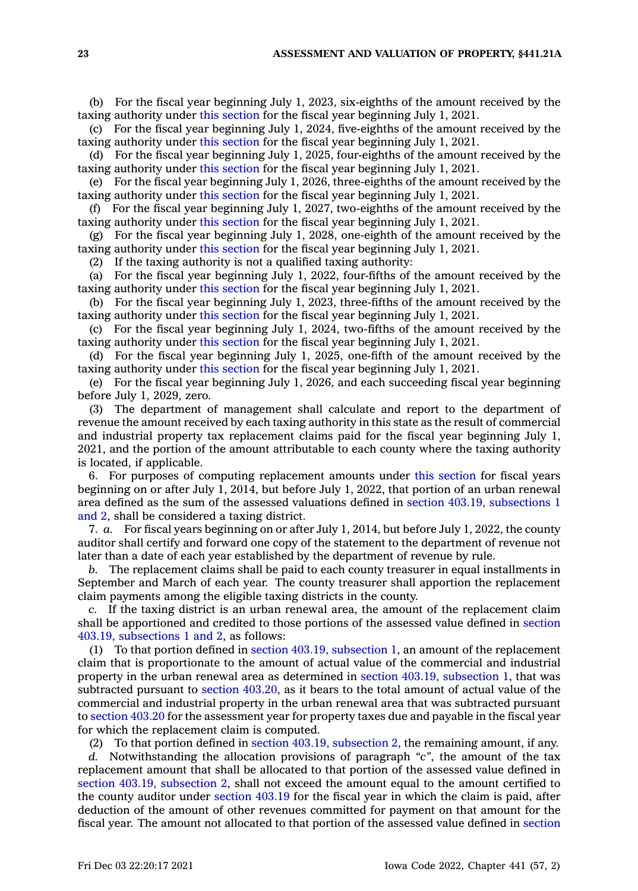(b) For the fiscal year beginning July 1, 2023, six-eighths of the amount received by the taxing authority under this section for the fiscal year beginning July 1, 2021.

(c) For the fiscal year beginning July 1, 2024, five-eighths of the amount received by the taxing authority under this section for the fiscal year beginning July 1, 2021.

(d) For the fiscal year beginning July 1, 2025, four-eighths of the amount received by the taxing authority under this section for the fiscal year beginning July 1, 2021.

(e) For the fiscal year beginning July 1, 2026, three-eighths of the amount received by the taxing authority under this section for the fiscal year beginning July 1, 2021.

(f) For the fiscal year beginning July 1, 2027, two-eighths of the amount received by the taxing authority under this section for the fiscal year beginning July 1, 2021.

(g) For the fiscal year beginning July 1, 2028, one-eighth of the amount received by the taxing authority under this section for the fiscal year beginning July 1, 2021.

(2) If the taxing authority is not a qualified taxing authority:

(a) For the fiscal year beginning July 1, 2022, four-fifths of the amount received by the taxing authority under this section for the fiscal year beginning July 1, 2021.

(b) For the fiscal year beginning July 1, 2023, three-fifths of the amount received by the taxing authority under this section for the fiscal year beginning July 1, 2021.

(c) For the fiscal year beginning July 1, 2024, two-fifths of the amount received by the taxing authority under this section for the fiscal year beginning July 1, 2021.

(d) For the fiscal year beginning July 1, 2025, one-fifth of the amount received by the taxing authority under this section for the fiscal year beginning July 1, 2021.

(e) For the fiscal year beginning July 1, 2026, and each succeeding fiscal year beginning before July 1, 2029, zero.

(3) The department of management shall calculate and report to the department of revenue the amount received by each taxing authority in this state as the result of commercial and industrial property tax replacement claims paid for the fiscal year beginning July 1, 2021, and the portion of the amount attributable to each county where the taxing authority is located, if applicable.

6. For purposes of computing replacement amounts under this section for fiscal years beginning on or after July 1, 2014, but before July 1, 2022, that portion of an urban renewal area defined as the sum of the assessed valuations defined in section 403.19, subsections 1 and 2, shall be considered a taxing district.

7. *a.* For fiscal years beginning on or after July 1, 2014, but before July 1, 2022, the county auditor shall certify and forward one copy of the statement to the department of revenue not later than a date of each year established by the department of revenue by rule.

*b.* The replacement claims shall be paid to each county treasurer in equal installments in September and March of each year. The county treasurer shall apportion the replacement claim payments among the eligible taxing districts in the county.

*c.* If the taxing district is an urban renewal area, the amount of the replacement claim shall be apportioned and credited to those portions of the assessed value defined in section 403.19, subsections 1 and 2, as follows:

(1) To that portion defined in section 403.19, subsection 1, an amount of the replacement claim that is proportionate to the amount of actual value of the commercial and industrial property in the urban renewal area as determined in section 403.19, subsection 1, that was subtracted pursuant to section 403.20, as it bears to the total amount of actual value of the commercial and industrial property in the urban renewal area that was subtracted pursuant to section 403.20 for the assessment year for property taxes due and payable in the fiscal year for which the replacement claim is computed.

(2) To that portion defined in section 403.19, subsection 2, the remaining amount, if any.

*d.* Notwithstanding the allocation provisions of paragraph *"c"*, the amount of the tax replacement amount that shall be allocated to that portion of the assessed value defined in section 403.19, subsection 2, shall not exceed the amount equal to the amount certified to the county auditor under section 403.19 for the fiscal year in which the claim is paid, after deduction of the amount of other revenues committed for payment on that amount for the fiscal year. The amount not allocated to that portion of the assessed value defined in section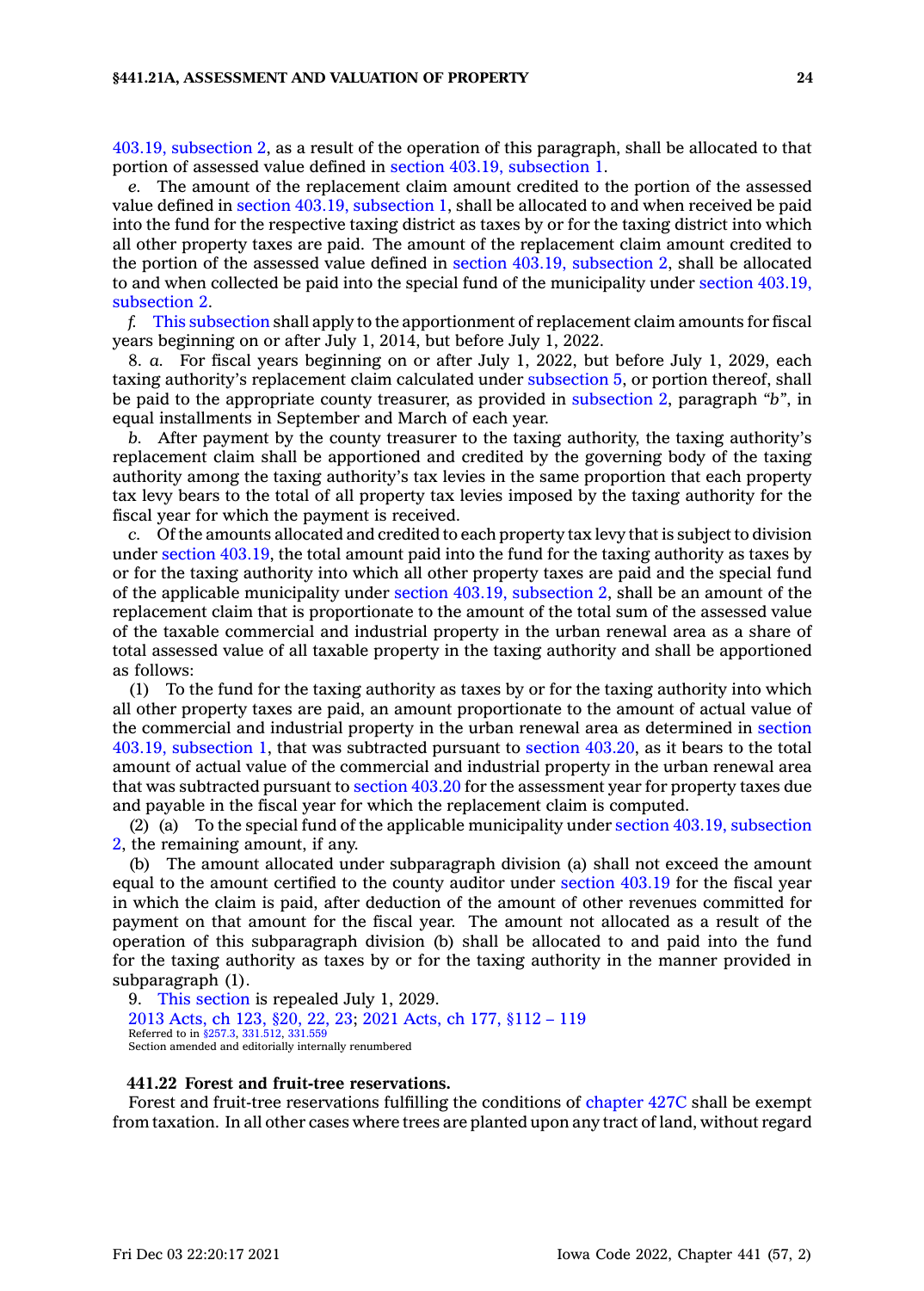403.19, subsection 2, as a result of the operation of this paragraph, shall be allocated to that portion of assessed value defined in section 403.19, subsection 1.

*e.* The amount of the replacement claim amount credited to the portion of the assessed value defined in section 403.19, subsection 1, shall be allocated to and when received be paid into the fund for the respective taxing district as taxes by or for the taxing district into which all other property taxes are paid. The amount of the replacement claim amount credited to the portion of the assessed value defined in section 403.19, subsection 2, shall be allocated to and when collected be paid into the special fund of the municipality under section 403.19, subsection 2.

*f.* This subsection shall apply to the apportionment of replacement claim amounts for fiscal years beginning on or after July 1, 2014, but before July 1, 2022.

8. *a.* For fiscal years beginning on or after July 1, 2022, but before July 1, 2029, each taxing authority's replacement claim calculated under subsection 5, or portion thereof, shall be paid to the appropriate county treasurer, as provided in subsection 2, paragraph *"b"*, in equal installments in September and March of each year.

*b.* After payment by the county treasurer to the taxing authority, the taxing authority's replacement claim shall be apportioned and credited by the governing body of the taxing authority among the taxing authority's tax levies in the same proportion that each property tax levy bears to the total of all property tax levies imposed by the taxing authority for the fiscal year for which the payment is received.

*c.* Of the amounts allocated and credited to each property tax levy that is subject to division under section 403.19, the total amount paid into the fund for the taxing authority as taxes by or for the taxing authority into which all other property taxes are paid and the special fund of the applicable municipality under section 403.19, subsection 2, shall be an amount of the replacement claim that is proportionate to the amount of the total sum of the assessed value of the taxable commercial and industrial property in the urban renewal area as a share of total assessed value of all taxable property in the taxing authority and shall be apportioned as follows:

(1) To the fund for the taxing authority as taxes by or for the taxing authority into which all other property taxes are paid, an amount proportionate to the amount of actual value of the commercial and industrial property in the urban renewal area as determined in section 403.19, subsection 1, that was subtracted pursuant to section 403.20, as it bears to the total amount of actual value of the commercial and industrial property in the urban renewal area that was subtracted pursuant to section 403.20 for the assessment year for property taxes due and payable in the fiscal year for which the replacement claim is computed.

(2) (a) To the special fund of the applicable municipality under section 403.19, subsection 2, the remaining amount, if any.

(b) The amount allocated under subparagraph division (a) shall not exceed the amount equal to the amount certified to the county auditor under section 403.19 for the fiscal year in which the claim is paid, after deduction of the amount of other revenues committed for payment on that amount for the fiscal year. The amount not allocated as a result of the operation of this subparagraph division (b) shall be allocated to and paid into the fund for the taxing authority as taxes by or for the taxing authority in the manner provided in subparagraph (1).

9. This section is repealed July 1, 2029.

2013 Acts, ch 123, §20, 22, 23; 2021 Acts, ch 177, §112 – 119
Referred to in §257.3, 331.512, 331.559
Section amended and editorially internally renumbered

**441.22 Forest and fruit-tree reservations.**

Forest and fruit-tree reservations fulfilling the conditions of chapter 427C shall be exempt from taxation. In all other cases where trees are planted upon any tract of land, without regard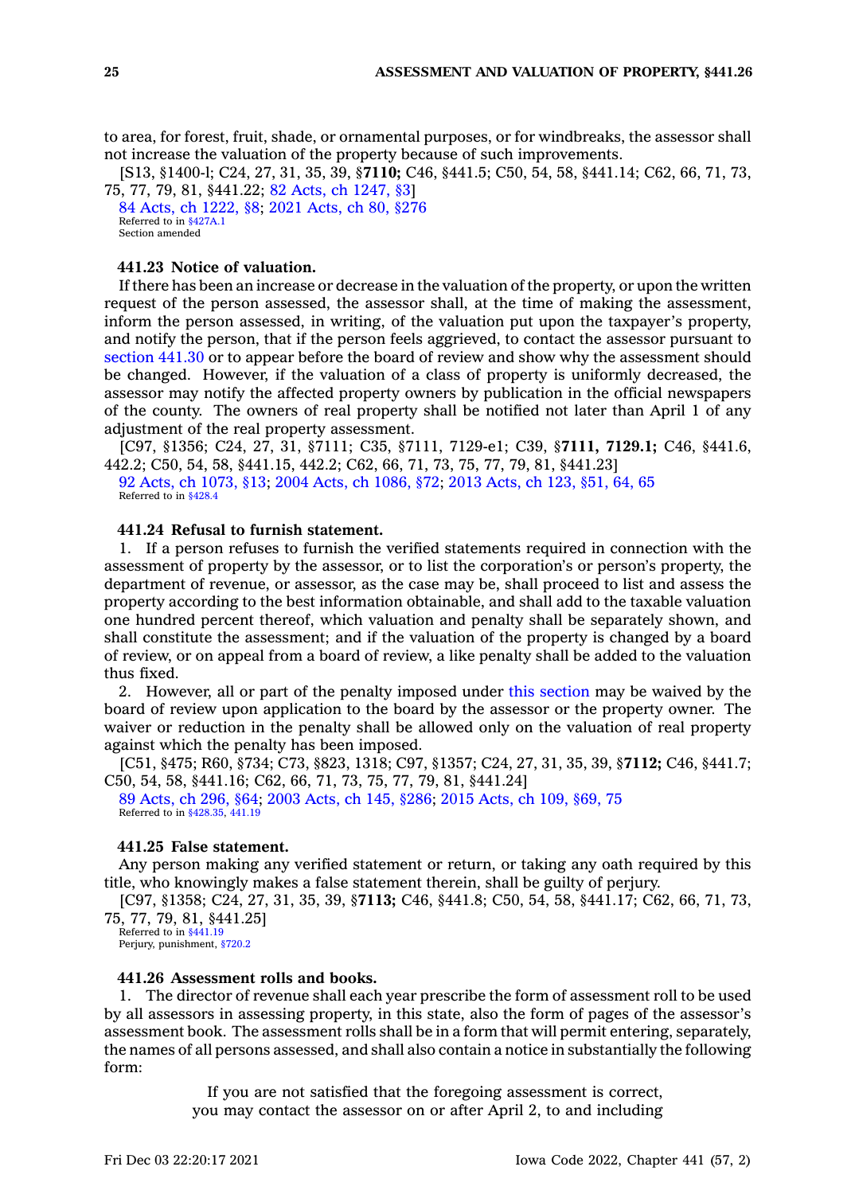to area, for forest, fruit, shade, or ornamental purposes, or for windbreaks, the assessor shall not increase the valuation of the property because of such improvements.

[S13, §1400-l; C24, 27, 31, 35, 39, §**7110;** C46, §441.5; C50, 54, 58, §441.14; C62, 66, 71, 73, 75, 77, 79, 81, §441.22; 82 Acts, ch 1247, §3]

84 Acts, ch 1222, §8; 2021 Acts, ch 80, §276

Referred to in §427A.1

Section amended

**441.23 Notice of valuation.**

If there has been an increase or decrease in the valuation of the property, or upon the written request of the person assessed, the assessor shall, at the time of making the assessment, inform the person assessed, in writing, of the valuation put upon the taxpayer's property, and notify the person, that if the person feels aggrieved, to contact the assessor pursuant to section 441.30 or to appear before the board of review and show why the assessment should be changed. However, if the valuation of a class of property is uniformly decreased, the assessor may notify the affected property owners by publication in the official newspapers of the county. The owners of real property shall be notified not later than April 1 of any adjustment of the real property assessment.

[C97, §1356; C24, 27, 31, §7111; C35, §7111, 7129-e1; C39, §**7111, 7129.1;** C46, §441.6, 442.2; C50, 54, 58, §441.15, 442.2; C62, 66, 71, 73, 75, 77, 79, 81, §441.23]

92 Acts, ch 1073, §13; 2004 Acts, ch 1086, §72; 2013 Acts, ch 123, §51, 64, 65

Referred to in §428.4

**441.24 Refusal to furnish statement.**

1. If a person refuses to furnish the verified statements required in connection with the assessment of property by the assessor, or to list the corporation's or person's property, the department of revenue, or assessor, as the case may be, shall proceed to list and assess the property according to the best information obtainable, and shall add to the taxable valuation one hundred percent thereof, which valuation and penalty shall be separately shown, and shall constitute the assessment; and if the valuation of the property is changed by a board of review, or on appeal from a board of review, a like penalty shall be added to the valuation thus fixed.

2. However, all or part of the penalty imposed under this section may be waived by the board of review upon application to the board by the assessor or the property owner. The waiver or reduction in the penalty shall be allowed only on the valuation of real property against which the penalty has been imposed.

[C51, §475; R60, §734; C73, §823, 1318; C97, §1357; C24, 27, 31, 35, 39, §**7112;** C46, §441.7; C50, 54, 58, §441.16; C62, 66, 71, 73, 75, 77, 79, 81, §441.24]

89 Acts, ch 296, §64; 2003 Acts, ch 145, §286; 2015 Acts, ch 109, §69, 75

Referred to in §428.35, 441.19

**441.25 False statement.**

Any person making any verified statement or return, or taking any oath required by this title, who knowingly makes a false statement therein, shall be guilty of perjury.

[C97, §1358; C24, 27, 31, 35, 39, §**7113;** C46, §441.8; C50, 54, 58, §441.17; C62, 66, 71, 73, 75, 77, 79, 81, §441.25]

Referred to in §441.19

Perjury, punishment, §720.2

**441.26 Assessment rolls and books.**

1. The director of revenue shall each year prescribe the form of assessment roll to be used by all assessors in assessing property, in this state, also the form of pages of the assessor's assessment book. The assessment rolls shall be in a form that will permit entering, separately, the names of all persons assessed, and shall also contain a notice in substantially the following form:

> If you are not satisfied that the foregoing assessment is correct, you may contact the assessor on or after April 2, to and including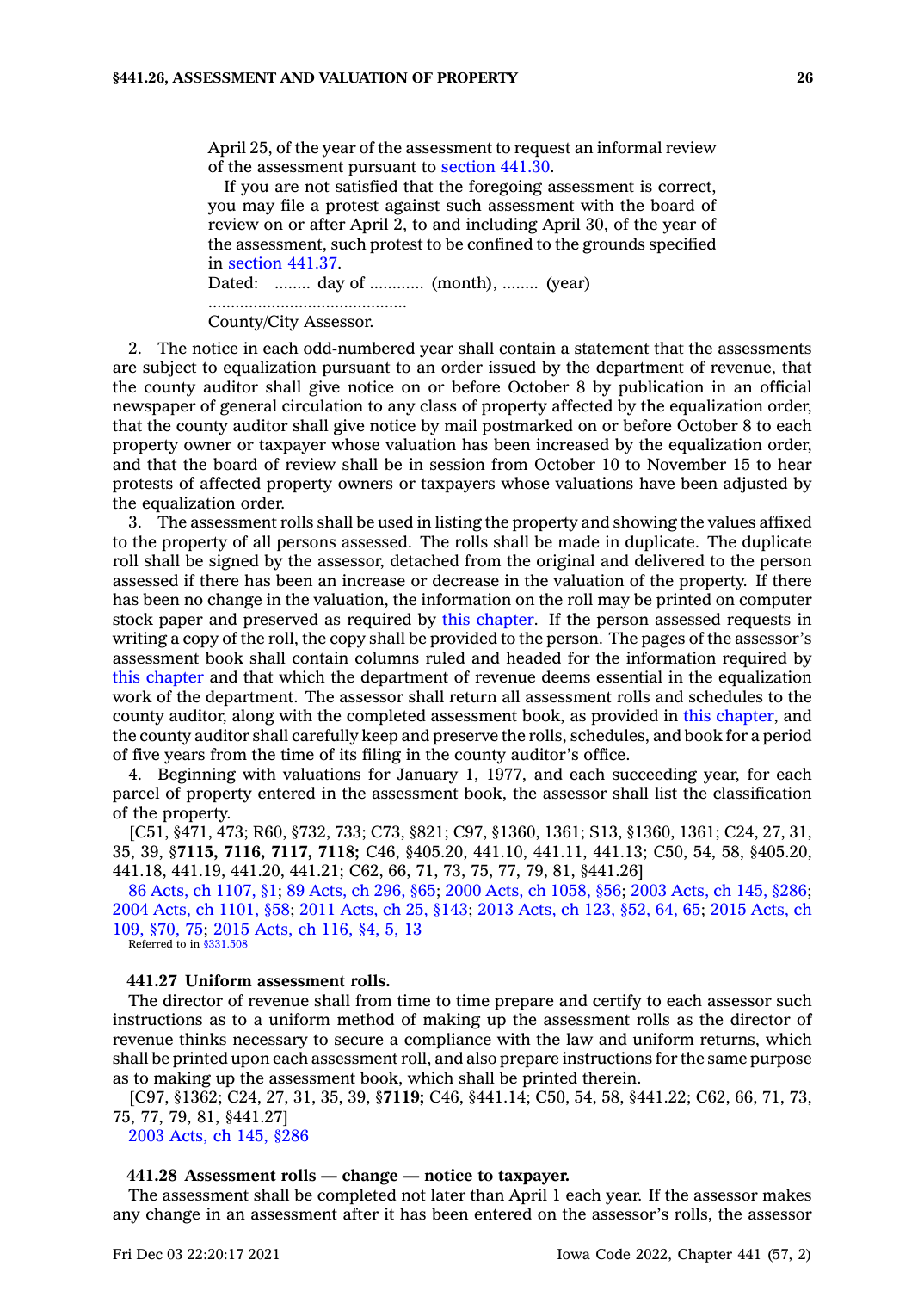April 25, of the year of the assessment to request an informal review of the assessment pursuant to section 441.30.

If you are not satisfied that the foregoing assessment is correct, you may file a protest against such assessment with the board of review on or after April 2, to and including April 30, of the year of the assessment, such protest to be confined to the grounds specified in section 441.37.

Dated: ........ day of ............ (month), ........ (year)

...........................................

County/City Assessor.

2. The notice in each odd-numbered year shall contain a statement that the assessments are subject to equalization pursuant to an order issued by the department of revenue, that the county auditor shall give notice on or before October 8 by publication in an official newspaper of general circulation to any class of property affected by the equalization order, that the county auditor shall give notice by mail postmarked on or before October 8 to each property owner or taxpayer whose valuation has been increased by the equalization order, and that the board of review shall be in session from October 10 to November 15 to hear protests of affected property owners or taxpayers whose valuations have been adjusted by the equalization order.

3. The assessment rolls shall be used in listing the property and showing the values affixed to the property of all persons assessed. The rolls shall be made in duplicate. The duplicate roll shall be signed by the assessor, detached from the original and delivered to the person assessed if there has been an increase or decrease in the valuation of the property. If there has been no change in the valuation, the information on the roll may be printed on computer stock paper and preserved as required by this chapter. If the person assessed requests in writing a copy of the roll, the copy shall be provided to the person. The pages of the assessor's assessment book shall contain columns ruled and headed for the information required by this chapter and that which the department of revenue deems essential in the equalization work of the department. The assessor shall return all assessment rolls and schedules to the county auditor, along with the completed assessment book, as provided in this chapter, and the county auditor shall carefully keep and preserve the rolls, schedules, and book for a period of five years from the time of its filing in the county auditor's office.

4. Beginning with valuations for January 1, 1977, and each succeeding year, for each parcel of property entered in the assessment book, the assessor shall list the classification of the property.

[C51, §471, 473; R60, §732, 733; C73, §821; C97, §1360, 1361; S13, §1360, 1361; C24, 27, 31, 35, 39, §**7115, 7116, 7117, 7118;** C46, §405.20, 441.10, 441.11, 441.13; C50, 54, 58, §405.20, 441.18, 441.19, 441.20, 441.21; C62, 66, 71, 73, 75, 77, 79, 81, §441.26]

86 Acts, ch 1107, §1; 89 Acts, ch 296, §65; 2000 Acts, ch 1058, §56; 2003 Acts, ch 145, §286; 2004 Acts, ch 1101, §58; 2011 Acts, ch 25, §143; 2013 Acts, ch 123, §52, 64, 65; 2015 Acts, ch 109, §70, 75; 2015 Acts, ch 116, §4, 5, 13

Referred to in §331.508

### 441.27 Uniform assessment rolls.

The director of revenue shall from time to time prepare and certify to each assessor such instructions as to a uniform method of making up the assessment rolls as the director of revenue thinks necessary to secure a compliance with the law and uniform returns, which shall be printed upon each assessment roll, and also prepare instructions for the same purpose as to making up the assessment book, which shall be printed therein.

[C97, §1362; C24, 27, 31, 35, 39, §**7119;** C46, §441.14; C50, 54, 58, §441.22; C62, 66, 71, 73, 75, 77, 79, 81, §441.27]

2003 Acts, ch 145, §286

### 441.28 Assessment rolls — change — notice to taxpayer.

The assessment shall be completed not later than April 1 each year. If the assessor makes any change in an assessment after it has been entered on the assessor's rolls, the assessor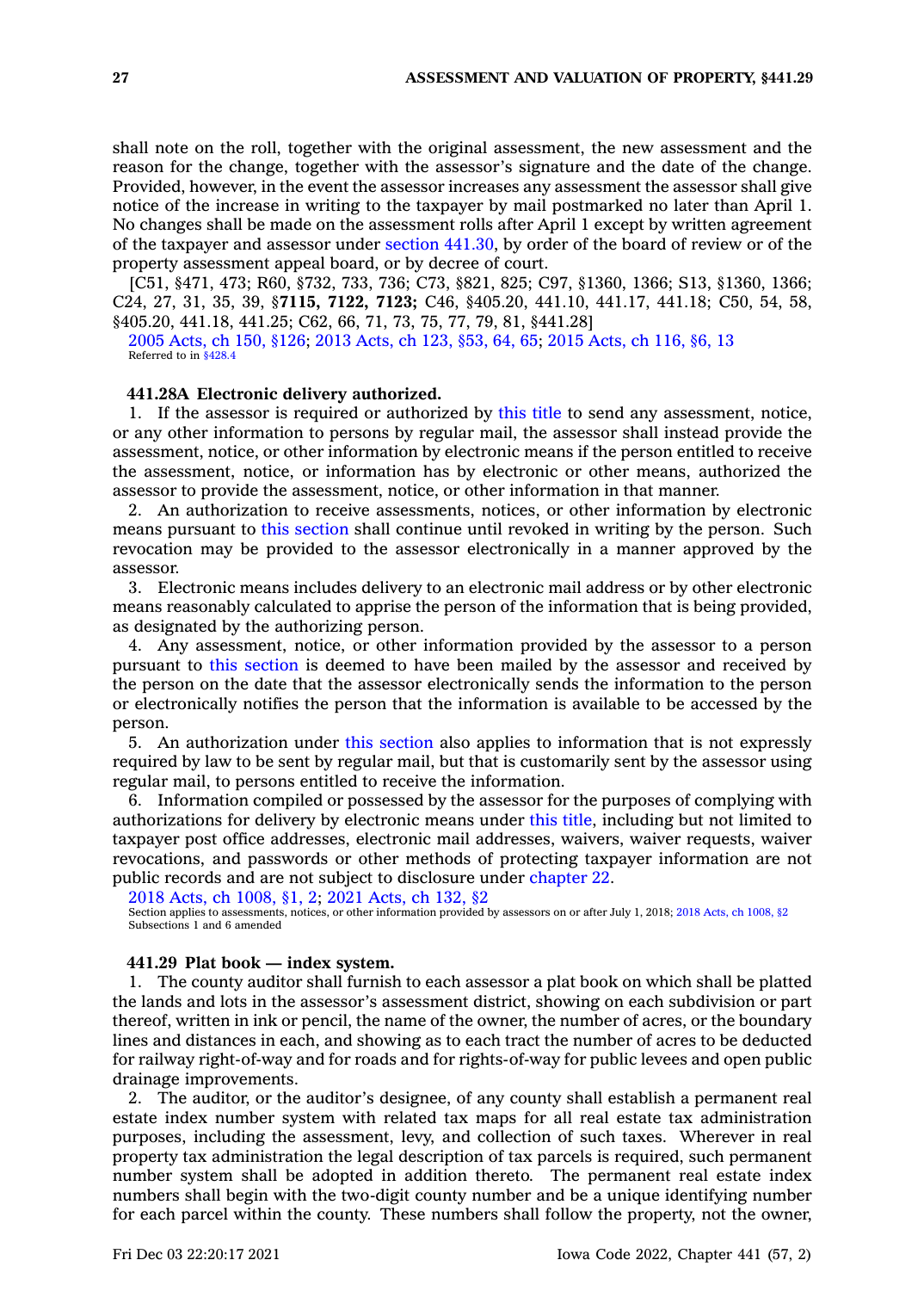shall note on the roll, together with the original assessment, the new assessment and the reason for the change, together with the assessor's signature and the date of the change. Provided, however, in the event the assessor increases any assessment the assessor shall give notice of the increase in writing to the taxpayer by mail postmarked no later than April 1. No changes shall be made on the assessment rolls after April 1 except by written agreement of the taxpayer and assessor under section 441.30, by order of the board of review or of the property assessment appeal board, or by decree of court.

[C51, §471, 473; R60, §732, 733, 736; C73, §821, 825; C97, §1360, 1366; S13, §1360, 1366; C24, 27, 31, 35, 39, §**7115, 7122, 7123;** C46, §405.20, 441.10, 441.17, 441.18; C50, 54, 58, §405.20, 441.18, 441.25; C62, 66, 71, 73, 75, 77, 79, 81, §441.28]

2005 Acts, ch 150, §126; 2013 Acts, ch 123, §53, 64, 65; 2015 Acts, ch 116, §6, 13
Referred to in §428.4

**441.28A Electronic delivery authorized.**

1. If the assessor is required or authorized by this title to send any assessment, notice, or any other information to persons by regular mail, the assessor shall instead provide the assessment, notice, or other information by electronic means if the person entitled to receive the assessment, notice, or information has by electronic or other means, authorized the assessor to provide the assessment, notice, or other information in that manner.

2. An authorization to receive assessments, notices, or other information by electronic means pursuant to this section shall continue until revoked in writing by the person. Such revocation may be provided to the assessor electronically in a manner approved by the assessor.

3. Electronic means includes delivery to an electronic mail address or by other electronic means reasonably calculated to apprise the person of the information that is being provided, as designated by the authorizing person.

4. Any assessment, notice, or other information provided by the assessor to a person pursuant to this section is deemed to have been mailed by the assessor and received by the person on the date that the assessor electronically sends the information to the person or electronically notifies the person that the information is available to be accessed by the person.

5. An authorization under this section also applies to information that is not expressly required by law to be sent by regular mail, but that is customarily sent by the assessor using regular mail, to persons entitled to receive the information.

6. Information compiled or possessed by the assessor for the purposes of complying with authorizations for delivery by electronic means under this title, including but not limited to taxpayer post office addresses, electronic mail addresses, waivers, waiver requests, waiver revocations, and passwords or other methods of protecting taxpayer information are not public records and are not subject to disclosure under chapter 22.

2018 Acts, ch 1008, §1, 2; 2021 Acts, ch 132, §2
Section applies to assessments, notices, or other information provided by assessors on or after July 1, 2018; 2018 Acts, ch 1008, §2
Subsections 1 and 6 amended

**441.29 Plat book — index system.**

1. The county auditor shall furnish to each assessor a plat book on which shall be platted the lands and lots in the assessor's assessment district, showing on each subdivision or part thereof, written in ink or pencil, the name of the owner, the number of acres, or the boundary lines and distances in each, and showing as to each tract the number of acres to be deducted for railway right-of-way and for roads and for rights-of-way for public levees and open public drainage improvements.

2. The auditor, or the auditor's designee, of any county shall establish a permanent real estate index number system with related tax maps for all real estate tax administration purposes, including the assessment, levy, and collection of such taxes. Wherever in real property tax administration the legal description of tax parcels is required, such permanent number system shall be adopted in addition thereto. The permanent real estate index numbers shall begin with the two-digit county number and be a unique identifying number for each parcel within the county. These numbers shall follow the property, not the owner,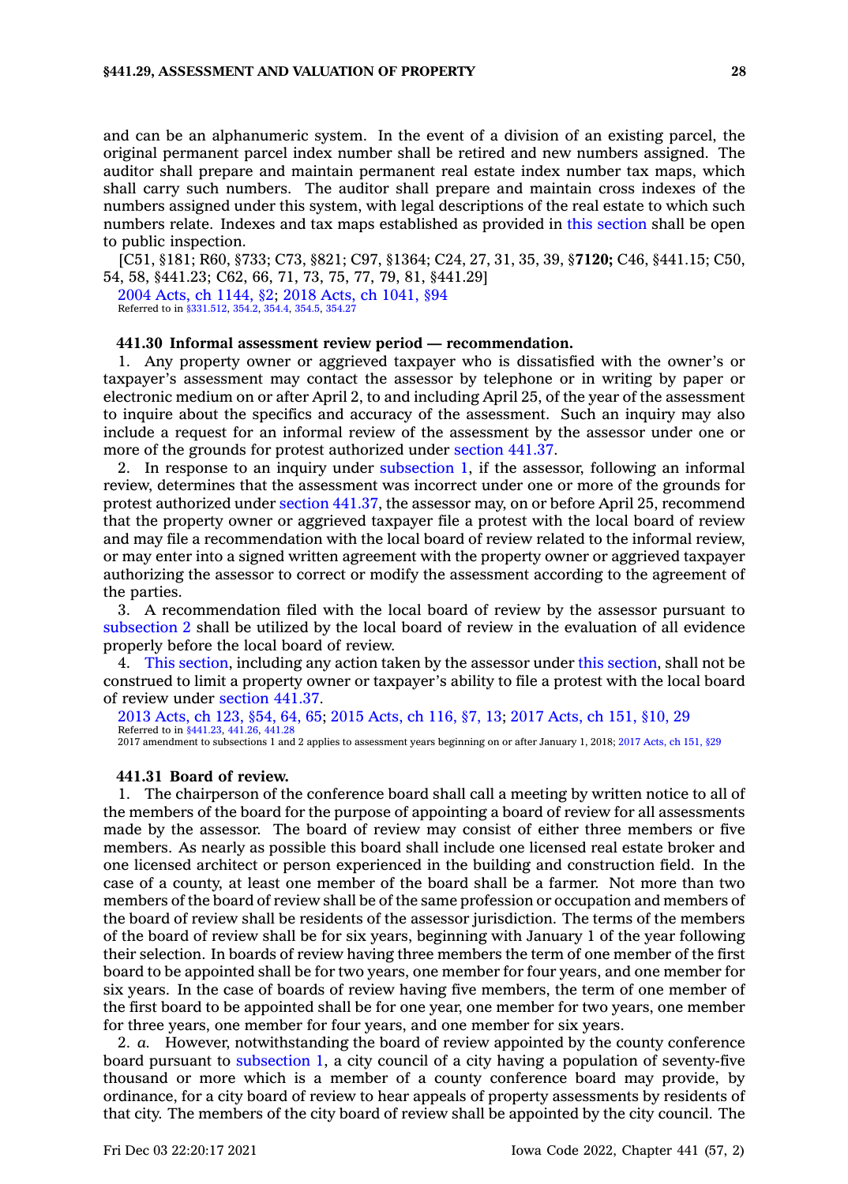and can be an alphanumeric system. In the event of a division of an existing parcel, the original permanent parcel index number shall be retired and new numbers assigned. The auditor shall prepare and maintain permanent real estate index number tax maps, which shall carry such numbers. The auditor shall prepare and maintain cross indexes of the numbers assigned under this system, with legal descriptions of the real estate to which such numbers relate. Indexes and tax maps established as provided in this section shall be open to public inspection.

[C51, §181; R60, §733; C73, §821; C97, §1364; C24, 27, 31, 35, 39, §**7120;** C46, §441.15; C50, 54, 58, §441.23; C62, 66, 71, 73, 75, 77, 79, 81, §441.29]

2004 Acts, ch 1144, §2; 2018 Acts, ch 1041, §94
Referred to in §331.512, 354.2, 354.4, 354.5, 354.27

**441.30 Informal assessment review period — recommendation.**

1. Any property owner or aggrieved taxpayer who is dissatisfied with the owner's or taxpayer's assessment may contact the assessor by telephone or in writing by paper or electronic medium on or after April 2, to and including April 25, of the year of the assessment to inquire about the specifics and accuracy of the assessment. Such an inquiry may also include a request for an informal review of the assessment by the assessor under one or more of the grounds for protest authorized under section 441.37.

2. In response to an inquiry under subsection 1, if the assessor, following an informal review, determines that the assessment was incorrect under one or more of the grounds for protest authorized under section 441.37, the assessor may, on or before April 25, recommend that the property owner or aggrieved taxpayer file a protest with the local board of review and may file a recommendation with the local board of review related to the informal review, or may enter into a signed written agreement with the property owner or aggrieved taxpayer authorizing the assessor to correct or modify the assessment according to the agreement of the parties.

3. A recommendation filed with the local board of review by the assessor pursuant to subsection 2 shall be utilized by the local board of review in the evaluation of all evidence properly before the local board of review.

4. This section, including any action taken by the assessor under this section, shall not be construed to limit a property owner or taxpayer's ability to file a protest with the local board of review under section 441.37.

2013 Acts, ch 123, §54, 64, 65; 2015 Acts, ch 116, §7, 13; 2017 Acts, ch 151, §10, 29
Referred to in §441.23, 441.26, 441.28
2017 amendment to subsections 1 and 2 applies to assessment years beginning on or after January 1, 2018; 2017 Acts, ch 151, §29

**441.31 Board of review.**

1. The chairperson of the conference board shall call a meeting by written notice to all of the members of the board for the purpose of appointing a board of review for all assessments made by the assessor. The board of review may consist of either three members or five members. As nearly as possible this board shall include one licensed real estate broker and one licensed architect or person experienced in the building and construction field. In the case of a county, at least one member of the board shall be a farmer. Not more than two members of the board of review shall be of the same profession or occupation and members of the board of review shall be residents of the assessor jurisdiction. The terms of the members of the board of review shall be for six years, beginning with January 1 of the year following their selection. In boards of review having three members the term of one member of the first board to be appointed shall be for two years, one member for four years, and one member for six years. In the case of boards of review having five members, the term of one member of the first board to be appointed shall be for one year, one member for two years, one member for three years, one member for four years, and one member for six years.

2. *a.* However, notwithstanding the board of review appointed by the county conference board pursuant to subsection 1, a city council of a city having a population of seventy-five thousand or more which is a member of a county conference board may provide, by ordinance, for a city board of review to hear appeals of property assessments by residents of that city. The members of the city board of review shall be appointed by the city council. The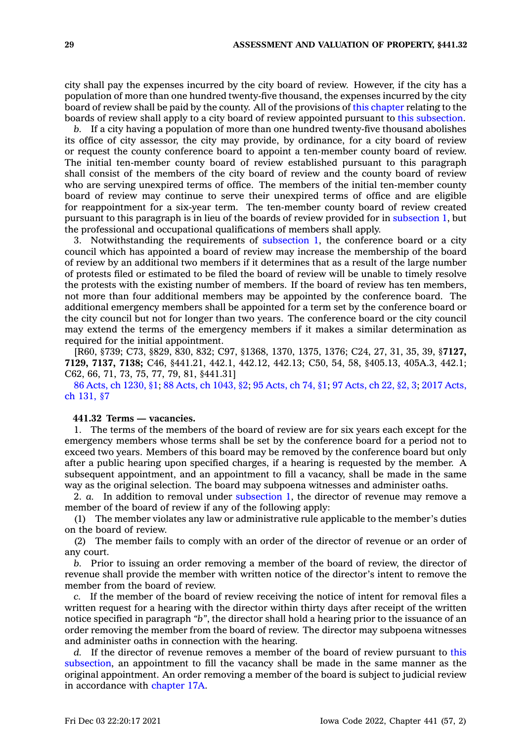city shall pay the expenses incurred by the city board of review. However, if the city has a population of more than one hundred twenty-five thousand, the expenses incurred by the city board of review shall be paid by the county. All of the provisions of this chapter relating to the boards of review shall apply to a city board of review appointed pursuant to this subsection.

*b.* If a city having a population of more than one hundred twenty-five thousand abolishes its office of city assessor, the city may provide, by ordinance, for a city board of review or request the county conference board to appoint a ten-member county board of review. The initial ten-member county board of review established pursuant to this paragraph shall consist of the members of the city board of review and the county board of review who are serving unexpired terms of office. The members of the initial ten-member county board of review may continue to serve their unexpired terms of office and are eligible for reappointment for a six-year term. The ten-member county board of review created pursuant to this paragraph is in lieu of the boards of review provided for in subsection 1, but the professional and occupational qualifications of members shall apply.

3. Notwithstanding the requirements of subsection 1, the conference board or a city council which has appointed a board of review may increase the membership of the board of review by an additional two members if it determines that as a result of the large number of protests filed or estimated to be filed the board of review will be unable to timely resolve the protests with the existing number of members. If the board of review has ten members, not more than four additional members may be appointed by the conference board. The additional emergency members shall be appointed for a term set by the conference board or the city council but not for longer than two years. The conference board or the city council may extend the terms of the emergency members if it makes a similar determination as required for the initial appointment.

[R60, §739; C73, §829, 830, 832; C97, §1368, 1370, 1375, 1376; C24, 27, 31, 35, 39, §**7127, 7129, 7137, 7138;** C46, §441.21, 442.1, 442.12, 442.13; C50, 54, 58, §405.13, 405A.3, 442.1; C62, 66, 71, 73, 75, 77, 79, 81, §441.31]

86 Acts, ch 1230, §1; 88 Acts, ch 1043, §2; 95 Acts, ch 74, §1; 97 Acts, ch 22, §2, 3; 2017 Acts, ch 131, §7

**441.32 Terms — vacancies.**

1. The terms of the members of the board of review are for six years each except for the emergency members whose terms shall be set by the conference board for a period not to exceed two years. Members of this board may be removed by the conference board but only after a public hearing upon specified charges, if a hearing is requested by the member. A subsequent appointment, and an appointment to fill a vacancy, shall be made in the same way as the original selection. The board may subpoena witnesses and administer oaths.

2. *a.* In addition to removal under subsection 1, the director of revenue may remove a member of the board of review if any of the following apply:

(1) The member violates any law or administrative rule applicable to the member's duties on the board of review.

(2) The member fails to comply with an order of the director of revenue or an order of any court.

*b.* Prior to issuing an order removing a member of the board of review, the director of revenue shall provide the member with written notice of the director's intent to remove the member from the board of review.

*c.* If the member of the board of review receiving the notice of intent for removal files a written request for a hearing with the director within thirty days after receipt of the written notice specified in paragraph *"b"*, the director shall hold a hearing prior to the issuance of an order removing the member from the board of review. The director may subpoena witnesses and administer oaths in connection with the hearing.

*d.* If the director of revenue removes a member of the board of review pursuant to this subsection, an appointment to fill the vacancy shall be made in the same manner as the original appointment. An order removing a member of the board is subject to judicial review in accordance with chapter 17A.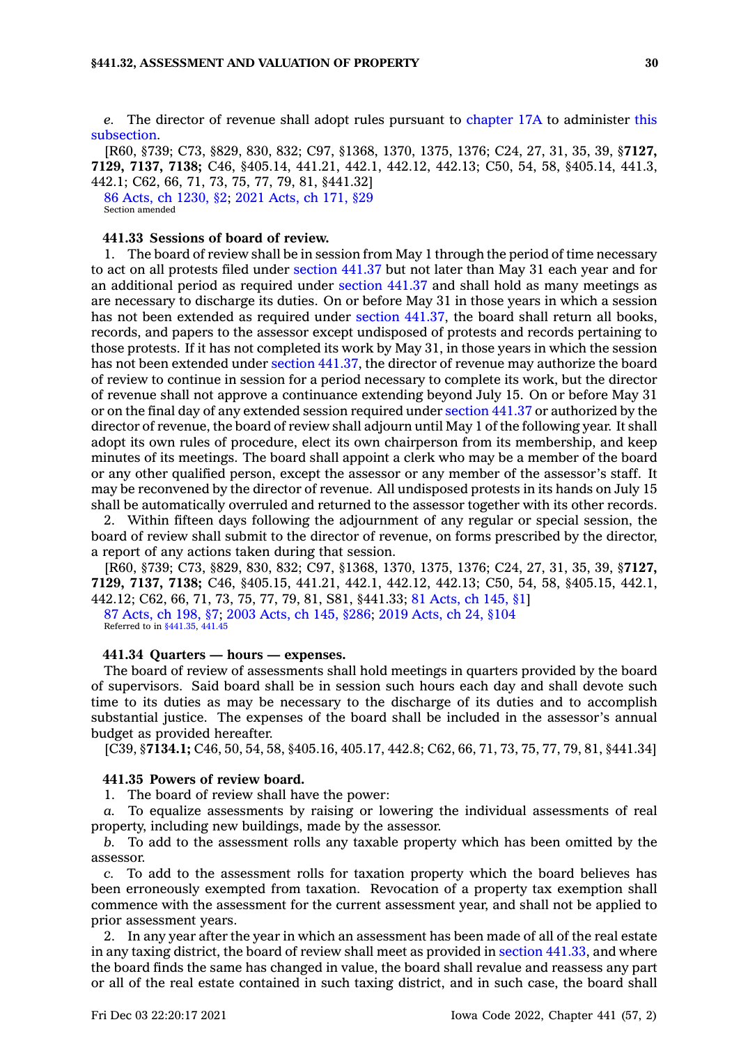*e.* The director of revenue shall adopt rules pursuant to chapter 17A to administer this subsection.

[R60, §739; C73, §829, 830, 832; C97, §1368, 1370, 1375, 1376; C24, 27, 31, 35, 39, §**7127, 7129, 7137, 7138;** C46, §405.14, 441.21, 442.1, 442.12, 442.13; C50, 54, 58, §405.14, 441.3, 442.1; C62, 66, 71, 73, 75, 77, 79, 81, §441.32]

86 Acts, ch 1230, §2; 2021 Acts, ch 171, §29

Section amended

### 441.33 Sessions of board of review.

1. The board of review shall be in session from May 1 through the period of time necessary to act on all protests filed under section 441.37 but not later than May 31 each year and for an additional period as required under section 441.37 and shall hold as many meetings as are necessary to discharge its duties. On or before May 31 in those years in which a session has not been extended as required under section 441.37, the board shall return all books, records, and papers to the assessor except undisposed of protests and records pertaining to those protests. If it has not completed its work by May 31, in those years in which the session has not been extended under section 441.37, the director of revenue may authorize the board of review to continue in session for a period necessary to complete its work, but the director of revenue shall not approve a continuance extending beyond July 15. On or before May 31 or on the final day of any extended session required under section 441.37 or authorized by the director of revenue, the board of review shall adjourn until May 1 of the following year. It shall adopt its own rules of procedure, elect its own chairperson from its membership, and keep minutes of its meetings. The board shall appoint a clerk who may be a member of the board or any other qualified person, except the assessor or any member of the assessor's staff. It may be reconvened by the director of revenue. All undisposed protests in its hands on July 15 shall be automatically overruled and returned to the assessor together with its other records.

2. Within fifteen days following the adjournment of any regular or special session, the board of review shall submit to the director of revenue, on forms prescribed by the director, a report of any actions taken during that session.

[R60, §739; C73, §829, 830, 832; C97, §1368, 1370, 1375, 1376; C24, 27, 31, 35, 39, §**7127, 7129, 7137, 7138;** C46, §405.15, 441.21, 442.1, 442.12, 442.13; C50, 54, 58, §405.15, 442.1, 442.12; C62, 66, 71, 73, 75, 77, 79, 81, S81, §441.33; 81 Acts, ch 145, §1]

87 Acts, ch 198, §7; 2003 Acts, ch 145, §286; 2019 Acts, ch 24, §104

Referred to in §441.35, 441.45

### 441.34 Quarters — hours — expenses.

The board of review of assessments shall hold meetings in quarters provided by the board of supervisors. Said board shall be in session such hours each day and shall devote such time to its duties as may be necessary to the discharge of its duties and to accomplish substantial justice. The expenses of the board shall be included in the assessor's annual budget as provided hereafter.

[C39, §**7134.1;** C46, 50, 54, 58, §405.16, 405.17, 442.8; C62, 66, 71, 73, 75, 77, 79, 81, §441.34]

### 441.35 Powers of review board.

1. The board of review shall have the power:

*a.* To equalize assessments by raising or lowering the individual assessments of real property, including new buildings, made by the assessor.

*b.* To add to the assessment rolls any taxable property which has been omitted by the assessor.

*c.* To add to the assessment rolls for taxation property which the board believes has been erroneously exempted from taxation. Revocation of a property tax exemption shall commence with the assessment for the current assessment year, and shall not be applied to prior assessment years.

2. In any year after the year in which an assessment has been made of all of the real estate in any taxing district, the board of review shall meet as provided in section 441.33, and where the board finds the same has changed in value, the board shall revalue and reassess any part or all of the real estate contained in such taxing district, and in such case, the board shall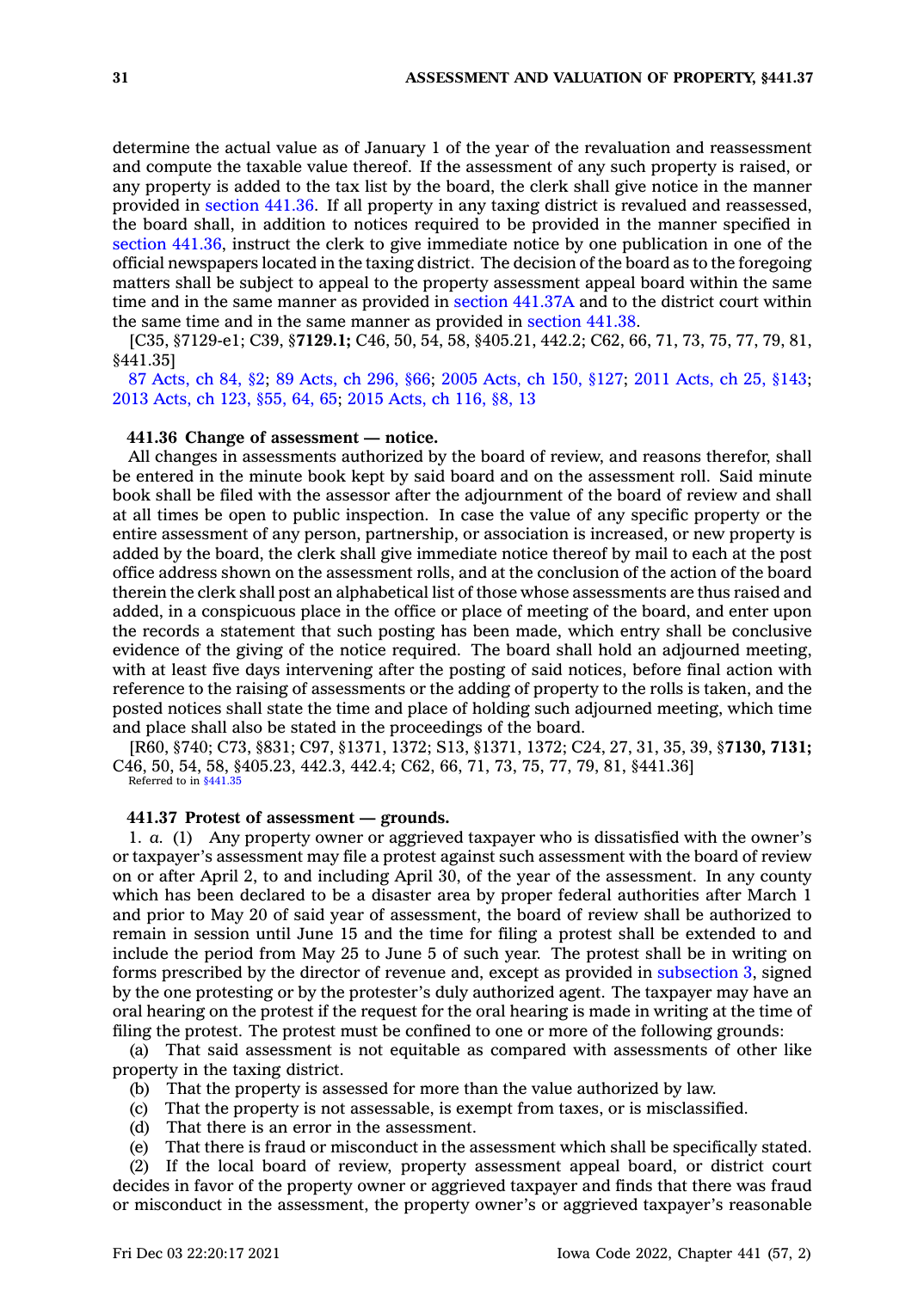determine the actual value as of January 1 of the year of the revaluation and reassessment and compute the taxable value thereof. If the assessment of any such property is raised, or any property is added to the tax list by the board, the clerk shall give notice in the manner provided in section 441.36. If all property in any taxing district is revalued and reassessed, the board shall, in addition to notices required to be provided in the manner specified in section 441.36, instruct the clerk to give immediate notice by one publication in one of the official newspapers located in the taxing district. The decision of the board as to the foregoing matters shall be subject to appeal to the property assessment appeal board within the same time and in the same manner as provided in section 441.37A and to the district court within the same time and in the same manner as provided in section 441.38.

[C35, §7129-e1; C39, §**7129.1;** C46, 50, 54, 58, §405.21, 442.2; C62, 66, 71, 73, 75, 77, 79, 81, §441.35]

87 Acts, ch 84, §2; 89 Acts, ch 296, §66; 2005 Acts, ch 150, §127; 2011 Acts, ch 25, §143; 2013 Acts, ch 123, §55, 64, 65; 2015 Acts, ch 116, §8, 13

**441.36 Change of assessment — notice.**

All changes in assessments authorized by the board of review, and reasons therefor, shall be entered in the minute book kept by said board and on the assessment roll. Said minute book shall be filed with the assessor after the adjournment of the board of review and shall at all times be open to public inspection. In case the value of any specific property or the entire assessment of any person, partnership, or association is increased, or new property is added by the board, the clerk shall give immediate notice thereof by mail to each at the post office address shown on the assessment rolls, and at the conclusion of the action of the board therein the clerk shall post an alphabetical list of those whose assessments are thus raised and added, in a conspicuous place in the office or place of meeting of the board, and enter upon the records a statement that such posting has been made, which entry shall be conclusive evidence of the giving of the notice required. The board shall hold an adjourned meeting, with at least five days intervening after the posting of said notices, before final action with reference to the raising of assessments or the adding of property to the rolls is taken, and the posted notices shall state the time and place of holding such adjourned meeting, which time and place shall also be stated in the proceedings of the board.

[R60, §740; C73, §831; C97, §1371, 1372; S13, §1371, 1372; C24, 27, 31, 35, 39, §**7130, 7131;** C46, 50, 54, 58, §405.23, 442.3, 442.4; C62, 66, 71, 73, 75, 77, 79, 81, §441.36]

Referred to in §441.35

**441.37 Protest of assessment — grounds.**

1. *a.* (1) Any property owner or aggrieved taxpayer who is dissatisfied with the owner's or taxpayer's assessment may file a protest against such assessment with the board of review on or after April 2, to and including April 30, of the year of the assessment. In any county which has been declared to be a disaster area by proper federal authorities after March 1 and prior to May 20 of said year of assessment, the board of review shall be authorized to remain in session until June 15 and the time for filing a protest shall be extended to and include the period from May 25 to June 5 of such year. The protest shall be in writing on forms prescribed by the director of revenue and, except as provided in subsection 3, signed by the one protesting or by the protester's duly authorized agent. The taxpayer may have an oral hearing on the protest if the request for the oral hearing is made in writing at the time of filing the protest. The protest must be confined to one or more of the following grounds:

(a) That said assessment is not equitable as compared with assessments of other like property in the taxing district.

(b) That the property is assessed for more than the value authorized by law.

(c) That the property is not assessable, is exempt from taxes, or is misclassified.

(d) That there is an error in the assessment.

(e) That there is fraud or misconduct in the assessment which shall be specifically stated.

(2) If the local board of review, property assessment appeal board, or district court decides in favor of the property owner or aggrieved taxpayer and finds that there was fraud or misconduct in the assessment, the property owner's or aggrieved taxpayer's reasonable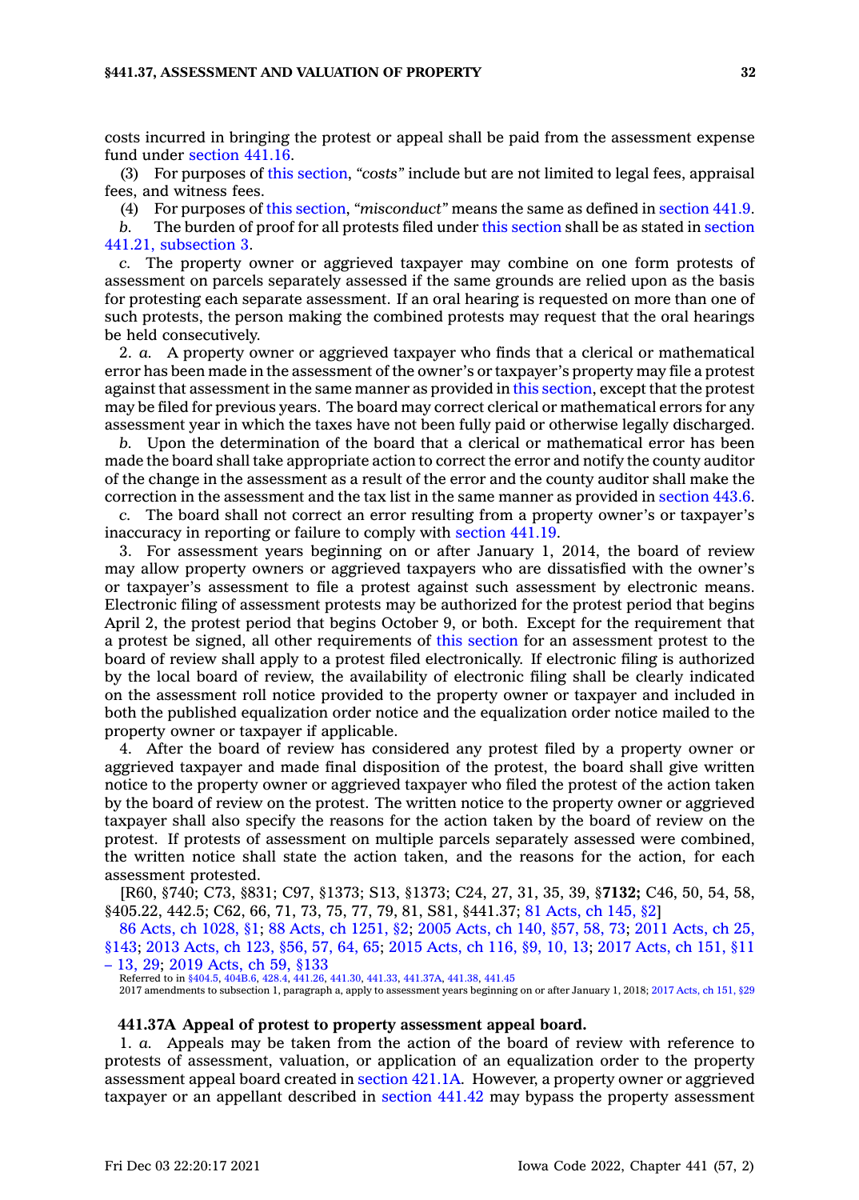costs incurred in bringing the protest or appeal shall be paid from the assessment expense fund under section 441.16.

(3) For purposes of this section, *"costs"* include but are not limited to legal fees, appraisal fees, and witness fees.

(4) For purposes of this section, *"misconduct"* means the same as defined in section 441.9.

*b.* The burden of proof for all protests filed under this section shall be as stated in section 441.21, subsection 3.

*c.* The property owner or aggrieved taxpayer may combine on one form protests of assessment on parcels separately assessed if the same grounds are relied upon as the basis for protesting each separate assessment. If an oral hearing is requested on more than one of such protests, the person making the combined protests may request that the oral hearings be held consecutively.

2. *a.* A property owner or aggrieved taxpayer who finds that a clerical or mathematical error has been made in the assessment of the owner's or taxpayer's property may file a protest against that assessment in the same manner as provided in this section, except that the protest may be filed for previous years. The board may correct clerical or mathematical errors for any assessment year in which the taxes have not been fully paid or otherwise legally discharged.

*b.* Upon the determination of the board that a clerical or mathematical error has been made the board shall take appropriate action to correct the error and notify the county auditor of the change in the assessment as a result of the error and the county auditor shall make the correction in the assessment and the tax list in the same manner as provided in section 443.6.

*c.* The board shall not correct an error resulting from a property owner's or taxpayer's inaccuracy in reporting or failure to comply with section 441.19.

3. For assessment years beginning on or after January 1, 2014, the board of review may allow property owners or aggrieved taxpayers who are dissatisfied with the owner's or taxpayer's assessment to file a protest against such assessment by electronic means. Electronic filing of assessment protests may be authorized for the protest period that begins April 2, the protest period that begins October 9, or both. Except for the requirement that a protest be signed, all other requirements of this section for an assessment protest to the board of review shall apply to a protest filed electronically. If electronic filing is authorized by the local board of review, the availability of electronic filing shall be clearly indicated on the assessment roll notice provided to the property owner or taxpayer and included in both the published equalization order notice and the equalization order notice mailed to the property owner or taxpayer if applicable.

4. After the board of review has considered any protest filed by a property owner or aggrieved taxpayer and made final disposition of the protest, the board shall give written notice to the property owner or aggrieved taxpayer who filed the protest of the action taken by the board of review on the protest. The written notice to the property owner or aggrieved taxpayer shall also specify the reasons for the action taken by the board of review on the protest. If protests of assessment on multiple parcels separately assessed were combined, the written notice shall state the action taken, and the reasons for the action, for each assessment protested.

[R60, §740; C73, §831; C97, §1373; S13, §1373; C24, 27, 31, 35, 39, §**7132;** C46, 50, 54, 58, §405.22, 442.5; C62, 66, 71, 73, 75, 77, 79, 81, S81, §441.37; 81 Acts, ch 145, §2]

86 Acts, ch 1028, §1; 88 Acts, ch 1251, §2; 2005 Acts, ch 140, §57, 58, 73; 2011 Acts, ch 25, §143; 2013 Acts, ch 123, §56, 57, 64, 65; 2015 Acts, ch 116, §9, 10, 13; 2017 Acts, ch 151, §11 – 13, 29; 2019 Acts, ch 59, §133

Referred to in §404.5, 404B.6, 428.4, 441.26, 441.30, 441.33, 441.37A, 441.38, 441.45

2017 amendments to subsection 1, paragraph a, apply to assessment years beginning on or after January 1, 2018; 2017 Acts, ch 151, §29

**441.37A Appeal of protest to property assessment appeal board.**

1. *a.* Appeals may be taken from the action of the board of review with reference to protests of assessment, valuation, or application of an equalization order to the property assessment appeal board created in section 421.1A. However, a property owner or aggrieved taxpayer or an appellant described in section 441.42 may bypass the property assessment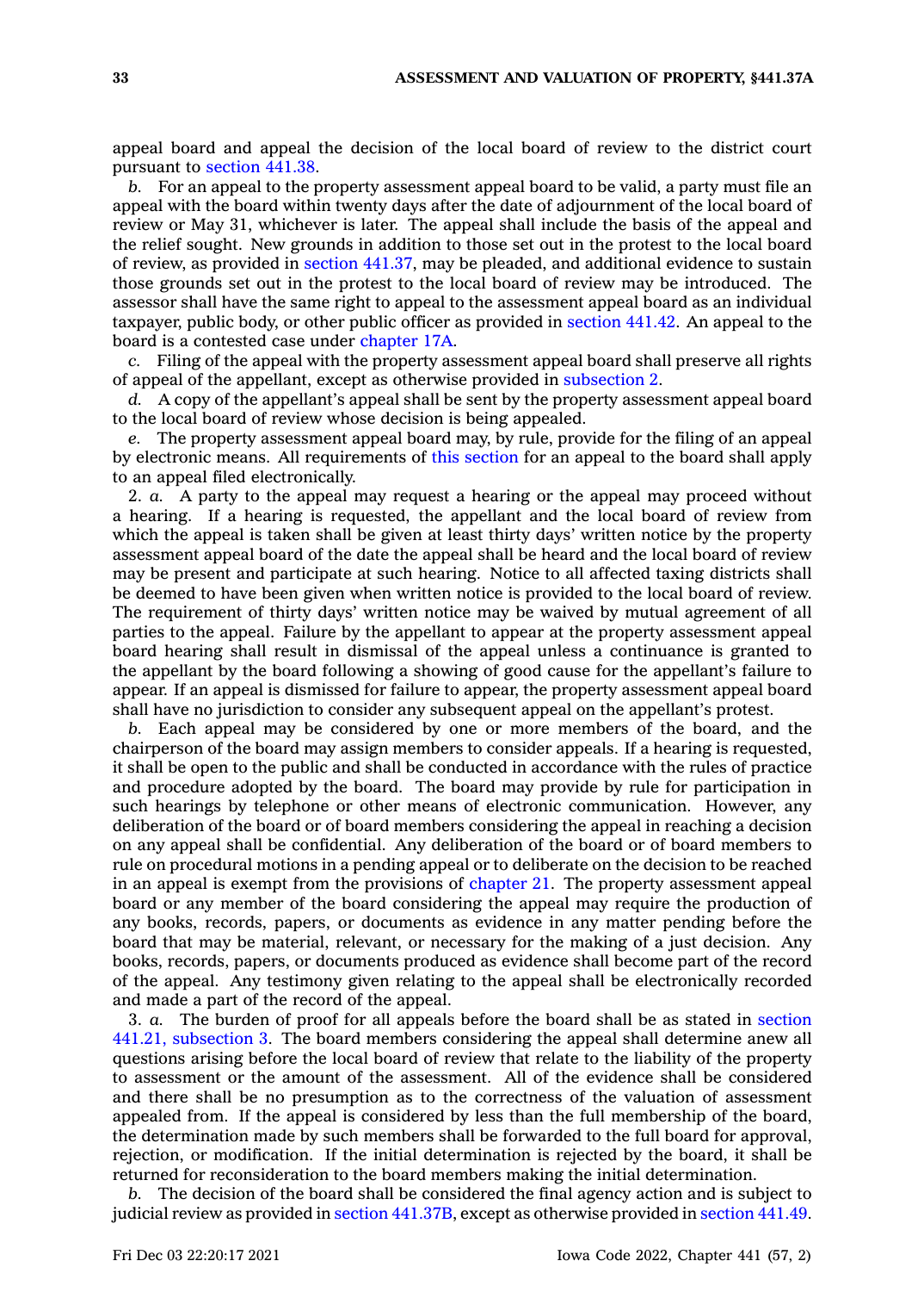appeal board and appeal the decision of the local board of review to the district court pursuant to section 441.38.

*b.* For an appeal to the property assessment appeal board to be valid, a party must file an appeal with the board within twenty days after the date of adjournment of the local board of review or May 31, whichever is later. The appeal shall include the basis of the appeal and the relief sought. New grounds in addition to those set out in the protest to the local board of review, as provided in section 441.37, may be pleaded, and additional evidence to sustain those grounds set out in the protest to the local board of review may be introduced. The assessor shall have the same right to appeal to the assessment appeal board as an individual taxpayer, public body, or other public officer as provided in section 441.42. An appeal to the board is a contested case under chapter 17A.

*c.* Filing of the appeal with the property assessment appeal board shall preserve all rights of appeal of the appellant, except as otherwise provided in subsection 2.

*d.* A copy of the appellant's appeal shall be sent by the property assessment appeal board to the local board of review whose decision is being appealed.

*e.* The property assessment appeal board may, by rule, provide for the filing of an appeal by electronic means. All requirements of this section for an appeal to the board shall apply to an appeal filed electronically.

2. *a.* A party to the appeal may request a hearing or the appeal may proceed without a hearing. If a hearing is requested, the appellant and the local board of review from which the appeal is taken shall be given at least thirty days' written notice by the property assessment appeal board of the date the appeal shall be heard and the local board of review may be present and participate at such hearing. Notice to all affected taxing districts shall be deemed to have been given when written notice is provided to the local board of review. The requirement of thirty days' written notice may be waived by mutual agreement of all parties to the appeal. Failure by the appellant to appear at the property assessment appeal board hearing shall result in dismissal of the appeal unless a continuance is granted to the appellant by the board following a showing of good cause for the appellant's failure to appear. If an appeal is dismissed for failure to appear, the property assessment appeal board shall have no jurisdiction to consider any subsequent appeal on the appellant's protest.

*b.* Each appeal may be considered by one or more members of the board, and the chairperson of the board may assign members to consider appeals. If a hearing is requested, it shall be open to the public and shall be conducted in accordance with the rules of practice and procedure adopted by the board. The board may provide by rule for participation in such hearings by telephone or other means of electronic communication. However, any deliberation of the board or of board members considering the appeal in reaching a decision on any appeal shall be confidential. Any deliberation of the board or of board members to rule on procedural motions in a pending appeal or to deliberate on the decision to be reached in an appeal is exempt from the provisions of chapter 21. The property assessment appeal board or any member of the board considering the appeal may require the production of any books, records, papers, or documents as evidence in any matter pending before the board that may be material, relevant, or necessary for the making of a just decision. Any books, records, papers, or documents produced as evidence shall become part of the record of the appeal. Any testimony given relating to the appeal shall be electronically recorded and made a part of the record of the appeal.

3. *a.* The burden of proof for all appeals before the board shall be as stated in section 441.21, subsection 3. The board members considering the appeal shall determine anew all questions arising before the local board of review that relate to the liability of the property to assessment or the amount of the assessment. All of the evidence shall be considered and there shall be no presumption as to the correctness of the valuation of assessment appealed from. If the appeal is considered by less than the full membership of the board, the determination made by such members shall be forwarded to the full board for approval, rejection, or modification. If the initial determination is rejected by the board, it shall be returned for reconsideration to the board members making the initial determination.

*b.* The decision of the board shall be considered the final agency action and is subject to judicial review as provided in section 441.37B, except as otherwise provided in section 441.49.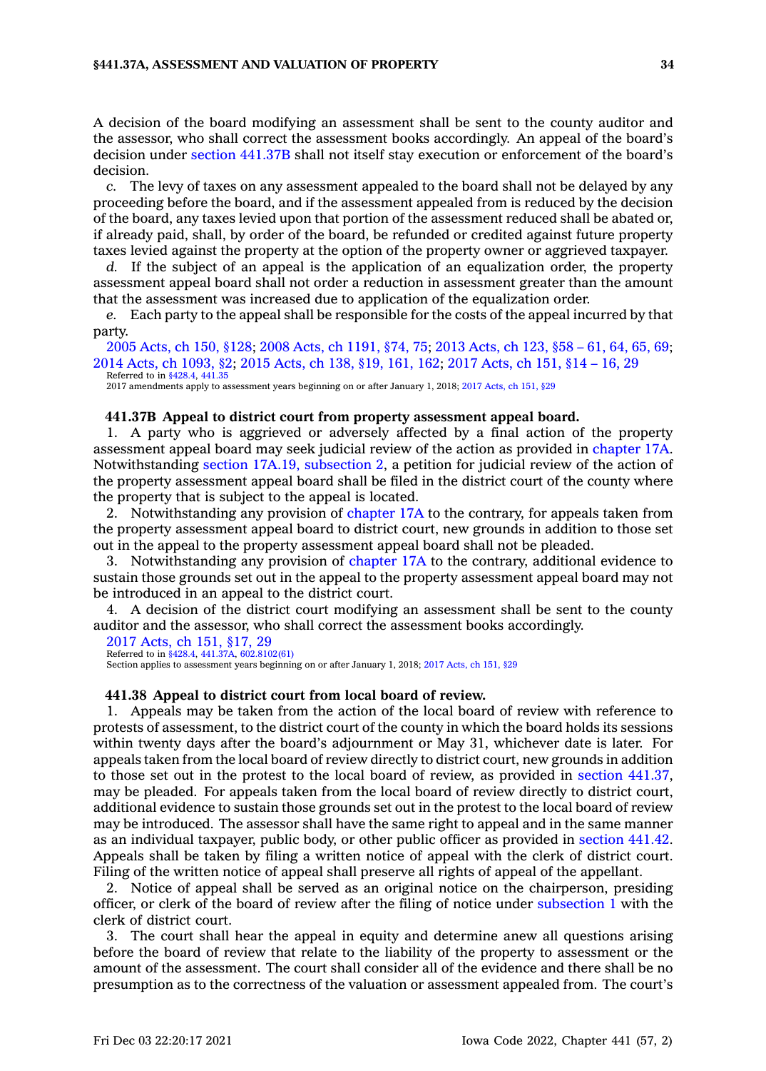A decision of the board modifying an assessment shall be sent to the county auditor and the assessor, who shall correct the assessment books accordingly. An appeal of the board's decision under section 441.37B shall not itself stay execution or enforcement of the board's decision.

*c.* The levy of taxes on any assessment appealed to the board shall not be delayed by any proceeding before the board, and if the assessment appealed from is reduced by the decision of the board, any taxes levied upon that portion of the assessment reduced shall be abated or, if already paid, shall, by order of the board, be refunded or credited against future property taxes levied against the property at the option of the property owner or aggrieved taxpayer.

*d.* If the subject of an appeal is the application of an equalization order, the property assessment appeal board shall not order a reduction in assessment greater than the amount that the assessment was increased due to application of the equalization order.

*e.* Each party to the appeal shall be responsible for the costs of the appeal incurred by that party.

2005 Acts, ch 150, §128; 2008 Acts, ch 1191, §74, 75; 2013 Acts, ch 123, §58 – 61, 64, 65, 69; 2014 Acts, ch 1093, §2; 2015 Acts, ch 138, §19, 161, 162; 2017 Acts, ch 151, §14 – 16, 29
Referred to in §428.4, 441.35
2017 amendments apply to assessment years beginning on or after January 1, 2018; 2017 Acts, ch 151, §29

**441.37B Appeal to district court from property assessment appeal board.**

1. A party who is aggrieved or adversely affected by a final action of the property assessment appeal board may seek judicial review of the action as provided in chapter 17A. Notwithstanding section 17A.19, subsection 2, a petition for judicial review of the action of the property assessment appeal board shall be filed in the district court of the county where the property that is subject to the appeal is located.

2. Notwithstanding any provision of chapter 17A to the contrary, for appeals taken from the property assessment appeal board to district court, new grounds in addition to those set out in the appeal to the property assessment appeal board shall not be pleaded.

3. Notwithstanding any provision of chapter 17A to the contrary, additional evidence to sustain those grounds set out in the appeal to the property assessment appeal board may not be introduced in an appeal to the district court.

4. A decision of the district court modifying an assessment shall be sent to the county auditor and the assessor, who shall correct the assessment books accordingly.

2017 Acts, ch 151, §17, 29
Referred to in §428.4, 441.37A, 602.8102(61)
Section applies to assessment years beginning on or after January 1, 2018; 2017 Acts, ch 151, §29

**441.38 Appeal to district court from local board of review.**

1. Appeals may be taken from the action of the local board of review with reference to protests of assessment, to the district court of the county in which the board holds its sessions within twenty days after the board's adjournment or May 31, whichever date is later. For appeals taken from the local board of review directly to district court, new grounds in addition to those set out in the protest to the local board of review, as provided in section 441.37, may be pleaded. For appeals taken from the local board of review directly to district court, additional evidence to sustain those grounds set out in the protest to the local board of review may be introduced. The assessor shall have the same right to appeal and in the same manner as an individual taxpayer, public body, or other public officer as provided in section 441.42. Appeals shall be taken by filing a written notice of appeal with the clerk of district court. Filing of the written notice of appeal shall preserve all rights of appeal of the appellant.

2. Notice of appeal shall be served as an original notice on the chairperson, presiding officer, or clerk of the board of review after the filing of notice under subsection 1 with the clerk of district court.

3. The court shall hear the appeal in equity and determine anew all questions arising before the board of review that relate to the liability of the property to assessment or the amount of the assessment. The court shall consider all of the evidence and there shall be no presumption as to the correctness of the valuation or assessment appealed from. The court's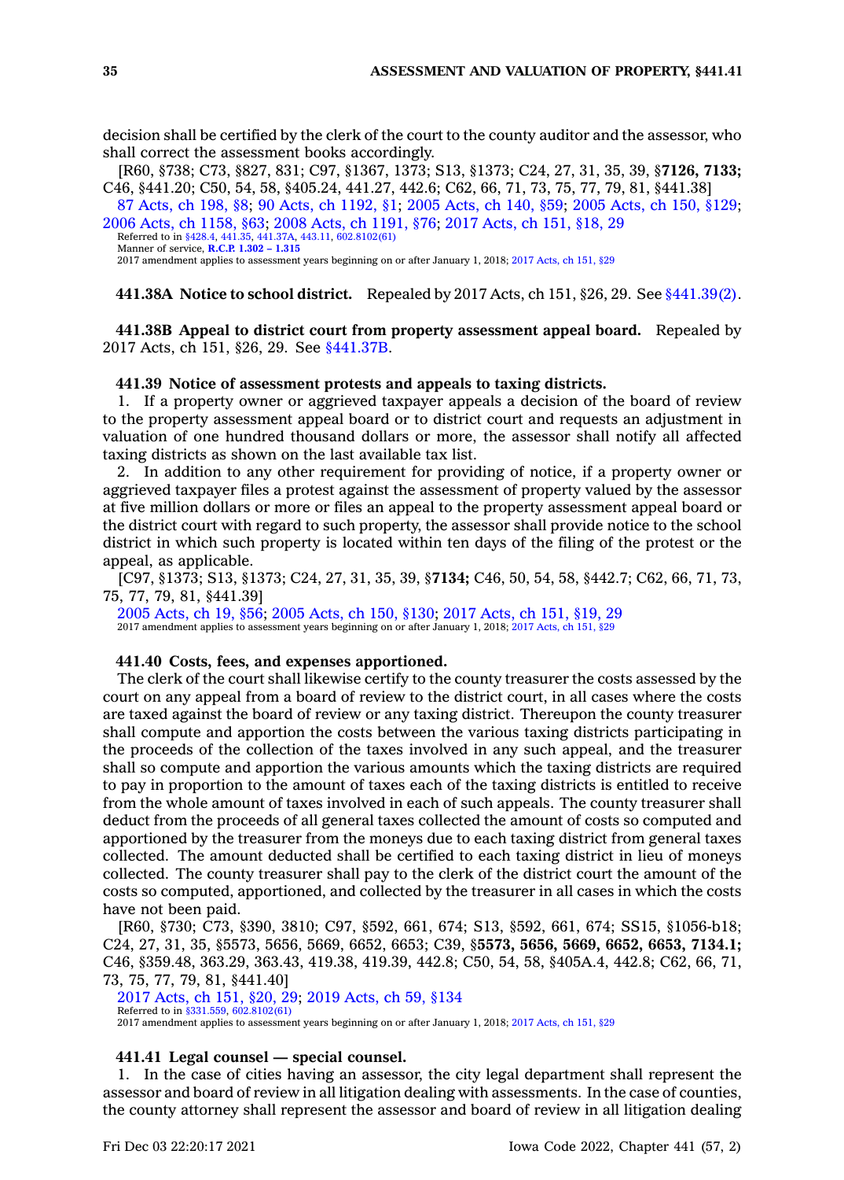decision shall be certified by the clerk of the court to the county auditor and the assessor, who shall correct the assessment books accordingly.

[R60, §738; C73, §827, 831; C97, §1367, 1373; S13, §1373; C24, 27, 31, 35, 39, §**7126, 7133;** C46, §441.20; C50, 54, 58, §405.24, 441.27, 442.6; C62, 66, 71, 73, 75, 77, 79, 81, §441.38]

87 Acts, ch 198, §8; 90 Acts, ch 1192, §1; 2005 Acts, ch 140, §59; 2005 Acts, ch 150, §129; 2006 Acts, ch 1158, §63; 2008 Acts, ch 1191, §76; 2017 Acts, ch 151, §18, 29

Referred to in §428.4, 441.35, 441.37A, 443.11, 602.8102(61)

Manner of service, **R.C.P. 1.302 – 1.315**

2017 amendment applies to assessment years beginning on or after January 1, 2018; 2017 Acts, ch 151, §29

**441.38A Notice to school district.** Repealed by 2017 Acts, ch 151, §26, 29. See §441.39(2).

**441.38B Appeal to district court from property assessment appeal board.** Repealed by 2017 Acts, ch 151, §26, 29. See §441.37B.

**441.39 Notice of assessment protests and appeals to taxing districts.**

1. If a property owner or aggrieved taxpayer appeals a decision of the board of review to the property assessment appeal board or to district court and requests an adjustment in valuation of one hundred thousand dollars or more, the assessor shall notify all affected taxing districts as shown on the last available tax list.

2. In addition to any other requirement for providing of notice, if a property owner or aggrieved taxpayer files a protest against the assessment of property valued by the assessor at five million dollars or more or files an appeal to the property assessment appeal board or the district court with regard to such property, the assessor shall provide notice to the school district in which such property is located within ten days of the filing of the protest or the appeal, as applicable.

[C97, §1373; S13, §1373; C24, 27, 31, 35, 39, §**7134;** C46, 50, 54, 58, §442.7; C62, 66, 71, 73, 75, 77, 79, 81, §441.39]

2005 Acts, ch 19, §56; 2005 Acts, ch 150, §130; 2017 Acts, ch 151, §19, 29

2017 amendment applies to assessment years beginning on or after January 1, 2018; 2017 Acts, ch 151, §29

**441.40 Costs, fees, and expenses apportioned.**

The clerk of the court shall likewise certify to the county treasurer the costs assessed by the court on any appeal from a board of review to the district court, in all cases where the costs are taxed against the board of review or any taxing district. Thereupon the county treasurer shall compute and apportion the costs between the various taxing districts participating in the proceeds of the collection of the taxes involved in any such appeal, and the treasurer shall so compute and apportion the various amounts which the taxing districts are required to pay in proportion to the amount of taxes each of the taxing districts is entitled to receive from the whole amount of taxes involved in each of such appeals. The county treasurer shall deduct from the proceeds of all general taxes collected the amount of costs so computed and apportioned by the treasurer from the moneys due to each taxing district from general taxes collected. The amount deducted shall be certified to each taxing district in lieu of moneys collected. The county treasurer shall pay to the clerk of the district court the amount of the costs so computed, apportioned, and collected by the treasurer in all cases in which the costs have not been paid.

[R60, §730; C73, §390, 3810; C97, §592, 661, 674; S13, §592, 661, 674; SS15, §1056-b18; C24, 27, 31, 35, §5573, 5656, 5669, 6652, 6653; C39, §**5573, 5656, 5669, 6652, 6653, 7134.1;** C46, §359.48, 363.29, 363.43, 419.38, 419.39, 442.8; C50, 54, 58, §405A.4, 442.8; C62, 66, 71, 73, 75, 77, 79, 81, §441.40]

2017 Acts, ch 151, §20, 29; 2019 Acts, ch 59, §134

Referred to in §331.559, 602.8102(61)

2017 amendment applies to assessment years beginning on or after January 1, 2018; 2017 Acts, ch 151, §29

**441.41 Legal counsel — special counsel.**

1. In the case of cities having an assessor, the city legal department shall represent the assessor and board of review in all litigation dealing with assessments. In the case of counties, the county attorney shall represent the assessor and board of review in all litigation dealing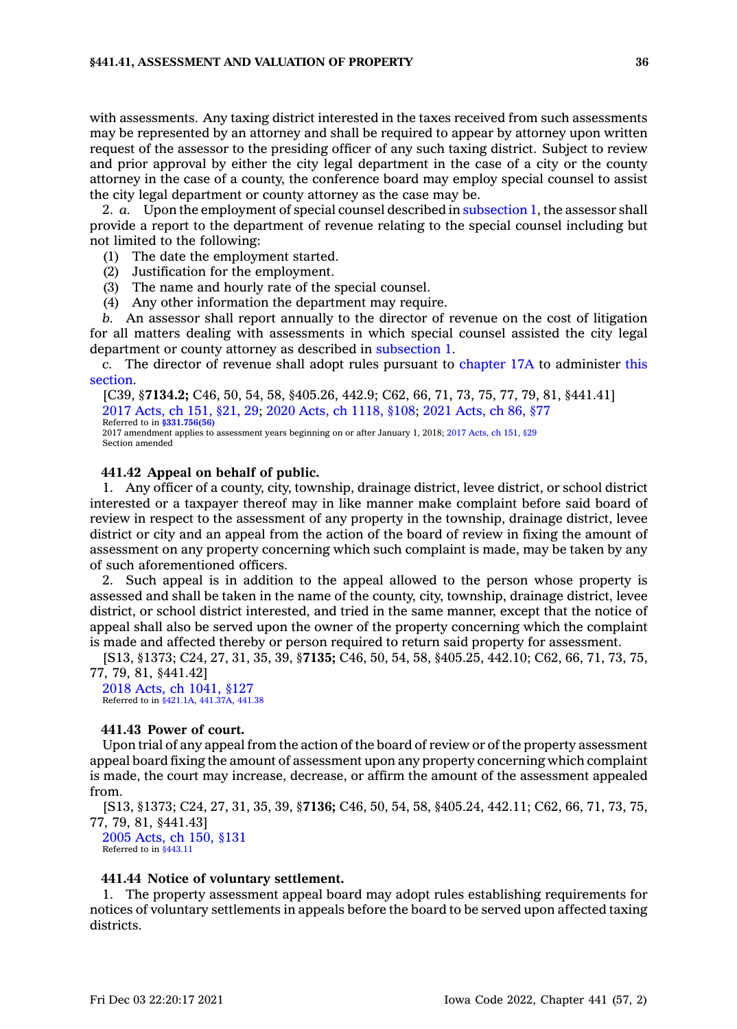with assessments. Any taxing district interested in the taxes received from such assessments may be represented by an attorney and shall be required to appear by attorney upon written request of the assessor to the presiding officer of any such taxing district. Subject to review and prior approval by either the city legal department in the case of a city or the county attorney in the case of a county, the conference board may employ special counsel to assist the city legal department or county attorney as the case may be.

2. *a.* Upon the employment of special counsel described in subsection 1, the assessor shall provide a report to the department of revenue relating to the special counsel including but not limited to the following:

(1) The date the employment started.

(2) Justification for the employment.

(3) The name and hourly rate of the special counsel.

(4) Any other information the department may require.

*b.* An assessor shall report annually to the director of revenue on the cost of litigation for all matters dealing with assessments in which special counsel assisted the city legal department or county attorney as described in subsection 1.

*c.* The director of revenue shall adopt rules pursuant to chapter 17A to administer this section.

[C39, §**7134.2;** C46, 50, 54, 58, §405.26, 442.9; C62, 66, 71, 73, 75, 77, 79, 81, §441.41]

2017 Acts, ch 151, §21, 29; 2020 Acts, ch 1118, §108; 2021 Acts, ch 86, §77

Referred to in **§331.756(56)**

2017 amendment applies to assessment years beginning on or after January 1, 2018; 2017 Acts, ch 151, §29

Section amended

### 441.42 Appeal on behalf of public.

1. Any officer of a county, city, township, drainage district, levee district, or school district interested or a taxpayer thereof may in like manner make complaint before said board of review in respect to the assessment of any property in the township, drainage district, levee district or city and an appeal from the action of the board of review in fixing the amount of assessment on any property concerning which such complaint is made, may be taken by any of such aforementioned officers.

2. Such appeal is in addition to the appeal allowed to the person whose property is assessed and shall be taken in the name of the county, city, township, drainage district, levee district, or school district interested, and tried in the same manner, except that the notice of appeal shall also be served upon the owner of the property concerning which the complaint is made and affected thereby or person required to return said property for assessment.

[S13, §1373; C24, 27, 31, 35, 39, §**7135;** C46, 50, 54, 58, §405.25, 442.10; C62, 66, 71, 73, 75, 77, 79, 81, §441.42]

2018 Acts, ch 1041, §127

Referred to in §421.1A, 441.37A, 441.38

### 441.43 Power of court.

Upon trial of any appeal from the action of the board of review or of the property assessment appeal board fixing the amount of assessment upon any property concerning which complaint is made, the court may increase, decrease, or affirm the amount of the assessment appealed from.

[S13, §1373; C24, 27, 31, 35, 39, §**7136;** C46, 50, 54, 58, §405.24, 442.11; C62, 66, 71, 73, 75, 77, 79, 81, §441.43]

2005 Acts, ch 150, §131

Referred to in §443.11

### 441.44 Notice of voluntary settlement.

1. The property assessment appeal board may adopt rules establishing requirements for notices of voluntary settlements in appeals before the board to be served upon affected taxing districts.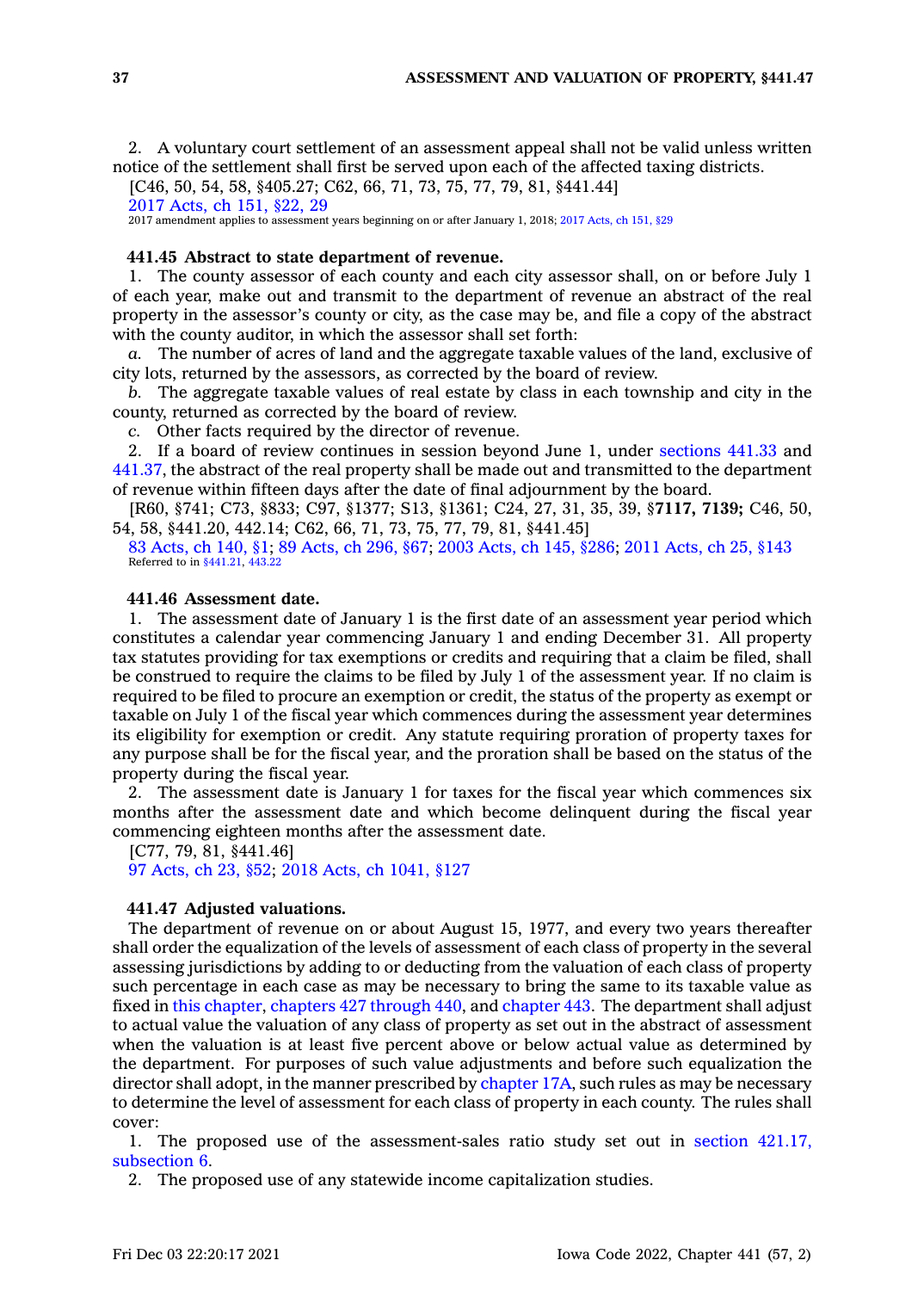2. A voluntary court settlement of an assessment appeal shall not be valid unless written notice of the settlement shall first be served upon each of the affected taxing districts.

[C46, 50, 54, 58, §405.27; C62, 66, 71, 73, 75, 77, 79, 81, §441.44]

2017 Acts, ch 151, §22, 29

2017 amendment applies to assessment years beginning on or after January 1, 2018; 2017 Acts, ch 151, §29

**441.45 Abstract to state department of revenue.**

1. The county assessor of each county and each city assessor shall, on or before July 1 of each year, make out and transmit to the department of revenue an abstract of the real property in the assessor's county or city, as the case may be, and file a copy of the abstract with the county auditor, in which the assessor shall set forth:

*a.* The number of acres of land and the aggregate taxable values of the land, exclusive of city lots, returned by the assessors, as corrected by the board of review.

*b.* The aggregate taxable values of real estate by class in each township and city in the county, returned as corrected by the board of review.

*c.* Other facts required by the director of revenue.

2. If a board of review continues in session beyond June 1, under sections 441.33 and 441.37, the abstract of the real property shall be made out and transmitted to the department of revenue within fifteen days after the date of final adjournment by the board.

[R60, §741; C73, §833; C97, §1377; S13, §1361; C24, 27, 31, 35, 39, §**7117, 7139;** C46, 50, 54, 58, §441.20, 442.14; C62, 66, 71, 73, 75, 77, 79, 81, §441.45]

83 Acts, ch 140, §1; 89 Acts, ch 296, §67; 2003 Acts, ch 145, §286; 2011 Acts, ch 25, §143

Referred to in §441.21, 443.22

**441.46 Assessment date.**

1. The assessment date of January 1 is the first date of an assessment year period which constitutes a calendar year commencing January 1 and ending December 31. All property tax statutes providing for tax exemptions or credits and requiring that a claim be filed, shall be construed to require the claims to be filed by July 1 of the assessment year. If no claim is required to be filed to procure an exemption or credit, the status of the property as exempt or taxable on July 1 of the fiscal year which commences during the assessment year determines its eligibility for exemption or credit. Any statute requiring proration of property taxes for any purpose shall be for the fiscal year, and the proration shall be based on the status of the property during the fiscal year.

2. The assessment date is January 1 for taxes for the fiscal year which commences six months after the assessment date and which become delinquent during the fiscal year commencing eighteen months after the assessment date.

[C77, 79, 81, §441.46]

97 Acts, ch 23, §52; 2018 Acts, ch 1041, §127

**441.47 Adjusted valuations.**

The department of revenue on or about August 15, 1977, and every two years thereafter shall order the equalization of the levels of assessment of each class of property in the several assessing jurisdictions by adding to or deducting from the valuation of each class of property such percentage in each case as may be necessary to bring the same to its taxable value as fixed in this chapter, chapters 427 through 440, and chapter 443. The department shall adjust to actual value the valuation of any class of property as set out in the abstract of assessment when the valuation is at least five percent above or below actual value as determined by the department. For purposes of such value adjustments and before such equalization the director shall adopt, in the manner prescribed by chapter 17A, such rules as may be necessary to determine the level of assessment for each class of property in each county. The rules shall cover:

1. The proposed use of the assessment-sales ratio study set out in section 421.17, subsection 6.

2. The proposed use of any statewide income capitalization studies.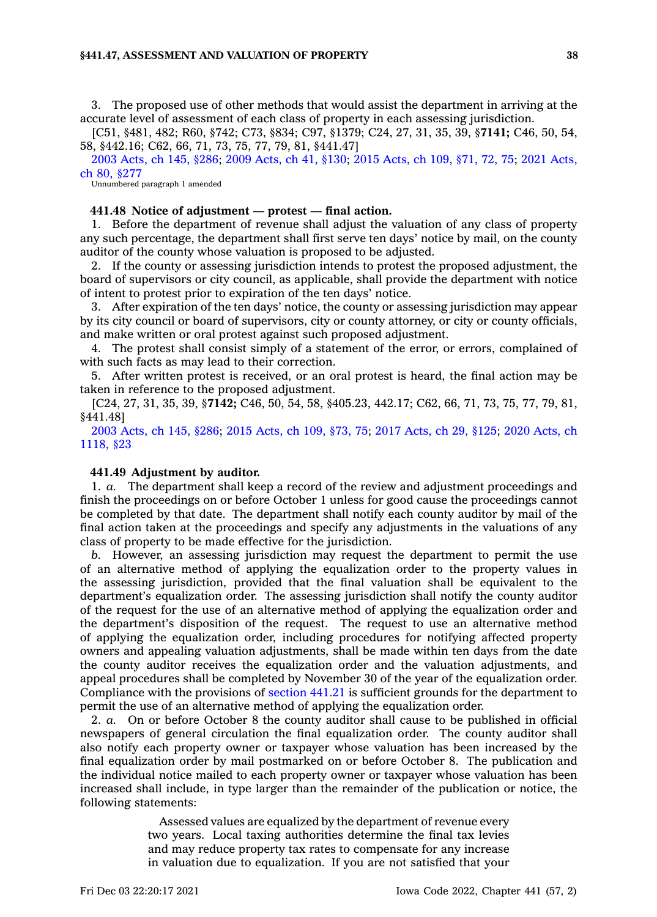3. The proposed use of other methods that would assist the department in arriving at the accurate level of assessment of each class of property in each assessing jurisdiction.

[C51, §481, 482; R60, §742; C73, §834; C97, §1379; C24, 27, 31, 35, 39, §**7141;** C46, 50, 54, 58, §442.16; C62, 66, 71, 73, 75, 77, 79, 81, §441.47]

2003 Acts, ch 145, §286; 2009 Acts, ch 41, §130; 2015 Acts, ch 109, §71, 72, 75; 2021 Acts, ch 80, §277

Unnumbered paragraph 1 amended

**441.48 Notice of adjustment — protest — final action.**

1. Before the department of revenue shall adjust the valuation of any class of property any such percentage, the department shall first serve ten days' notice by mail, on the county auditor of the county whose valuation is proposed to be adjusted.

2. If the county or assessing jurisdiction intends to protest the proposed adjustment, the board of supervisors or city council, as applicable, shall provide the department with notice of intent to protest prior to expiration of the ten days' notice.

3. After expiration of the ten days' notice, the county or assessing jurisdiction may appear by its city council or board of supervisors, city or county attorney, or city or county officials, and make written or oral protest against such proposed adjustment.

4. The protest shall consist simply of a statement of the error, or errors, complained of with such facts as may lead to their correction.

5. After written protest is received, or an oral protest is heard, the final action may be taken in reference to the proposed adjustment.

[C24, 27, 31, 35, 39, §**7142;** C46, 50, 54, 58, §405.23, 442.17; C62, 66, 71, 73, 75, 77, 79, 81, §441.48]

2003 Acts, ch 145, §286; 2015 Acts, ch 109, §73, 75; 2017 Acts, ch 29, §125; 2020 Acts, ch 1118, §23

**441.49 Adjustment by auditor.**

1. *a.* The department shall keep a record of the review and adjustment proceedings and finish the proceedings on or before October 1 unless for good cause the proceedings cannot be completed by that date. The department shall notify each county auditor by mail of the final action taken at the proceedings and specify any adjustments in the valuations of any class of property to be made effective for the jurisdiction.

*b.* However, an assessing jurisdiction may request the department to permit the use of an alternative method of applying the equalization order to the property values in the assessing jurisdiction, provided that the final valuation shall be equivalent to the department's equalization order. The assessing jurisdiction shall notify the county auditor of the request for the use of an alternative method of applying the equalization order and the department's disposition of the request. The request to use an alternative method of applying the equalization order, including procedures for notifying affected property owners and appealing valuation adjustments, shall be made within ten days from the date the county auditor receives the equalization order and the valuation adjustments, and appeal procedures shall be completed by November 30 of the year of the equalization order. Compliance with the provisions of section 441.21 is sufficient grounds for the department to permit the use of an alternative method of applying the equalization order.

2. *a.* On or before October 8 the county auditor shall cause to be published in official newspapers of general circulation the final equalization order. The county auditor shall also notify each property owner or taxpayer whose valuation has been increased by the final equalization order by mail postmarked on or before October 8. The publication and the individual notice mailed to each property owner or taxpayer whose valuation has been increased shall include, in type larger than the remainder of the publication or notice, the following statements:

> Assessed values are equalized by the department of revenue every two years. Local taxing authorities determine the final tax levies and may reduce property tax rates to compensate for any increase in valuation due to equalization. If you are not satisfied that your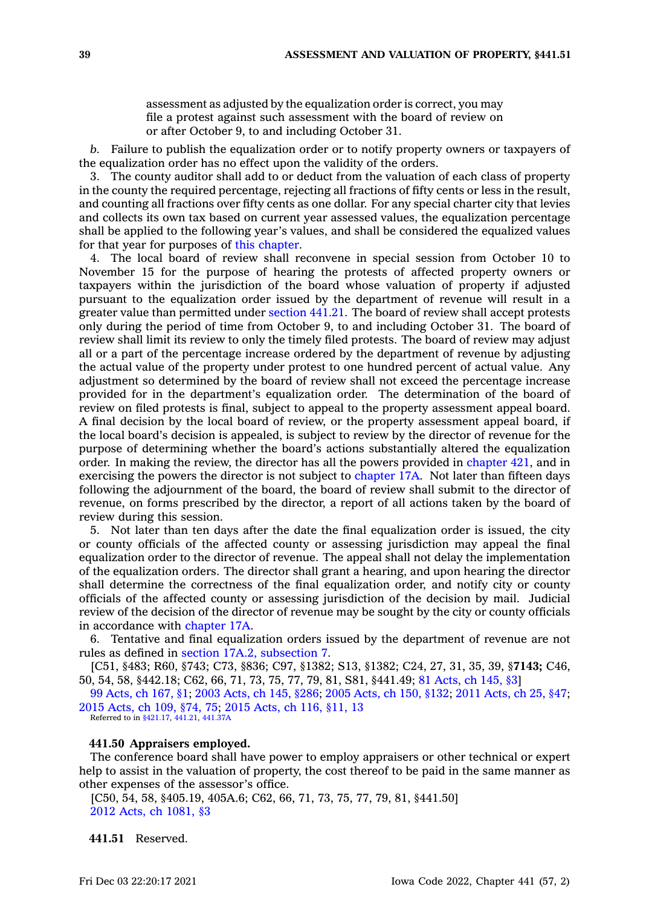assessment as adjusted by the equalization order is correct, you may file a protest against such assessment with the board of review on or after October 9, to and including October 31.

*b.* Failure to publish the equalization order or to notify property owners or taxpayers of the equalization order has no effect upon the validity of the orders.

3. The county auditor shall add to or deduct from the valuation of each class of property in the county the required percentage, rejecting all fractions of fifty cents or less in the result, and counting all fractions over fifty cents as one dollar. For any special charter city that levies and collects its own tax based on current year assessed values, the equalization percentage shall be applied to the following year's values, and shall be considered the equalized values for that year for purposes of this chapter.

4. The local board of review shall reconvene in special session from October 10 to November 15 for the purpose of hearing the protests of affected property owners or taxpayers within the jurisdiction of the board whose valuation of property if adjusted pursuant to the equalization order issued by the department of revenue will result in a greater value than permitted under section 441.21. The board of review shall accept protests only during the period of time from October 9, to and including October 31. The board of review shall limit its review to only the timely filed protests. The board of review may adjust all or a part of the percentage increase ordered by the department of revenue by adjusting the actual value of the property under protest to one hundred percent of actual value. Any adjustment so determined by the board of review shall not exceed the percentage increase provided for in the department's equalization order. The determination of the board of review on filed protests is final, subject to appeal to the property assessment appeal board. A final decision by the local board of review, or the property assessment appeal board, if the local board's decision is appealed, is subject to review by the director of revenue for the purpose of determining whether the board's actions substantially altered the equalization order. In making the review, the director has all the powers provided in chapter 421, and in exercising the powers the director is not subject to chapter 17A. Not later than fifteen days following the adjournment of the board, the board of review shall submit to the director of revenue, on forms prescribed by the director, a report of all actions taken by the board of review during this session.

5. Not later than ten days after the date the final equalization order is issued, the city or county officials of the affected county or assessing jurisdiction may appeal the final equalization order to the director of revenue. The appeal shall not delay the implementation of the equalization orders. The director shall grant a hearing, and upon hearing the director shall determine the correctness of the final equalization order, and notify city or county officials of the affected county or assessing jurisdiction of the decision by mail. Judicial review of the decision of the director of revenue may be sought by the city or county officials in accordance with chapter 17A.

6. Tentative and final equalization orders issued by the department of revenue are not rules as defined in section 17A.2, subsection 7.

[C51, §483; R60, §743; C73, §836; C97, §1382; S13, §1382; C24, 27, 31, 35, 39, §**7143;** C46, 50, 54, 58, §442.18; C62, 66, 71, 73, 75, 77, 79, 81, S81, §441.49; 81 Acts, ch 145, §3]

99 Acts, ch 167, §1; 2003 Acts, ch 145, §286; 2005 Acts, ch 150, §132; 2011 Acts, ch 25, §47; 2015 Acts, ch 109, §74, 75; 2015 Acts, ch 116, §11, 13

Referred to in §421.17, 441.21, 441.37A

**441.50 Appraisers employed.**

The conference board shall have power to employ appraisers or other technical or expert help to assist in the valuation of property, the cost thereof to be paid in the same manner as other expenses of the assessor's office.

[C50, 54, 58, §405.19, 405A.6; C62, 66, 71, 73, 75, 77, 79, 81, §441.50]

2012 Acts, ch 1081, §3

**441.51** Reserved.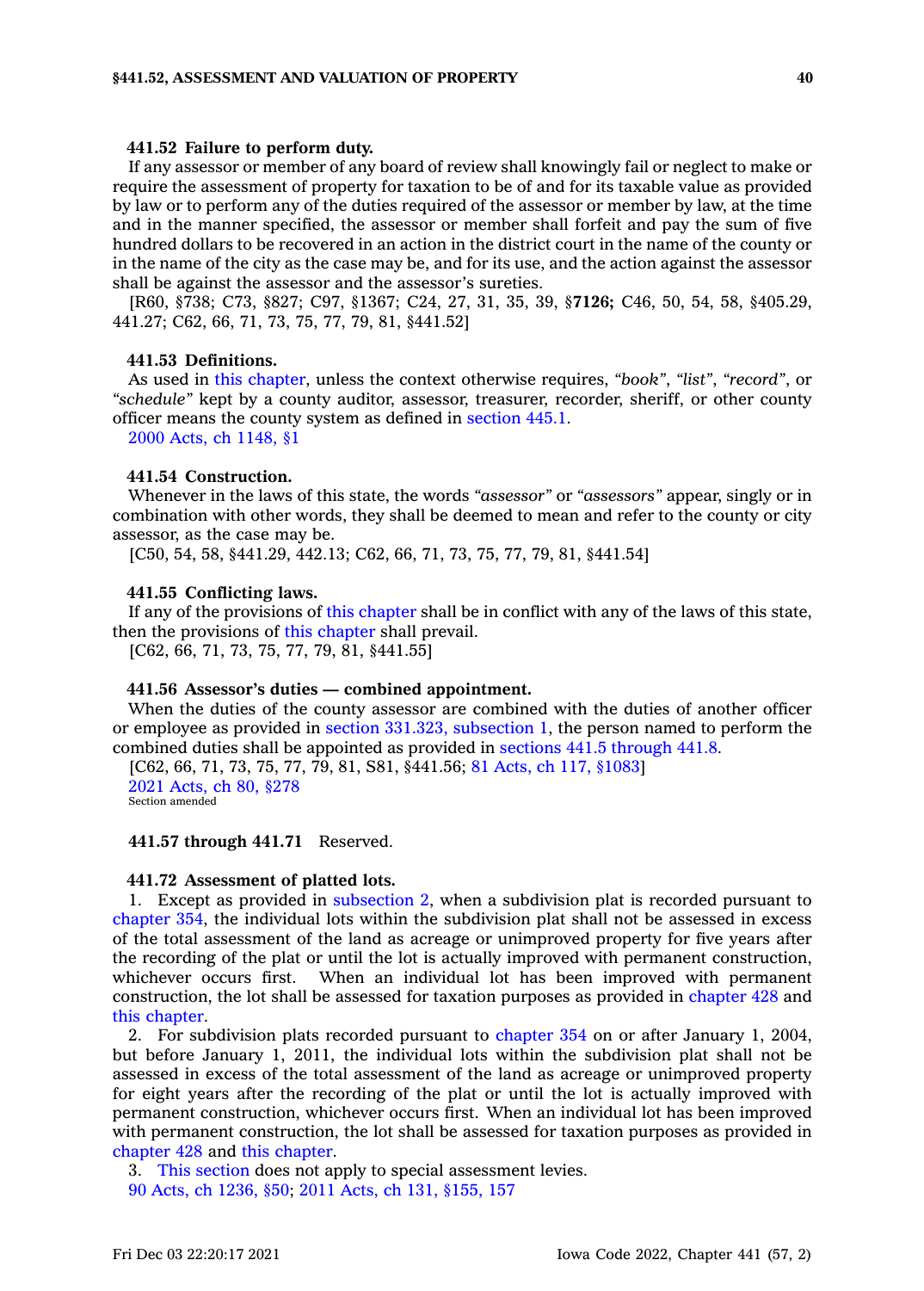**441.52 Failure to perform duty.**

If any assessor or member of any board of review shall knowingly fail or neglect to make or require the assessment of property for taxation to be of and for its taxable value as provided by law or to perform any of the duties required of the assessor or member by law, at the time and in the manner specified, the assessor or member shall forfeit and pay the sum of five hundred dollars to be recovered in an action in the district court in the name of the county or in the name of the city as the case may be, and for its use, and the action against the assessor shall be against the assessor and the assessor's sureties.

[R60, §738; C73, §827; C97, §1367; C24, 27, 31, 35, 39, §**7126;** C46, 50, 54, 58, §405.29, 441.27; C62, 66, 71, 73, 75, 77, 79, 81, §441.52]

**441.53 Definitions.**

As used in this chapter, unless the context otherwise requires, *"book"*, *"list"*, *"record"*, or *"schedule"* kept by a county auditor, assessor, treasurer, recorder, sheriff, or other county officer means the county system as defined in section 445.1.

2000 Acts, ch 1148, §1

**441.54 Construction.**

Whenever in the laws of this state, the words *"assessor"* or *"assessors"* appear, singly or in combination with other words, they shall be deemed to mean and refer to the county or city assessor, as the case may be.

[C50, 54, 58, §441.29, 442.13; C62, 66, 71, 73, 75, 77, 79, 81, §441.54]

**441.55 Conflicting laws.**

If any of the provisions of this chapter shall be in conflict with any of the laws of this state, then the provisions of this chapter shall prevail.

[C62, 66, 71, 73, 75, 77, 79, 81, §441.55]

**441.56 Assessor's duties — combined appointment.**

When the duties of the county assessor are combined with the duties of another officer or employee as provided in section 331.323, subsection 1, the person named to perform the combined duties shall be appointed as provided in sections 441.5 through 441.8.

[C62, 66, 71, 73, 75, 77, 79, 81, S81, §441.56; 81 Acts, ch 117, §1083]

2021 Acts, ch 80, §278

Section amended

**441.57 through 441.71** Reserved.

**441.72 Assessment of platted lots.**

1. Except as provided in subsection 2, when a subdivision plat is recorded pursuant to chapter 354, the individual lots within the subdivision plat shall not be assessed in excess of the total assessment of the land as acreage or unimproved property for five years after the recording of the plat or until the lot is actually improved with permanent construction, whichever occurs first. When an individual lot has been improved with permanent construction, the lot shall be assessed for taxation purposes as provided in chapter 428 and this chapter.

2. For subdivision plats recorded pursuant to chapter 354 on or after January 1, 2004, but before January 1, 2011, the individual lots within the subdivision plat shall not be assessed in excess of the total assessment of the land as acreage or unimproved property for eight years after the recording of the plat or until the lot is actually improved with permanent construction, whichever occurs first. When an individual lot has been improved with permanent construction, the lot shall be assessed for taxation purposes as provided in chapter 428 and this chapter.

3. This section does not apply to special assessment levies.

90 Acts, ch 1236, §50; 2011 Acts, ch 131, §155, 157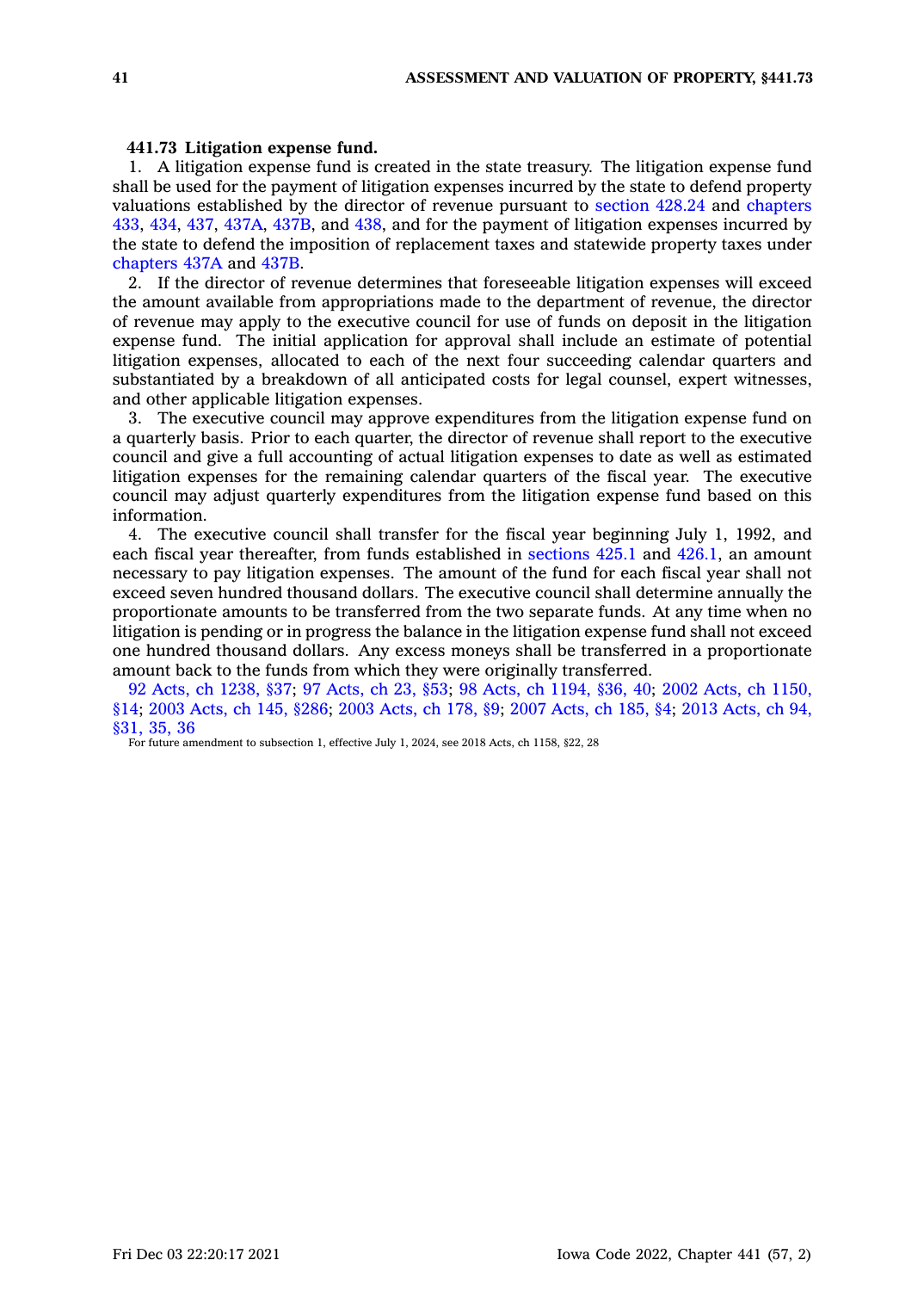**441.73 Litigation expense fund.**

1. A litigation expense fund is created in the state treasury. The litigation expense fund shall be used for the payment of litigation expenses incurred by the state to defend property valuations established by the director of revenue pursuant to section 428.24 and chapters 433, 434, 437, 437A, 437B, and 438, and for the payment of litigation expenses incurred by the state to defend the imposition of replacement taxes and statewide property taxes under chapters 437A and 437B.

2. If the director of revenue determines that foreseeable litigation expenses will exceed the amount available from appropriations made to the department of revenue, the director of revenue may apply to the executive council for use of funds on deposit in the litigation expense fund. The initial application for approval shall include an estimate of potential litigation expenses, allocated to each of the next four succeeding calendar quarters and substantiated by a breakdown of all anticipated costs for legal counsel, expert witnesses, and other applicable litigation expenses.

3. The executive council may approve expenditures from the litigation expense fund on a quarterly basis. Prior to each quarter, the director of revenue shall report to the executive council and give a full accounting of actual litigation expenses to date as well as estimated litigation expenses for the remaining calendar quarters of the fiscal year. The executive council may adjust quarterly expenditures from the litigation expense fund based on this information.

4. The executive council shall transfer for the fiscal year beginning July 1, 1992, and each fiscal year thereafter, from funds established in sections 425.1 and 426.1, an amount necessary to pay litigation expenses. The amount of the fund for each fiscal year shall not exceed seven hundred thousand dollars. The executive council shall determine annually the proportionate amounts to be transferred from the two separate funds. At any time when no litigation is pending or in progress the balance in the litigation expense fund shall not exceed one hundred thousand dollars. Any excess moneys shall be transferred in a proportionate amount back to the funds from which they were originally transferred.

92 Acts, ch 1238, §37; 97 Acts, ch 23, §53; 98 Acts, ch 1194, §36, 40; 2002 Acts, ch 1150, §14; 2003 Acts, ch 145, §286; 2003 Acts, ch 178, §9; 2007 Acts, ch 185, §4; 2013 Acts, ch 94, §31, 35, 36

For future amendment to subsection 1, effective July 1, 2024, see 2018 Acts, ch 1158, §22, 28